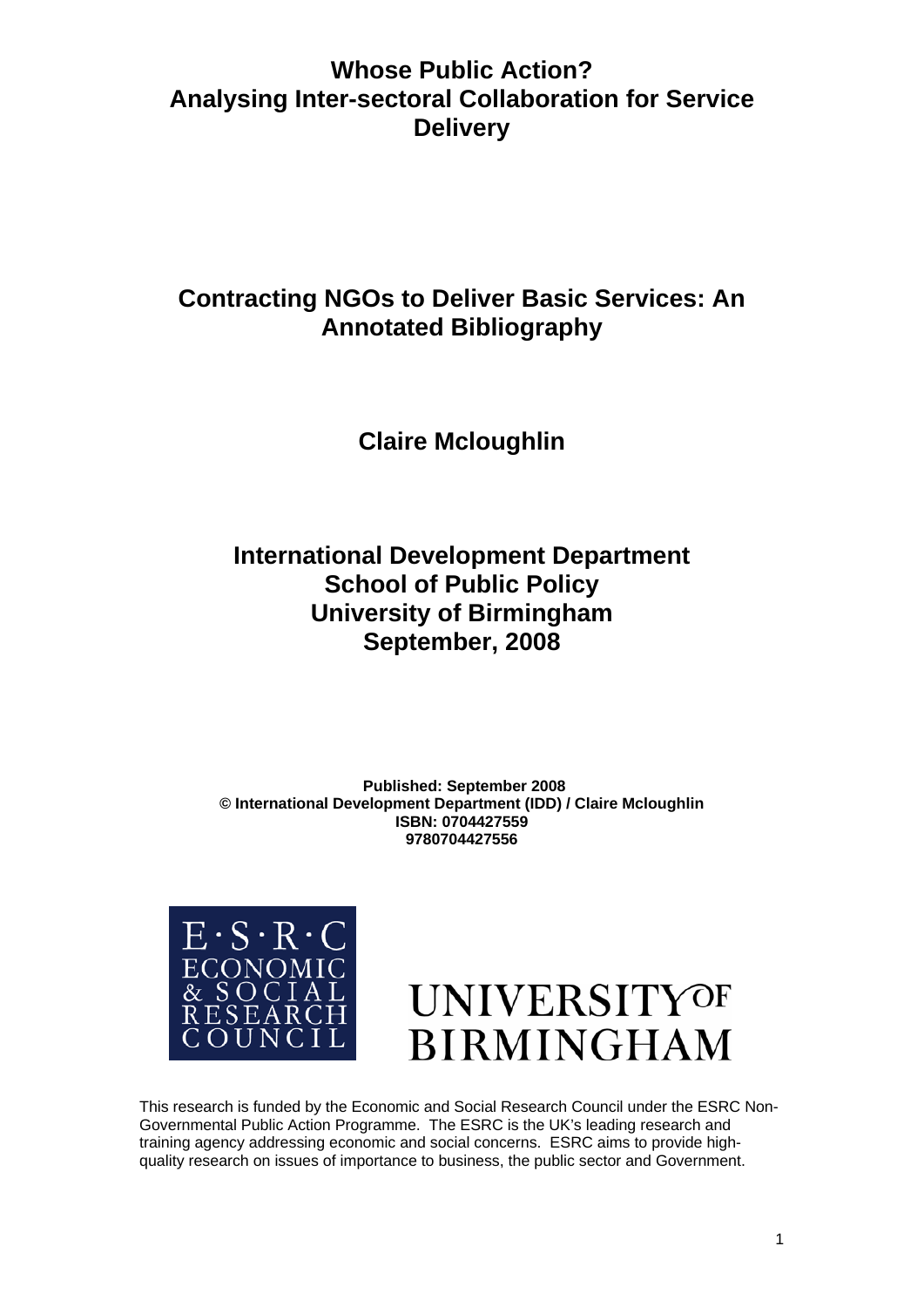# Whose Public Action? Analysing Inter-sectoral Collaboration for Service Delivery

## Contracting NGOs to Deliver Basic Services: An Annotated Bibliography

**Claire Mcloughlin**

**International Development Department**
**School of Public Policy**
**University of Birmingham**
**September, 2008**

**Published: September 2008**
**© International Development Department (IDD) / Claire Mcloughlin**
**ISBN: 0704427559**
**9780704427556**

E·S·R·C ECONOMIC & SOCIAL RESEARCH COUNCIL

UNIVERSITY OF BIRMINGHAM

This research is funded by the Economic and Social Research Council under the ESRC Non-Governmental Public Action Programme. The ESRC is the UK's leading research and training agency addressing economic and social concerns. ESRC aims to provide high-quality research on issues of importance to business, the public sector and Government.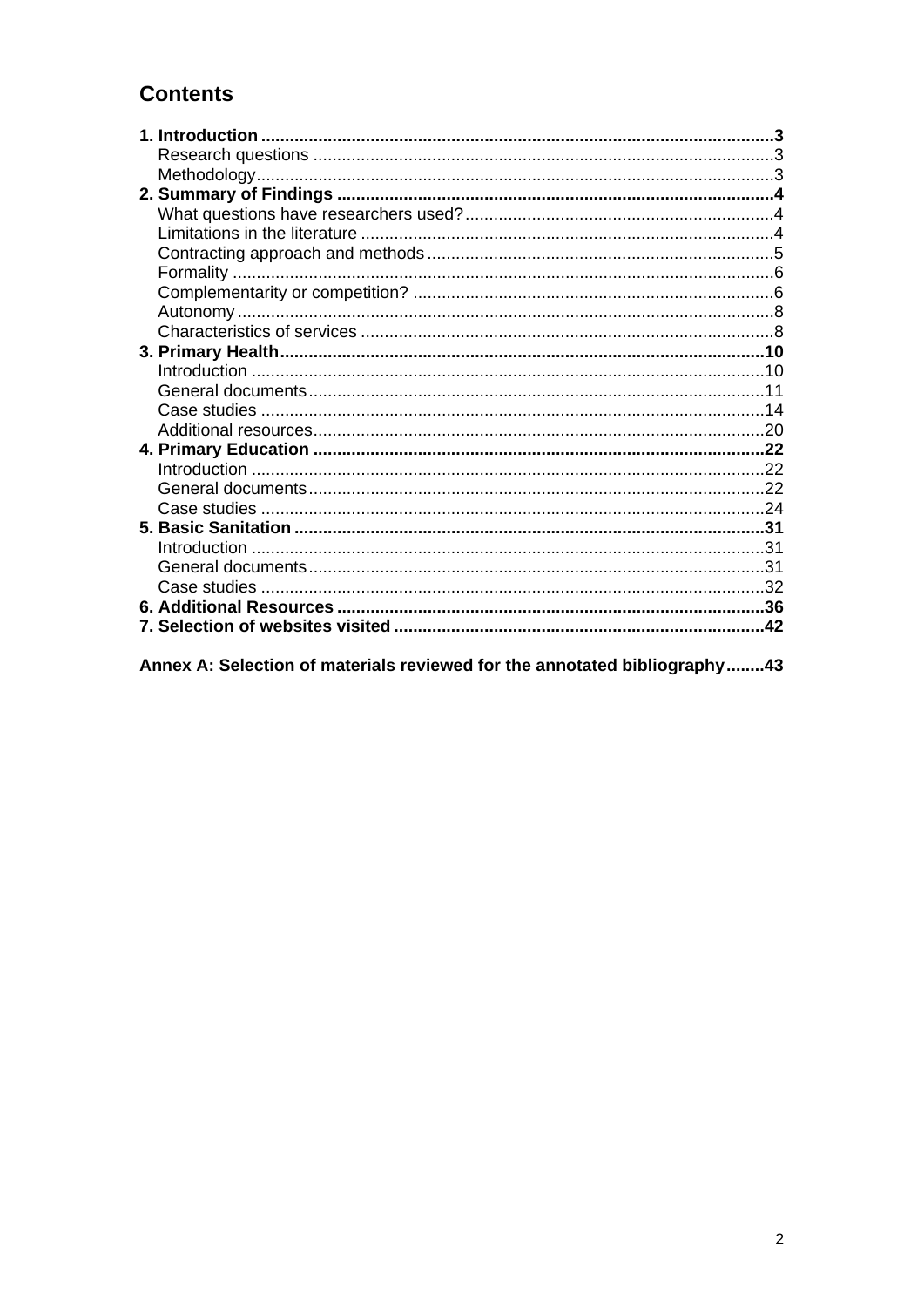# Contents

**1. Introduction** ........................................................................................................ **3**
- Research questions ................................................................................................ 3
- Methodology ........................................................................................................... 3

**2. Summary of Findings** .......................................................................................... **4**
- What questions have researchers used? ................................................................ 4
- Limitations in the literature ..................................................................................... 4
- Contracting approach and methods ........................................................................ 5
- Formality ................................................................................................................ 6
- Complementarity or competition? ........................................................................... 6
- Autonomy ............................................................................................................... 8
- Characteristics of services ..................................................................................... 8

**3. Primary Health** ................................................................................................... **10**
- Introduction ........................................................................................................... 10
- General documents ............................................................................................... 11
- Case studies ......................................................................................................... 14
- Additional resources .............................................................................................. 20

**4. Primary Education** ............................................................................................. **22**
- Introduction ........................................................................................................... 22
- General documents ............................................................................................... 22
- Case studies ......................................................................................................... 24

**5. Basic Sanitation** ................................................................................................. **31**
- Introduction ........................................................................................................... 31
- General documents ............................................................................................... 31
- Case studies ......................................................................................................... 32

**6. Additional Resources** ......................................................................................... **36**

**7. Selection of websites visited** .............................................................................. **42**

**Annex A: Selection of materials reviewed for the annotated bibliography** ........ **43**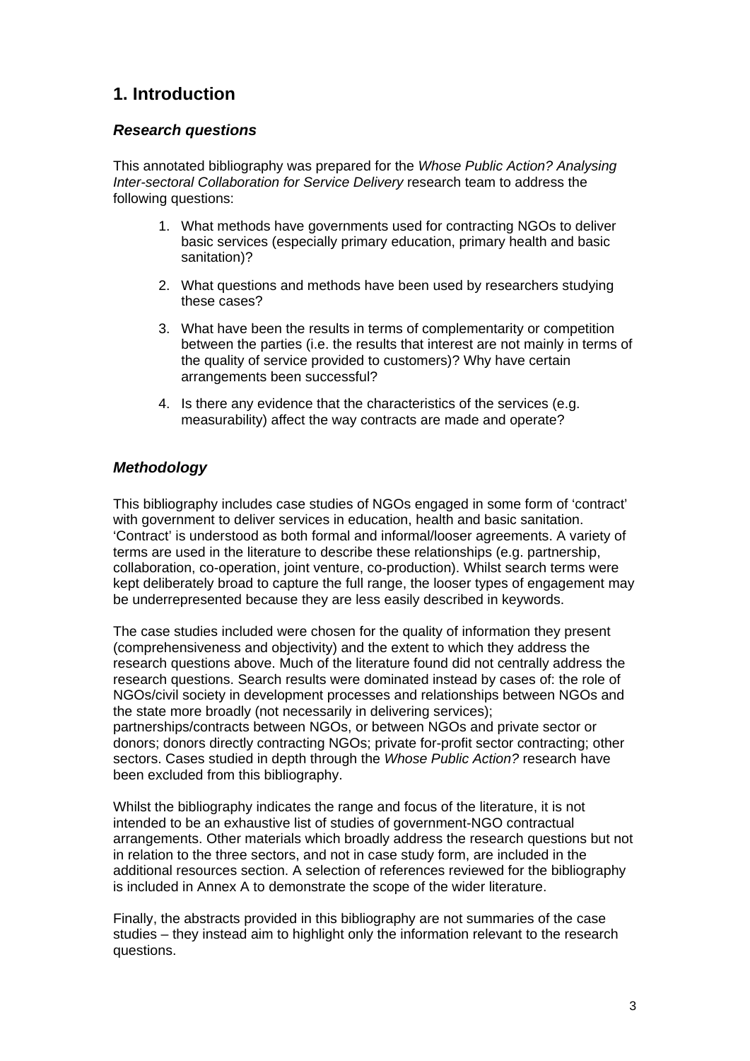# 1. Introduction

### *Research questions*

This annotated bibliography was prepared for the *Whose Public Action? Analysing Inter-sectoral Collaboration for Service Delivery* research team to address the following questions:

1. What methods have governments used for contracting NGOs to deliver basic services (especially primary education, primary health and basic sanitation)?

2. What questions and methods have been used by researchers studying these cases?

3. What have been the results in terms of complementarity or competition between the parties (i.e. the results that interest are not mainly in terms of the quality of service provided to customers)? Why have certain arrangements been successful?

4. Is there any evidence that the characteristics of the services (e.g. measurability) affect the way contracts are made and operate?

### *Methodology*

This bibliography includes case studies of NGOs engaged in some form of 'contract' with government to deliver services in education, health and basic sanitation. 'Contract' is understood as both formal and informal/looser agreements. A variety of terms are used in the literature to describe these relationships (e.g. partnership, collaboration, co-operation, joint venture, co-production). Whilst search terms were kept deliberately broad to capture the full range, the looser types of engagement may be underrepresented because they are less easily described in keywords.

The case studies included were chosen for the quality of information they present (comprehensiveness and objectivity) and the extent to which they address the research questions above. Much of the literature found did not centrally address the research questions. Search results were dominated instead by cases of: the role of NGOs/civil society in development processes and relationships between NGOs and the state more broadly (not necessarily in delivering services); partnerships/contracts between NGOs, or between NGOs and private sector or donors; donors directly contracting NGOs; private for-profit sector contracting; other sectors. Cases studied in depth through the *Whose Public Action?* research have been excluded from this bibliography.

Whilst the bibliography indicates the range and focus of the literature, it is not intended to be an exhaustive list of studies of government-NGO contractual arrangements. Other materials which broadly address the research questions but not in relation to the three sectors, and not in case study form, are included in the additional resources section. A selection of references reviewed for the bibliography is included in Annex A to demonstrate the scope of the wider literature.

Finally, the abstracts provided in this bibliography are not summaries of the case studies – they instead aim to highlight only the information relevant to the research questions.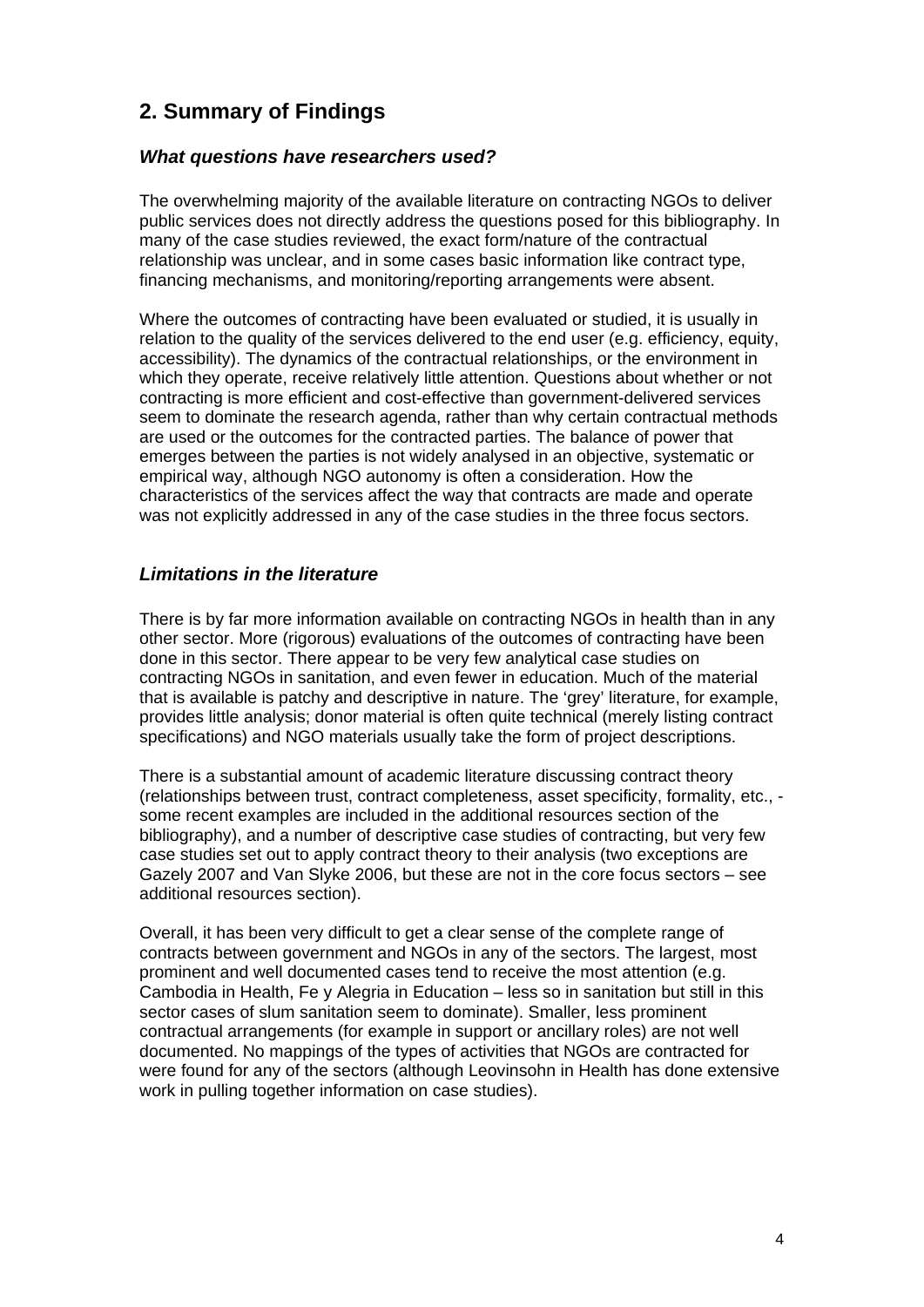## 2. Summary of Findings

### *What questions have researchers used?*

The overwhelming majority of the available literature on contracting NGOs to deliver public services does not directly address the questions posed for this bibliography. In many of the case studies reviewed, the exact form/nature of the contractual relationship was unclear, and in some cases basic information like contract type, financing mechanisms, and monitoring/reporting arrangements were absent.

Where the outcomes of contracting have been evaluated or studied, it is usually in relation to the quality of the services delivered to the end user (e.g. efficiency, equity, accessibility). The dynamics of the contractual relationships, or the environment in which they operate, receive relatively little attention. Questions about whether or not contracting is more efficient and cost-effective than government-delivered services seem to dominate the research agenda, rather than why certain contractual methods are used or the outcomes for the contracted parties. The balance of power that emerges between the parties is not widely analysed in an objective, systematic or empirical way, although NGO autonomy is often a consideration. How the characteristics of the services affect the way that contracts are made and operate was not explicitly addressed in any of the case studies in the three focus sectors.

### *Limitations in the literature*

There is by far more information available on contracting NGOs in health than in any other sector. More (rigorous) evaluations of the outcomes of contracting have been done in this sector. There appear to be very few analytical case studies on contracting NGOs in sanitation, and even fewer in education. Much of the material that is available is patchy and descriptive in nature. The 'grey' literature, for example, provides little analysis; donor material is often quite technical (merely listing contract specifications) and NGO materials usually take the form of project descriptions.

There is a substantial amount of academic literature discussing contract theory (relationships between trust, contract completeness, asset specificity, formality, etc., - some recent examples are included in the additional resources section of the bibliography), and a number of descriptive case studies of contracting, but very few case studies set out to apply contract theory to their analysis (two exceptions are Gazely 2007 and Van Slyke 2006, but these are not in the core focus sectors – see additional resources section).

Overall, it has been very difficult to get a clear sense of the complete range of contracts between government and NGOs in any of the sectors. The largest, most prominent and well documented cases tend to receive the most attention (e.g. Cambodia in Health, Fe y Alegria in Education – less so in sanitation but still in this sector cases of slum sanitation seem to dominate). Smaller, less prominent contractual arrangements (for example in support or ancillary roles) are not well documented. No mappings of the types of activities that NGOs are contracted for were found for any of the sectors (although Leovinsohn in Health has done extensive work in pulling together information on case studies).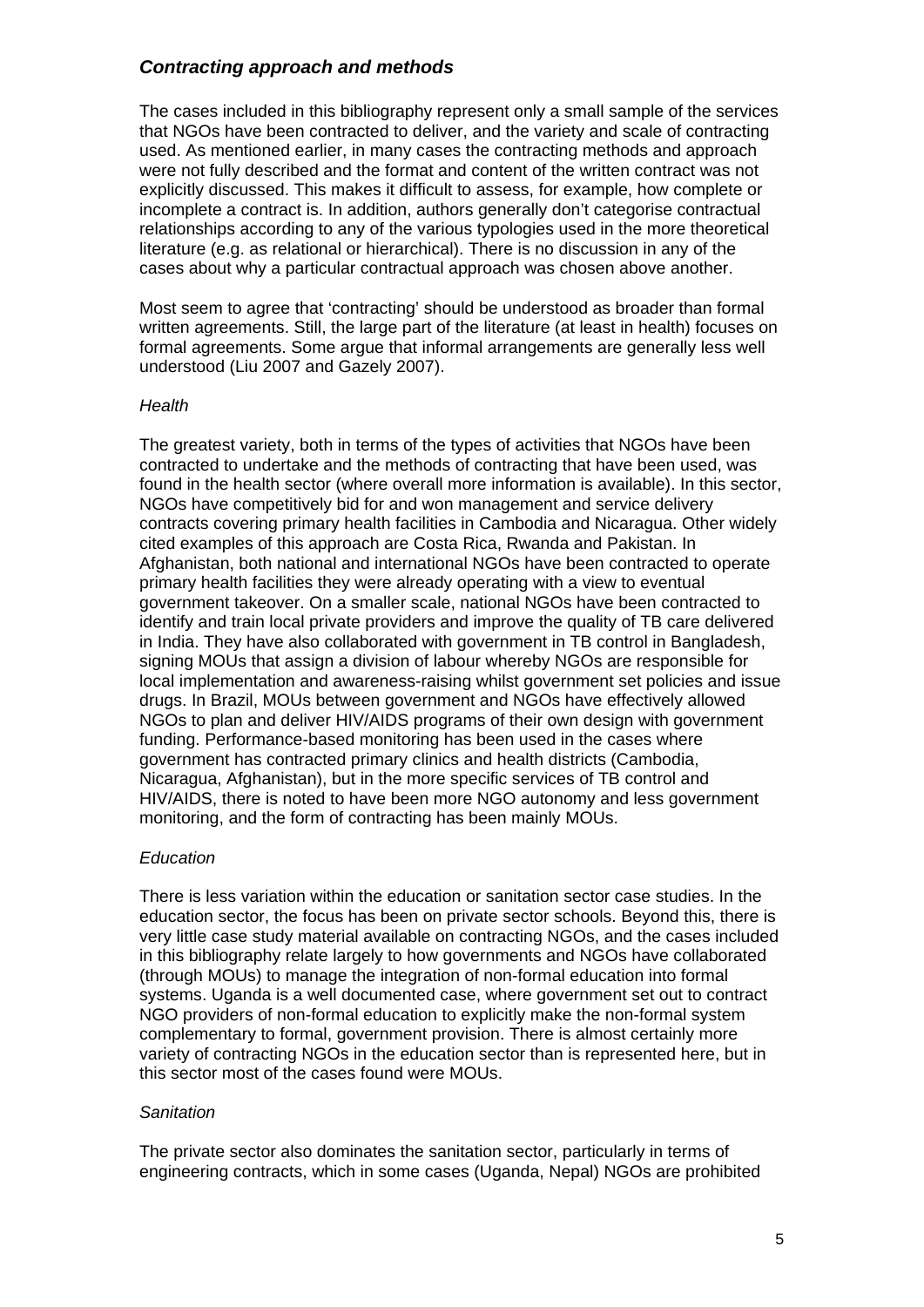## *Contracting approach and methods*

The cases included in this bibliography represent only a small sample of the services that NGOs have been contracted to deliver, and the variety and scale of contracting used. As mentioned earlier, in many cases the contracting methods and approach were not fully described and the format and content of the written contract was not explicitly discussed. This makes it difficult to assess, for example, how complete or incomplete a contract is. In addition, authors generally don't categorise contractual relationships according to any of the various typologies used in the more theoretical literature (e.g. as relational or hierarchical). There is no discussion in any of the cases about why a particular contractual approach was chosen above another.

Most seem to agree that 'contracting' should be understood as broader than formal written agreements. Still, the large part of the literature (at least in health) focuses on formal agreements. Some argue that informal arrangements are generally less well understood (Liu 2007 and Gazely 2007).

### *Health*

The greatest variety, both in terms of the types of activities that NGOs have been contracted to undertake and the methods of contracting that have been used, was found in the health sector (where overall more information is available). In this sector, NGOs have competitively bid for and won management and service delivery contracts covering primary health facilities in Cambodia and Nicaragua. Other widely cited examples of this approach are Costa Rica, Rwanda and Pakistan. In Afghanistan, both national and international NGOs have been contracted to operate primary health facilities they were already operating with a view to eventual government takeover. On a smaller scale, national NGOs have been contracted to identify and train local private providers and improve the quality of TB care delivered in India. They have also collaborated with government in TB control in Bangladesh, signing MOUs that assign a division of labour whereby NGOs are responsible for local implementation and awareness-raising whilst government set policies and issue drugs. In Brazil, MOUs between government and NGOs have effectively allowed NGOs to plan and deliver HIV/AIDS programs of their own design with government funding. Performance-based monitoring has been used in the cases where government has contracted primary clinics and health districts (Cambodia, Nicaragua, Afghanistan), but in the more specific services of TB control and HIV/AIDS, there is noted to have been more NGO autonomy and less government monitoring, and the form of contracting has been mainly MOUs.

### *Education*

There is less variation within the education or sanitation sector case studies. In the education sector, the focus has been on private sector schools. Beyond this, there is very little case study material available on contracting NGOs, and the cases included in this bibliography relate largely to how governments and NGOs have collaborated (through MOUs) to manage the integration of non-formal education into formal systems. Uganda is a well documented case, where government set out to contract NGO providers of non-formal education to explicitly make the non-formal system complementary to formal, government provision. There is almost certainly more variety of contracting NGOs in the education sector than is represented here, but in this sector most of the cases found were MOUs.

### *Sanitation*

The private sector also dominates the sanitation sector, particularly in terms of engineering contracts, which in some cases (Uganda, Nepal) NGOs are prohibited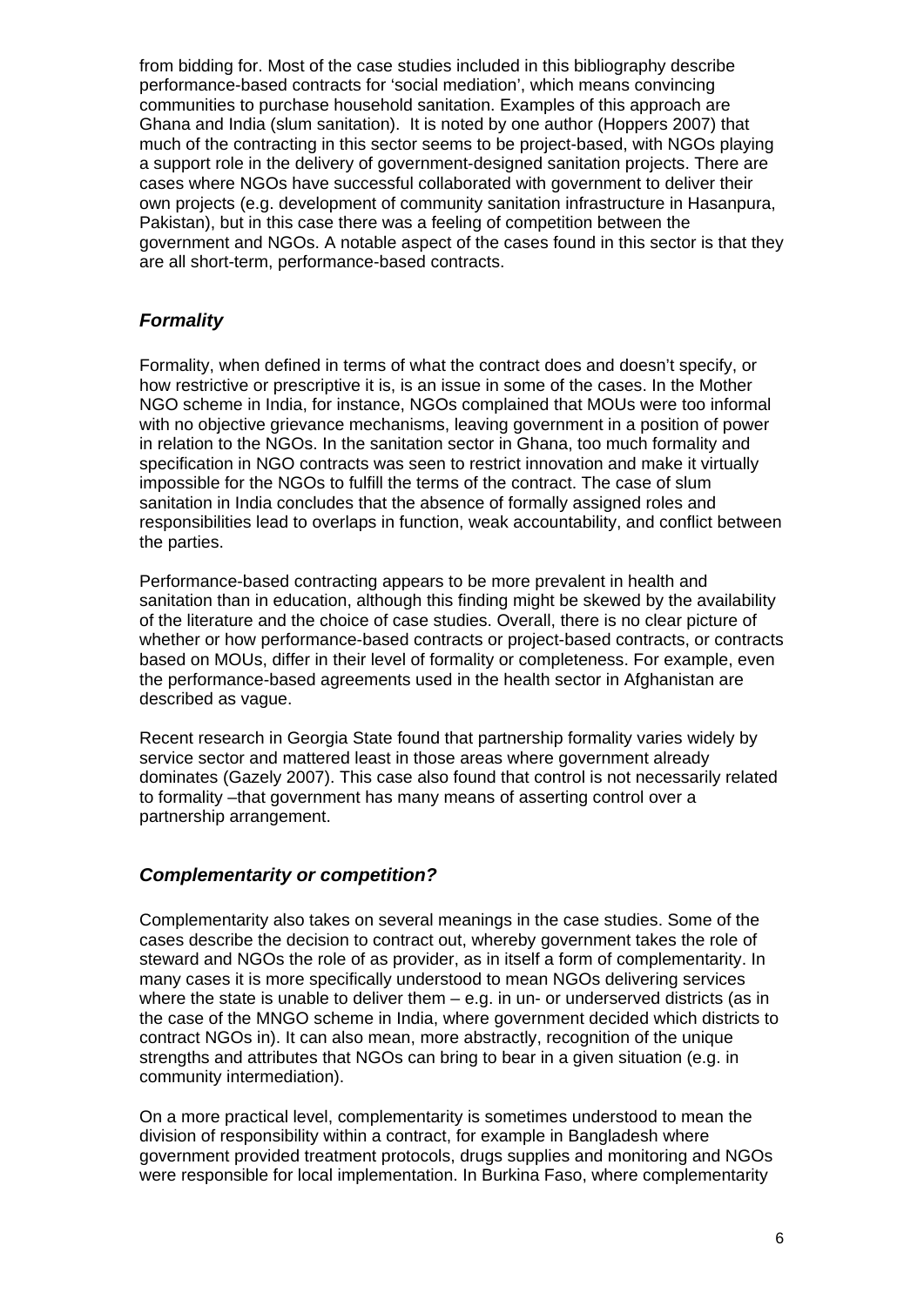from bidding for. Most of the case studies included in this bibliography describe performance-based contracts for 'social mediation', which means convincing communities to purchase household sanitation. Examples of this approach are Ghana and India (slum sanitation). It is noted by one author (Hoppers 2007) that much of the contracting in this sector seems to be project-based, with NGOs playing a support role in the delivery of government-designed sanitation projects. There are cases where NGOs have successful collaborated with government to deliver their own projects (e.g. development of community sanitation infrastructure in Hasanpura, Pakistan), but in this case there was a feeling of competition between the government and NGOs. A notable aspect of the cases found in this sector is that they are all short-term, performance-based contracts.

### *Formality*

Formality, when defined in terms of what the contract does and doesn't specify, or how restrictive or prescriptive it is, is an issue in some of the cases. In the Mother NGO scheme in India, for instance, NGOs complained that MOUs were too informal with no objective grievance mechanisms, leaving government in a position of power in relation to the NGOs. In the sanitation sector in Ghana, too much formality and specification in NGO contracts was seen to restrict innovation and make it virtually impossible for the NGOs to fulfill the terms of the contract. The case of slum sanitation in India concludes that the absence of formally assigned roles and responsibilities lead to overlaps in function, weak accountability, and conflict between the parties.

Performance-based contracting appears to be more prevalent in health and sanitation than in education, although this finding might be skewed by the availability of the literature and the choice of case studies. Overall, there is no clear picture of whether or how performance-based contracts or project-based contracts, or contracts based on MOUs, differ in their level of formality or completeness. For example, even the performance-based agreements used in the health sector in Afghanistan are described as vague.

Recent research in Georgia State found that partnership formality varies widely by service sector and mattered least in those areas where government already dominates (Gazely 2007). This case also found that control is not necessarily related to formality –that government has many means of asserting control over a partnership arrangement.

### *Complementarity or competition?*

Complementarity also takes on several meanings in the case studies. Some of the cases describe the decision to contract out, whereby government takes the role of steward and NGOs the role of as provider, as in itself a form of complementarity. In many cases it is more specifically understood to mean NGOs delivering services where the state is unable to deliver them – e.g. in un- or underserved districts (as in the case of the MNGO scheme in India, where government decided which districts to contract NGOs in). It can also mean, more abstractly, recognition of the unique strengths and attributes that NGOs can bring to bear in a given situation (e.g. in community intermediation).

On a more practical level, complementarity is sometimes understood to mean the division of responsibility within a contract, for example in Bangladesh where government provided treatment protocols, drugs supplies and monitoring and NGOs were responsible for local implementation. In Burkina Faso, where complementarity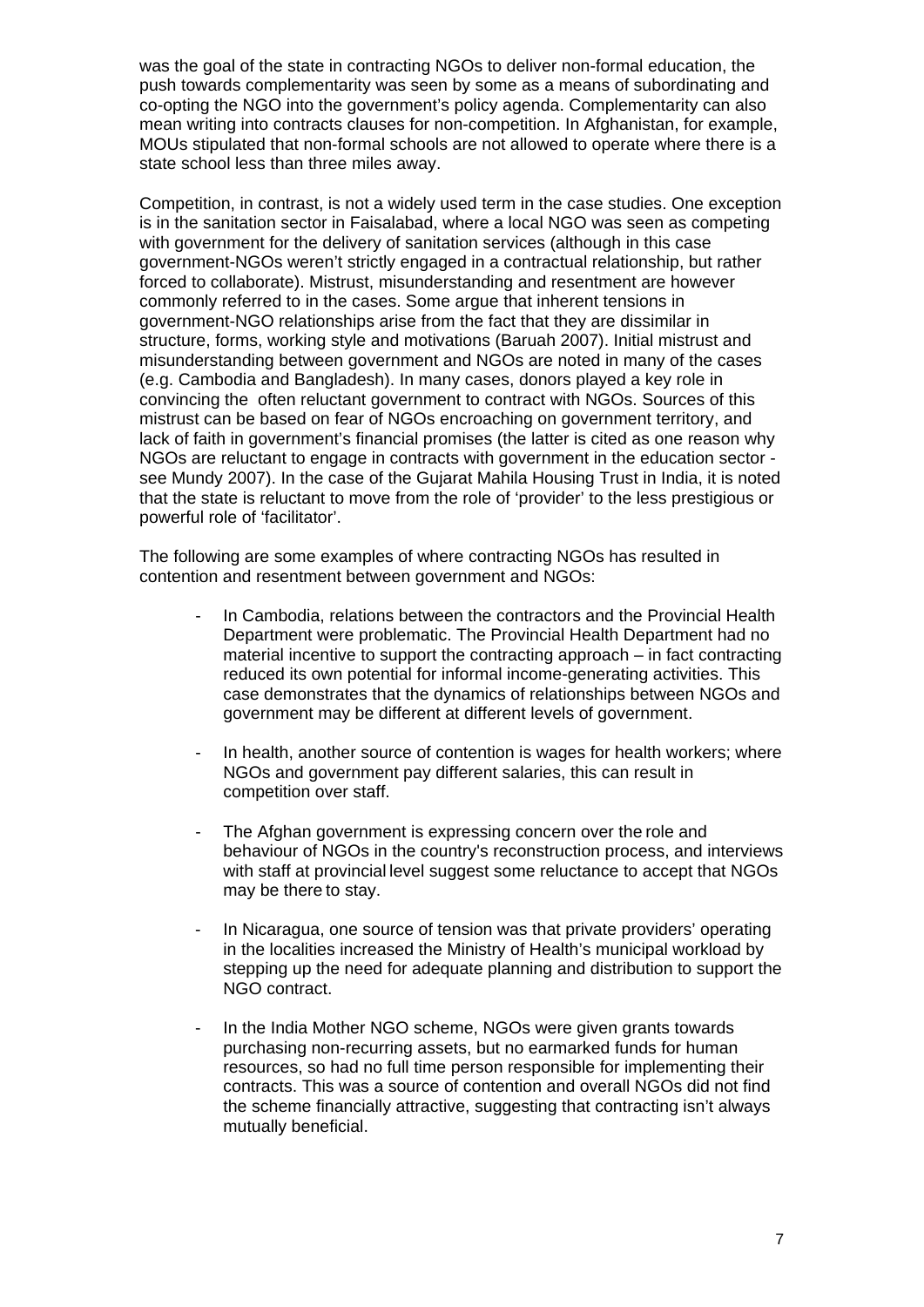was the goal of the state in contracting NGOs to deliver non-formal education, the push towards complementarity was seen by some as a means of subordinating and co-opting the NGO into the government's policy agenda. Complementarity can also mean writing into contracts clauses for non-competition. In Afghanistan, for example, MOUs stipulated that non-formal schools are not allowed to operate where there is a state school less than three miles away.

Competition, in contrast, is not a widely used term in the case studies. One exception is in the sanitation sector in Faisalabad, where a local NGO was seen as competing with government for the delivery of sanitation services (although in this case government-NGOs weren't strictly engaged in a contractual relationship, but rather forced to collaborate). Mistrust, misunderstanding and resentment are however commonly referred to in the cases. Some argue that inherent tensions in government-NGO relationships arise from the fact that they are dissimilar in structure, forms, working style and motivations (Baruah 2007). Initial mistrust and misunderstanding between government and NGOs are noted in many of the cases (e.g. Cambodia and Bangladesh). In many cases, donors played a key role in convincing the often reluctant government to contract with NGOs. Sources of this mistrust can be based on fear of NGOs encroaching on government territory, and lack of faith in government's financial promises (the latter is cited as one reason why NGOs are reluctant to engage in contracts with government in the education sector - see Mundy 2007). In the case of the Gujarat Mahila Housing Trust in India, it is noted that the state is reluctant to move from the role of 'provider' to the less prestigious or powerful role of 'facilitator'.

The following are some examples of where contracting NGOs has resulted in contention and resentment between government and NGOs:

- In Cambodia, relations between the contractors and the Provincial Health Department were problematic. The Provincial Health Department had no material incentive to support the contracting approach – in fact contracting reduced its own potential for informal income-generating activities. This case demonstrates that the dynamics of relationships between NGOs and government may be different at different levels of government.

- In health, another source of contention is wages for health workers; where NGOs and government pay different salaries, this can result in competition over staff.

- The Afghan government is expressing concern over the role and behaviour of NGOs in the country's reconstruction process, and interviews with staff at provincial level suggest some reluctance to accept that NGOs may be there to stay.

- In Nicaragua, one source of tension was that private providers' operating in the localities increased the Ministry of Health's municipal workload by stepping up the need for adequate planning and distribution to support the NGO contract.

- In the India Mother NGO scheme, NGOs were given grants towards purchasing non-recurring assets, but no earmarked funds for human resources, so had no full time person responsible for implementing their contracts. This was a source of contention and overall NGOs did not find the scheme financially attractive, suggesting that contracting isn't always mutually beneficial.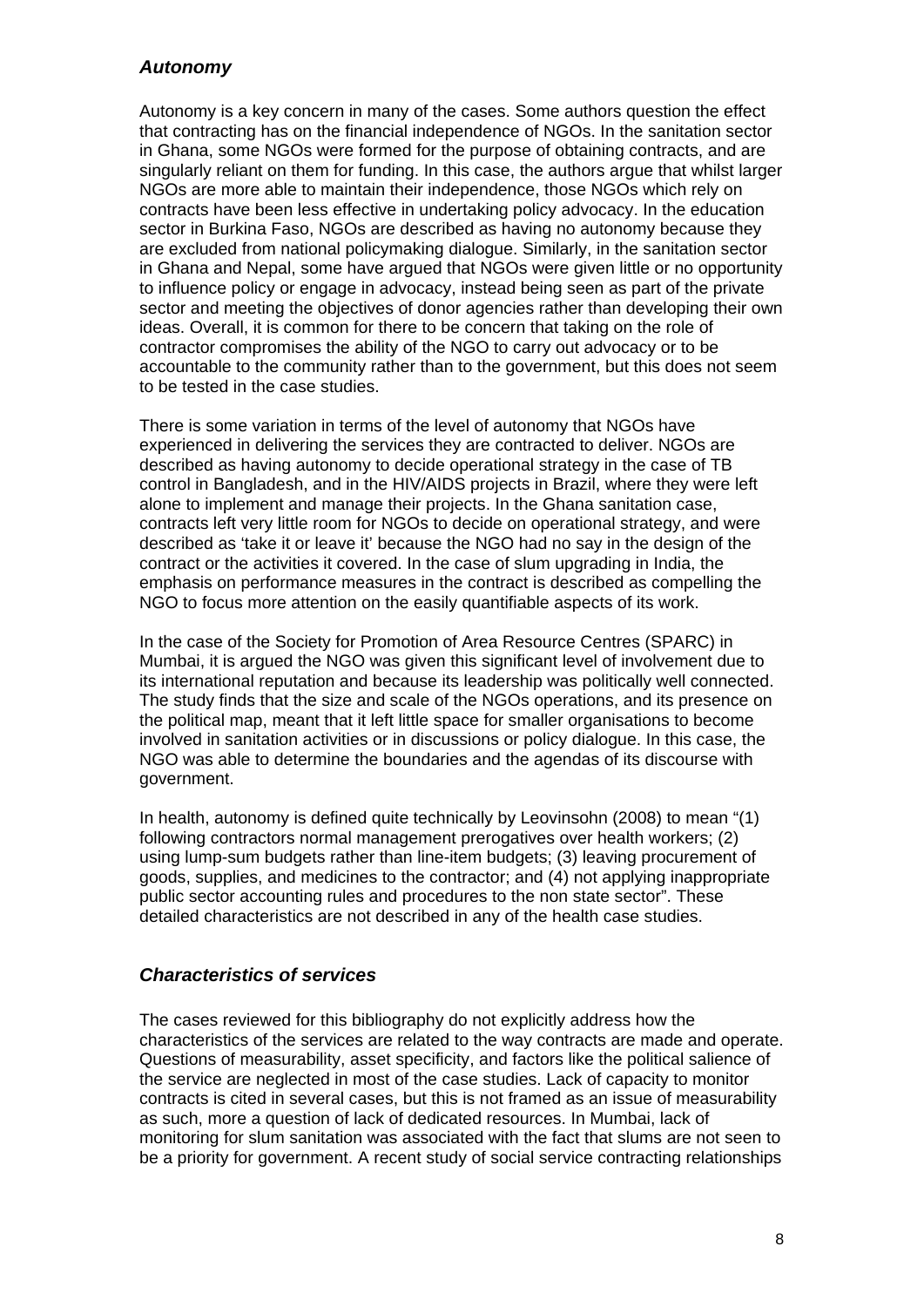## *Autonomy*

Autonomy is a key concern in many of the cases. Some authors question the effect that contracting has on the financial independence of NGOs. In the sanitation sector in Ghana, some NGOs were formed for the purpose of obtaining contracts, and are singularly reliant on them for funding. In this case, the authors argue that whilst larger NGOs are more able to maintain their independence, those NGOs which rely on contracts have been less effective in undertaking policy advocacy. In the education sector in Burkina Faso, NGOs are described as having no autonomy because they are excluded from national policymaking dialogue. Similarly, in the sanitation sector in Ghana and Nepal, some have argued that NGOs were given little or no opportunity to influence policy or engage in advocacy, instead being seen as part of the private sector and meeting the objectives of donor agencies rather than developing their own ideas. Overall, it is common for there to be concern that taking on the role of contractor compromises the ability of the NGO to carry out advocacy or to be accountable to the community rather than to the government, but this does not seem to be tested in the case studies.

There is some variation in terms of the level of autonomy that NGOs have experienced in delivering the services they are contracted to deliver. NGOs are described as having autonomy to decide operational strategy in the case of TB control in Bangladesh, and in the HIV/AIDS projects in Brazil, where they were left alone to implement and manage their projects. In the Ghana sanitation case, contracts left very little room for NGOs to decide on operational strategy, and were described as 'take it or leave it' because the NGO had no say in the design of the contract or the activities it covered. In the case of slum upgrading in India, the emphasis on performance measures in the contract is described as compelling the NGO to focus more attention on the easily quantifiable aspects of its work.

In the case of the Society for Promotion of Area Resource Centres (SPARC) in Mumbai, it is argued the NGO was given this significant level of involvement due to its international reputation and because its leadership was politically well connected. The study finds that the size and scale of the NGOs operations, and its presence on the political map, meant that it left little space for smaller organisations to become involved in sanitation activities or in discussions or policy dialogue. In this case, the NGO was able to determine the boundaries and the agendas of its discourse with government.

In health, autonomy is defined quite technically by Leovinsohn (2008) to mean "(1) following contractors normal management prerogatives over health workers; (2) using lump-sum budgets rather than line-item budgets; (3) leaving procurement of goods, supplies, and medicines to the contractor; and (4) not applying inappropriate public sector accounting rules and procedures to the non state sector". These detailed characteristics are not described in any of the health case studies.

## *Characteristics of services*

The cases reviewed for this bibliography do not explicitly address how the characteristics of the services are related to the way contracts are made and operate. Questions of measurability, asset specificity, and factors like the political salience of the service are neglected in most of the case studies. Lack of capacity to monitor contracts is cited in several cases, but this is not framed as an issue of measurability as such, more a question of lack of dedicated resources. In Mumbai, lack of monitoring for slum sanitation was associated with the fact that slums are not seen to be a priority for government. A recent study of social service contracting relationships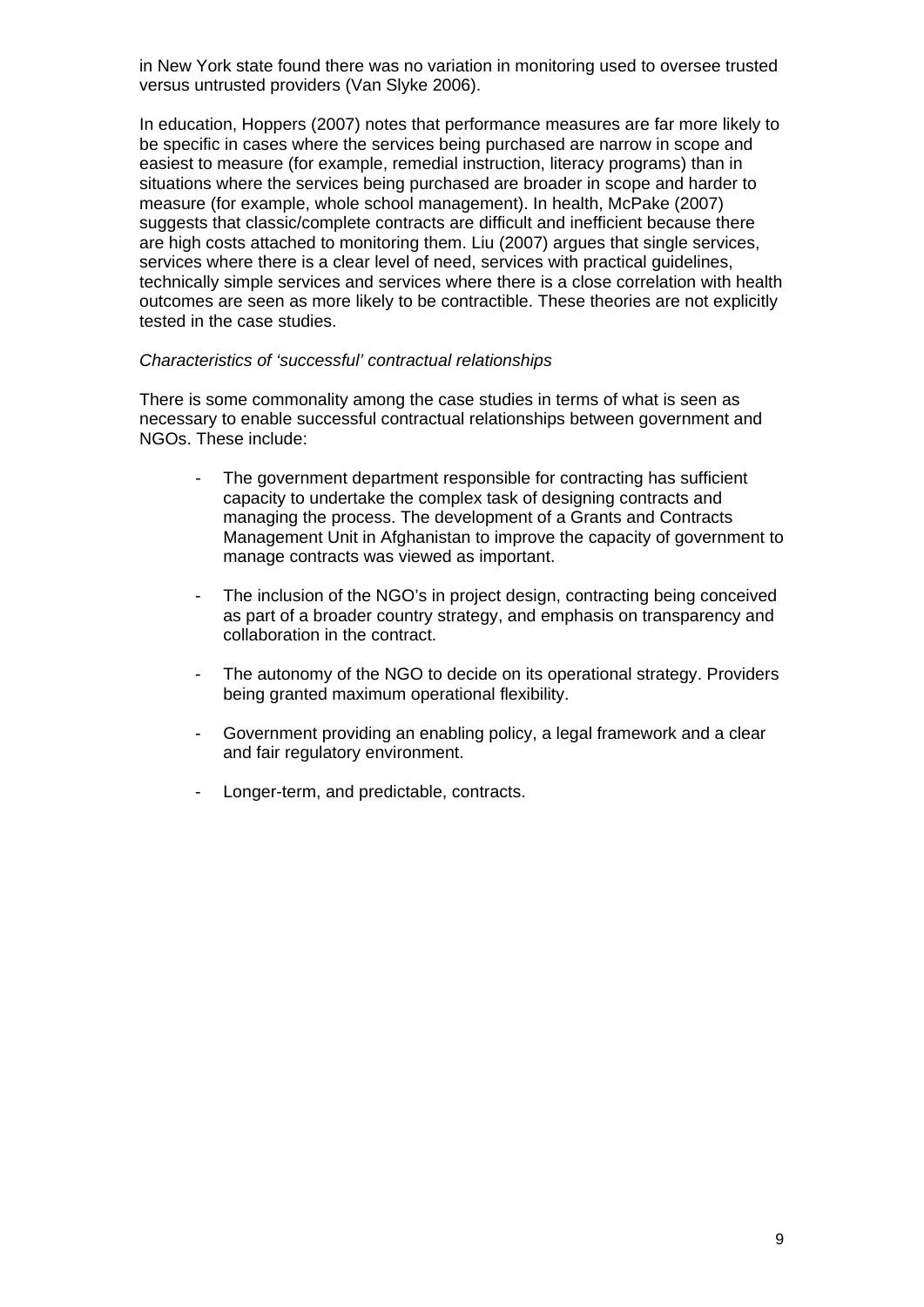in New York state found there was no variation in monitoring used to oversee trusted versus untrusted providers (Van Slyke 2006).

In education, Hoppers (2007) notes that performance measures are far more likely to be specific in cases where the services being purchased are narrow in scope and easiest to measure (for example, remedial instruction, literacy programs) than in situations where the services being purchased are broader in scope and harder to measure (for example, whole school management). In health, McPake (2007) suggests that classic/complete contracts are difficult and inefficient because there are high costs attached to monitoring them. Liu (2007) argues that single services, services where there is a clear level of need, services with practical guidelines, technically simple services and services where there is a close correlation with health outcomes are seen as more likely to be contractible. These theories are not explicitly tested in the case studies.

*Characteristics of 'successful' contractual relationships*

There is some commonality among the case studies in terms of what is seen as necessary to enable successful contractual relationships between government and NGOs. These include:

- The government department responsible for contracting has sufficient capacity to undertake the complex task of designing contracts and managing the process. The development of a Grants and Contracts Management Unit in Afghanistan to improve the capacity of government to manage contracts was viewed as important.
- The inclusion of the NGO's in project design, contracting being conceived as part of a broader country strategy, and emphasis on transparency and collaboration in the contract.
- The autonomy of the NGO to decide on its operational strategy. Providers being granted maximum operational flexibility.
- Government providing an enabling policy, a legal framework and a clear and fair regulatory environment.
- Longer-term, and predictable, contracts.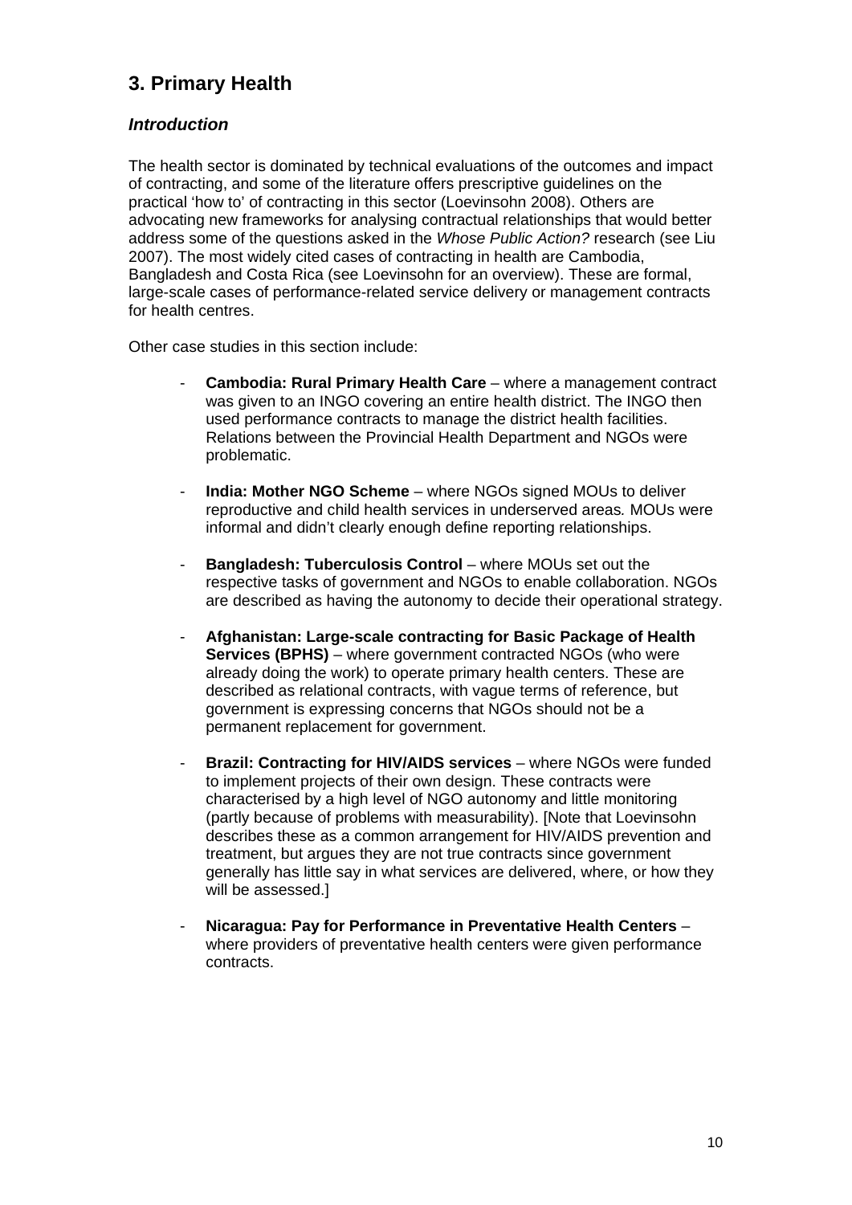## 3. Primary Health

### *Introduction*

The health sector is dominated by technical evaluations of the outcomes and impact of contracting, and some of the literature offers prescriptive guidelines on the practical 'how to' of contracting in this sector (Loevinsohn 2008). Others are advocating new frameworks for analysing contractual relationships that would better address some of the questions asked in the *Whose Public Action?* research (see Liu 2007). The most widely cited cases of contracting in health are Cambodia, Bangladesh and Costa Rica (see Loevinsohn for an overview). These are formal, large-scale cases of performance-related service delivery or management contracts for health centres.

Other case studies in this section include:

- **Cambodia: Rural Primary Health Care** – where a management contract was given to an INGO covering an entire health district. The INGO then used performance contracts to manage the district health facilities. Relations between the Provincial Health Department and NGOs were problematic.

- **India: Mother NGO Scheme** – where NGOs signed MOUs to deliver reproductive and child health services in underserved areas*.* MOUs were informal and didn't clearly enough define reporting relationships.

- **Bangladesh: Tuberculosis Control** – where MOUs set out the respective tasks of government and NGOs to enable collaboration. NGOs are described as having the autonomy to decide their operational strategy.

- **Afghanistan: Large-scale contracting for Basic Package of Health Services (BPHS)** – where government contracted NGOs (who were already doing the work) to operate primary health centers. These are described as relational contracts, with vague terms of reference, but government is expressing concerns that NGOs should not be a permanent replacement for government.

- **Brazil: Contracting for HIV/AIDS services** – where NGOs were funded to implement projects of their own design. These contracts were characterised by a high level of NGO autonomy and little monitoring (partly because of problems with measurability). [Note that Loevinsohn describes these as a common arrangement for HIV/AIDS prevention and treatment, but argues they are not true contracts since government generally has little say in what services are delivered, where, or how they will be assessed.]

- **Nicaragua: Pay for Performance in Preventative Health Centers** – where providers of preventative health centers were given performance contracts.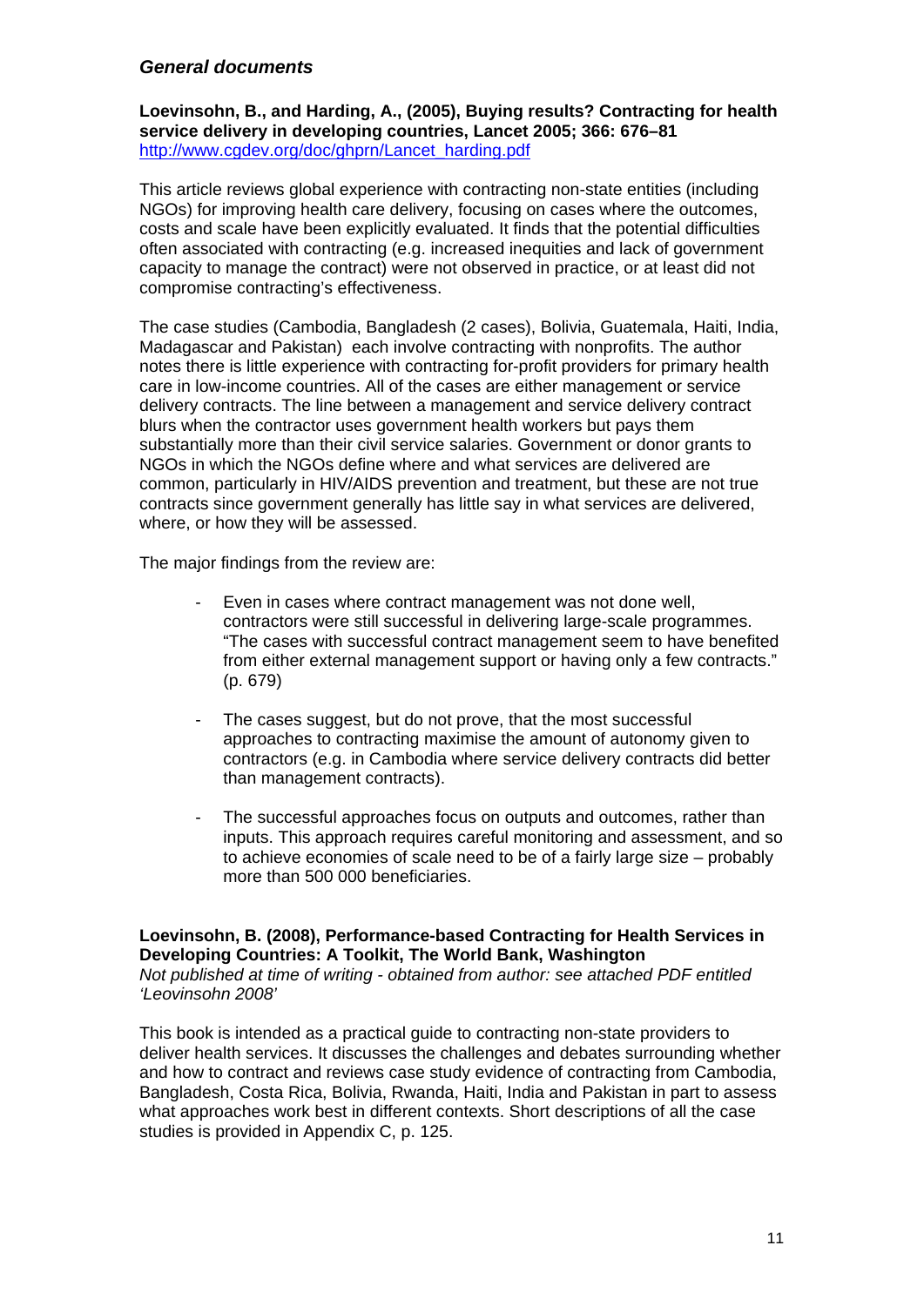## *General documents*

**Loevinsohn, B., and Harding, A., (2005), Buying results? Contracting for health service delivery in developing countries, Lancet 2005; 366: 676–81**
http://www.cgdev.org/doc/ghprn/Lancet_harding.pdf

This article reviews global experience with contracting non-state entities (including NGOs) for improving health care delivery, focusing on cases where the outcomes, costs and scale have been explicitly evaluated. It finds that the potential difficulties often associated with contracting (e.g. increased inequities and lack of government capacity to manage the contract) were not observed in practice, or at least did not compromise contracting's effectiveness.

The case studies (Cambodia, Bangladesh (2 cases), Bolivia, Guatemala, Haiti, India, Madagascar and Pakistan) each involve contracting with nonprofits. The author notes there is little experience with contracting for-profit providers for primary health care in low-income countries. All of the cases are either management or service delivery contracts. The line between a management and service delivery contract blurs when the contractor uses government health workers but pays them substantially more than their civil service salaries. Government or donor grants to NGOs in which the NGOs define where and what services are delivered are common, particularly in HIV/AIDS prevention and treatment, but these are not true contracts since government generally has little say in what services are delivered, where, or how they will be assessed.

The major findings from the review are:

- Even in cases where contract management was not done well, contractors were still successful in delivering large-scale programmes. "The cases with successful contract management seem to have benefited from either external management support or having only a few contracts." (p. 679)

- The cases suggest, but do not prove, that the most successful approaches to contracting maximise the amount of autonomy given to contractors (e.g. in Cambodia where service delivery contracts did better than management contracts).

- The successful approaches focus on outputs and outcomes, rather than inputs. This approach requires careful monitoring and assessment, and so to achieve economies of scale need to be of a fairly large size – probably more than 500 000 beneficiaries.

**Loevinsohn, B. (2008), Performance-based Contracting for Health Services in Developing Countries: A Toolkit, The World Bank, Washington**
*Not published at time of writing - obtained from author: see attached PDF entitled 'Leovinsohn 2008'*

This book is intended as a practical guide to contracting non-state providers to deliver health services. It discusses the challenges and debates surrounding whether and how to contract and reviews case study evidence of contracting from Cambodia, Bangladesh, Costa Rica, Bolivia, Rwanda, Haiti, India and Pakistan in part to assess what approaches work best in different contexts. Short descriptions of all the case studies is provided in Appendix C, p. 125.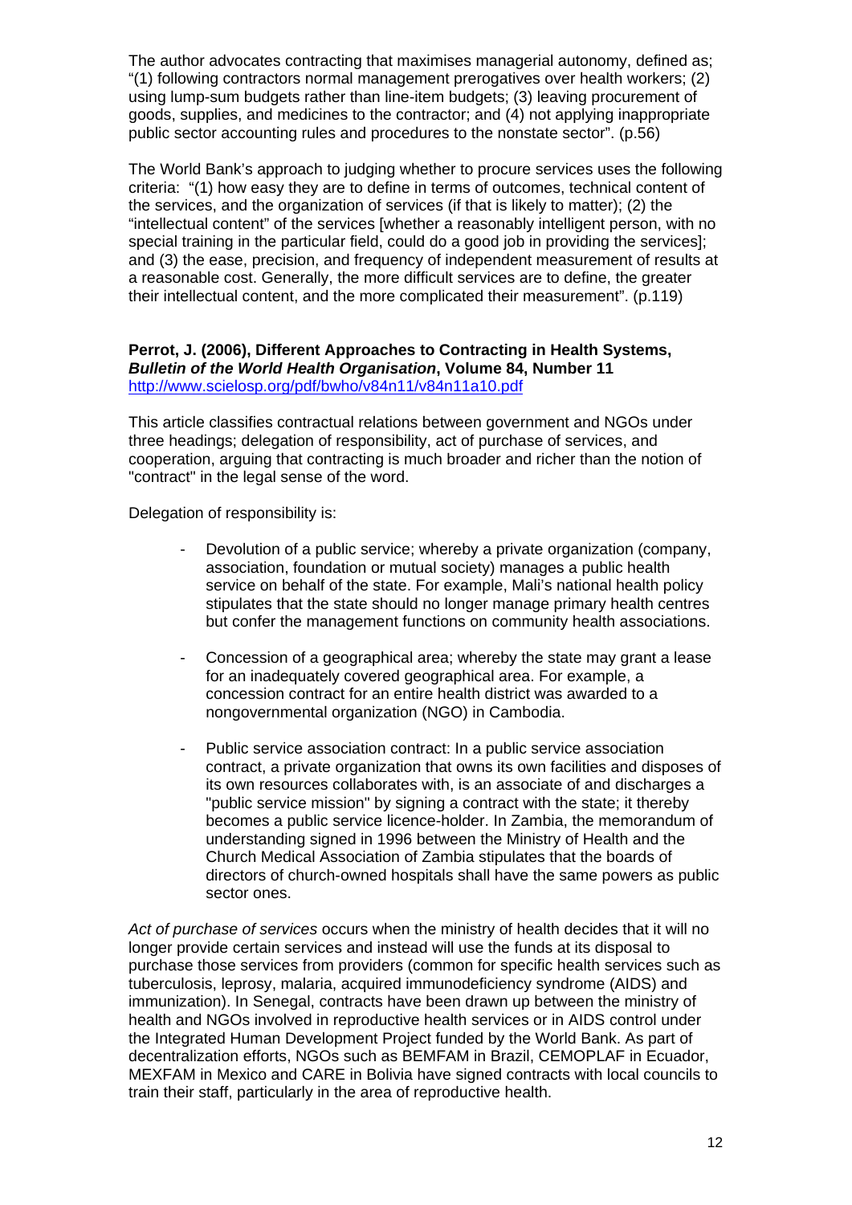The author advocates contracting that maximises managerial autonomy, defined as; "(1) following contractors normal management prerogatives over health workers; (2) using lump-sum budgets rather than line-item budgets; (3) leaving procurement of goods, supplies, and medicines to the contractor; and (4) not applying inappropriate public sector accounting rules and procedures to the nonstate sector". (p.56)

The World Bank's approach to judging whether to procure services uses the following criteria: "(1) how easy they are to define in terms of outcomes, technical content of the services, and the organization of services (if that is likely to matter); (2) the "intellectual content" of the services [whether a reasonably intelligent person, with no special training in the particular field, could do a good job in providing the services]; and (3) the ease, precision, and frequency of independent measurement of results at a reasonable cost. Generally, the more difficult services are to define, the greater their intellectual content, and the more complicated their measurement". (p.119)

**Perrot, J. (2006), Different Approaches to Contracting in Health Systems, *Bulletin of the World Health Organisation*, Volume 84, Number 11**
http://www.scielosp.org/pdf/bwho/v84n11/v84n11a10.pdf

This article classifies contractual relations between government and NGOs under three headings; delegation of responsibility, act of purchase of services, and cooperation, arguing that contracting is much broader and richer than the notion of "contract" in the legal sense of the word.

Delegation of responsibility is:

- Devolution of a public service; whereby a private organization (company, association, foundation or mutual society) manages a public health service on behalf of the state. For example, Mali's national health policy stipulates that the state should no longer manage primary health centres but confer the management functions on community health associations.

- Concession of a geographical area; whereby the state may grant a lease for an inadequately covered geographical area. For example, a concession contract for an entire health district was awarded to a nongovernmental organization (NGO) in Cambodia.

- Public service association contract: In a public service association contract, a private organization that owns its own facilities and disposes of its own resources collaborates with, is an associate of and discharges a "public service mission" by signing a contract with the state; it thereby becomes a public service licence-holder. In Zambia, the memorandum of understanding signed in 1996 between the Ministry of Health and the Church Medical Association of Zambia stipulates that the boards of directors of church-owned hospitals shall have the same powers as public sector ones.

*Act of purchase of services* occurs when the ministry of health decides that it will no longer provide certain services and instead will use the funds at its disposal to purchase those services from providers (common for specific health services such as tuberculosis, leprosy, malaria, acquired immunodeficiency syndrome (AIDS) and immunization). In Senegal, contracts have been drawn up between the ministry of health and NGOs involved in reproductive health services or in AIDS control under the Integrated Human Development Project funded by the World Bank. As part of decentralization efforts, NGOs such as BEMFAM in Brazil, CEMOPLAF in Ecuador, MEXFAM in Mexico and CARE in Bolivia have signed contracts with local councils to train their staff, particularly in the area of reproductive health.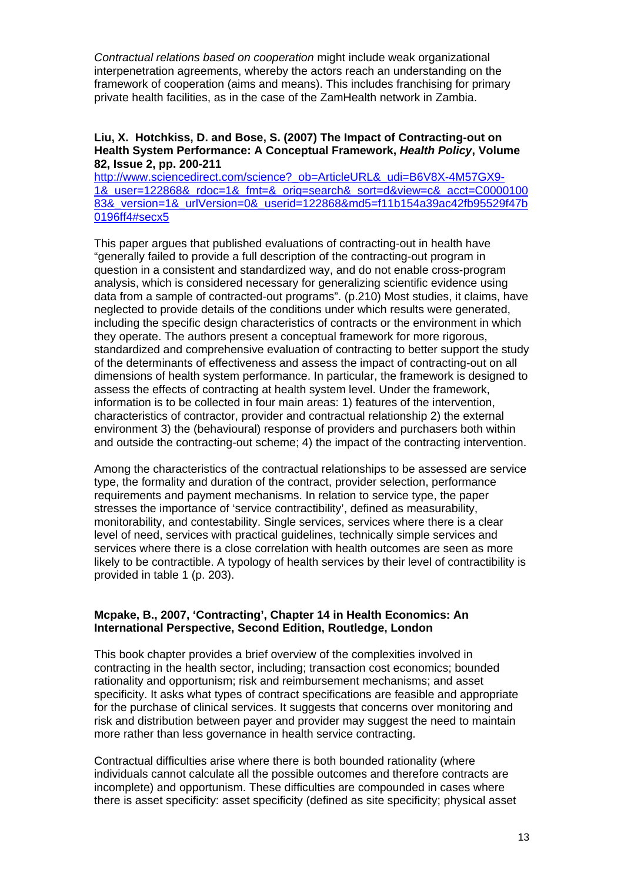*Contractual relations based on cooperation* might include weak organizational interpenetration agreements, whereby the actors reach an understanding on the framework of cooperation (aims and means). This includes franchising for primary private health facilities, as in the case of the ZamHealth network in Zambia.

**Liu, X. Hotchkiss, D. and Bose, S. (2007) The Impact of Contracting-out on Health System Performance: A Conceptual Framework, *Health Policy*, Volume 82, Issue 2, pp. 200-211**
http://www.sciencedirect.com/science?_ob=ArticleURL&_udi=B6V8X-4M57GX9-1&_user=122868&_rdoc=1&_fmt=&_orig=search&_sort=d&view=c&_acct=C000010083&_version=1&_urlVersion=0&_userid=122868&md5=f11b154a39ac42fb95529f47b0196ff4#secx5

This paper argues that published evaluations of contracting-out in health have "generally failed to provide a full description of the contracting-out program in question in a consistent and standardized way, and do not enable cross-program analysis, which is considered necessary for generalizing scientific evidence using data from a sample of contracted-out programs". (p.210) Most studies, it claims, have neglected to provide details of the conditions under which results were generated, including the specific design characteristics of contracts or the environment in which they operate. The authors present a conceptual framework for more rigorous, standardized and comprehensive evaluation of contracting to better support the study of the determinants of effectiveness and assess the impact of contracting-out on all dimensions of health system performance. In particular, the framework is designed to assess the effects of contracting at health system level. Under the framework, information is to be collected in four main areas: 1) features of the intervention, characteristics of contractor, provider and contractual relationship 2) the external environment 3) the (behavioural) response of providers and purchasers both within and outside the contracting-out scheme; 4) the impact of the contracting intervention.

Among the characteristics of the contractual relationships to be assessed are service type, the formality and duration of the contract, provider selection, performance requirements and payment mechanisms. In relation to service type, the paper stresses the importance of 'service contractibility', defined as measurability, monitorability, and contestability. Single services, services where there is a clear level of need, services with practical guidelines, technically simple services and services where there is a close correlation with health outcomes are seen as more likely to be contractible. A typology of health services by their level of contractibility is provided in table 1 (p. 203).

**Mcpake, B., 2007, 'Contracting', Chapter 14 in Health Economics: An International Perspective, Second Edition, Routledge, London**

This book chapter provides a brief overview of the complexities involved in contracting in the health sector, including; transaction cost economics; bounded rationality and opportunism; risk and reimbursement mechanisms; and asset specificity. It asks what types of contract specifications are feasible and appropriate for the purchase of clinical services. It suggests that concerns over monitoring and risk and distribution between payer and provider may suggest the need to maintain more rather than less governance in health service contracting.

Contractual difficulties arise where there is both bounded rationality (where individuals cannot calculate all the possible outcomes and therefore contracts are incomplete) and opportunism. These difficulties are compounded in cases where there is asset specificity: asset specificity (defined as site specificity; physical asset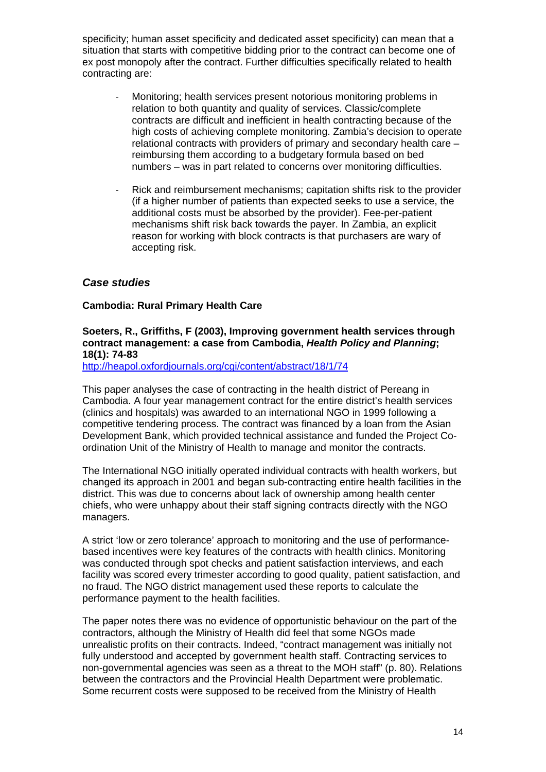specificity; human asset specificity and dedicated asset specificity) can mean that a situation that starts with competitive bidding prior to the contract can become one of ex post monopoly after the contract. Further difficulties specifically related to health contracting are:

- Monitoring; health services present notorious monitoring problems in relation to both quantity and quality of services. Classic/complete contracts are difficult and inefficient in health contracting because of the high costs of achieving complete monitoring. Zambia's decision to operate relational contracts with providers of primary and secondary health care – reimbursing them according to a budgetary formula based on bed numbers – was in part related to concerns over monitoring difficulties.

- Rick and reimbursement mechanisms; capitation shifts risk to the provider (if a higher number of patients than expected seeks to use a service, the additional costs must be absorbed by the provider). Fee-per-patient mechanisms shift risk back towards the payer. In Zambia, an explicit reason for working with block contracts is that purchasers are wary of accepting risk.

### *Case studies*

**Cambodia: Rural Primary Health Care**

**Soeters, R., Griffiths, F (2003), Improving government health services through contract management: a case from Cambodia, *Health Policy and Planning*; 18(1): 74-83**
http://heapol.oxfordjournals.org/cgi/content/abstract/18/1/74

This paper analyses the case of contracting in the health district of Pereang in Cambodia. A four year management contract for the entire district's health services (clinics and hospitals) was awarded to an international NGO in 1999 following a competitive tendering process. The contract was financed by a loan from the Asian Development Bank, which provided technical assistance and funded the Project Co-ordination Unit of the Ministry of Health to manage and monitor the contracts.

The International NGO initially operated individual contracts with health workers, but changed its approach in 2001 and began sub-contracting entire health facilities in the district. This was due to concerns about lack of ownership among health center chiefs, who were unhappy about their staff signing contracts directly with the NGO managers.

A strict 'low or zero tolerance' approach to monitoring and the use of performance-based incentives were key features of the contracts with health clinics. Monitoring was conducted through spot checks and patient satisfaction interviews, and each facility was scored every trimester according to good quality, patient satisfaction, and no fraud. The NGO district management used these reports to calculate the performance payment to the health facilities.

The paper notes there was no evidence of opportunistic behaviour on the part of the contractors, although the Ministry of Health did feel that some NGOs made unrealistic profits on their contracts. Indeed, "contract management was initially not fully understood and accepted by government health staff. Contracting services to non-governmental agencies was seen as a threat to the MOH staff" (p. 80). Relations between the contractors and the Provincial Health Department were problematic. Some recurrent costs were supposed to be received from the Ministry of Health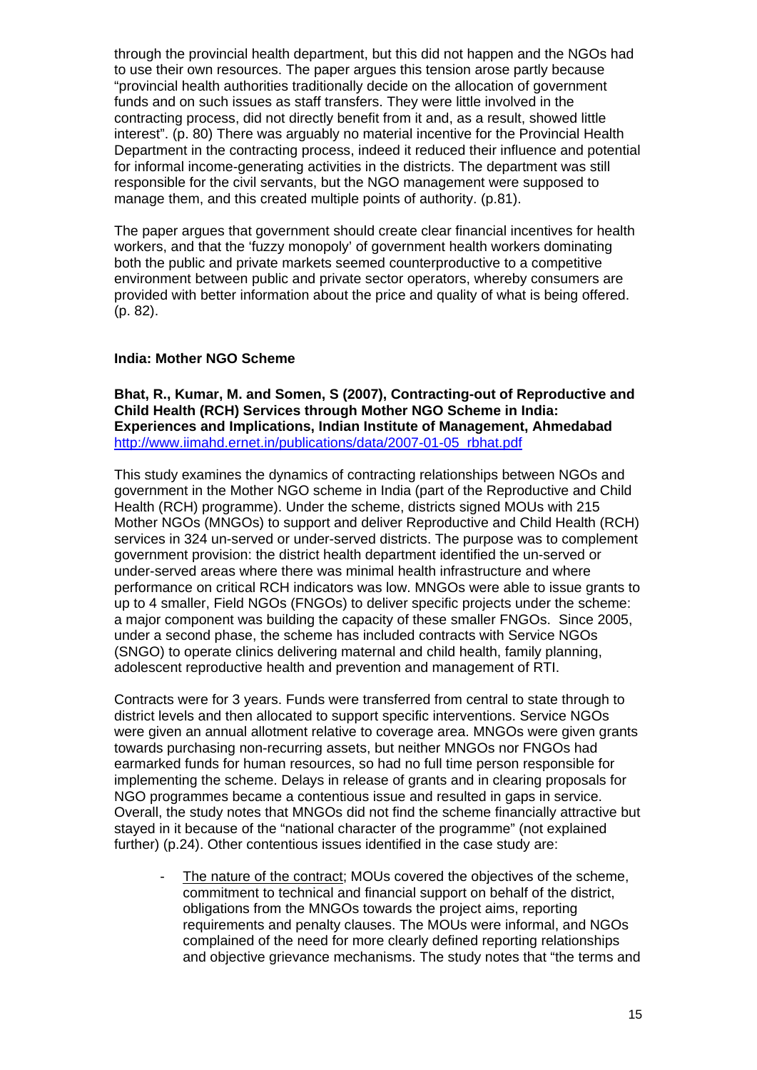through the provincial health department, but this did not happen and the NGOs had to use their own resources. The paper argues this tension arose partly because "provincial health authorities traditionally decide on the allocation of government funds and on such issues as staff transfers. They were little involved in the contracting process, did not directly benefit from it and, as a result, showed little interest". (p. 80) There was arguably no material incentive for the Provincial Health Department in the contracting process, indeed it reduced their influence and potential for informal income-generating activities in the districts. The department was still responsible for the civil servants, but the NGO management were supposed to manage them, and this created multiple points of authority. (p.81).

The paper argues that government should create clear financial incentives for health workers, and that the 'fuzzy monopoly' of government health workers dominating both the public and private markets seemed counterproductive to a competitive environment between public and private sector operators, whereby consumers are provided with better information about the price and quality of what is being offered. (p. 82).

### India: Mother NGO Scheme

**Bhat, R., Kumar, M. and Somen, S (2007), Contracting-out of Reproductive and Child Health (RCH) Services through Mother NGO Scheme in India: Experiences and Implications, Indian Institute of Management, Ahmedabad**
http://www.iimahd.ernet.in/publications/data/2007-01-05_rbhat.pdf

This study examines the dynamics of contracting relationships between NGOs and government in the Mother NGO scheme in India (part of the Reproductive and Child Health (RCH) programme). Under the scheme, districts signed MOUs with 215 Mother NGOs (MNGOs) to support and deliver Reproductive and Child Health (RCH) services in 324 un-served or under-served districts. The purpose was to complement government provision: the district health department identified the un-served or under-served areas where there was minimal health infrastructure and where performance on critical RCH indicators was low. MNGOs were able to issue grants to up to 4 smaller, Field NGOs (FNGOs) to deliver specific projects under the scheme: a major component was building the capacity of these smaller FNGOs. Since 2005, under a second phase, the scheme has included contracts with Service NGOs (SNGO) to operate clinics delivering maternal and child health, family planning, adolescent reproductive health and prevention and management of RTI.

Contracts were for 3 years. Funds were transferred from central to state through to district levels and then allocated to support specific interventions. Service NGOs were given an annual allotment relative to coverage area. MNGOs were given grants towards purchasing non-recurring assets, but neither MNGOs nor FNGOs had earmarked funds for human resources, so had no full time person responsible for implementing the scheme. Delays in release of grants and in clearing proposals for NGO programmes became a contentious issue and resulted in gaps in service. Overall, the study notes that MNGOs did not find the scheme financially attractive but stayed in it because of the "national character of the programme" (not explained further) (p.24). Other contentious issues identified in the case study are:

- The nature of the contract; MOUs covered the objectives of the scheme, commitment to technical and financial support on behalf of the district, obligations from the MNGOs towards the project aims, reporting requirements and penalty clauses. The MOUs were informal, and NGOs complained of the need for more clearly defined reporting relationships and objective grievance mechanisms. The study notes that "the terms and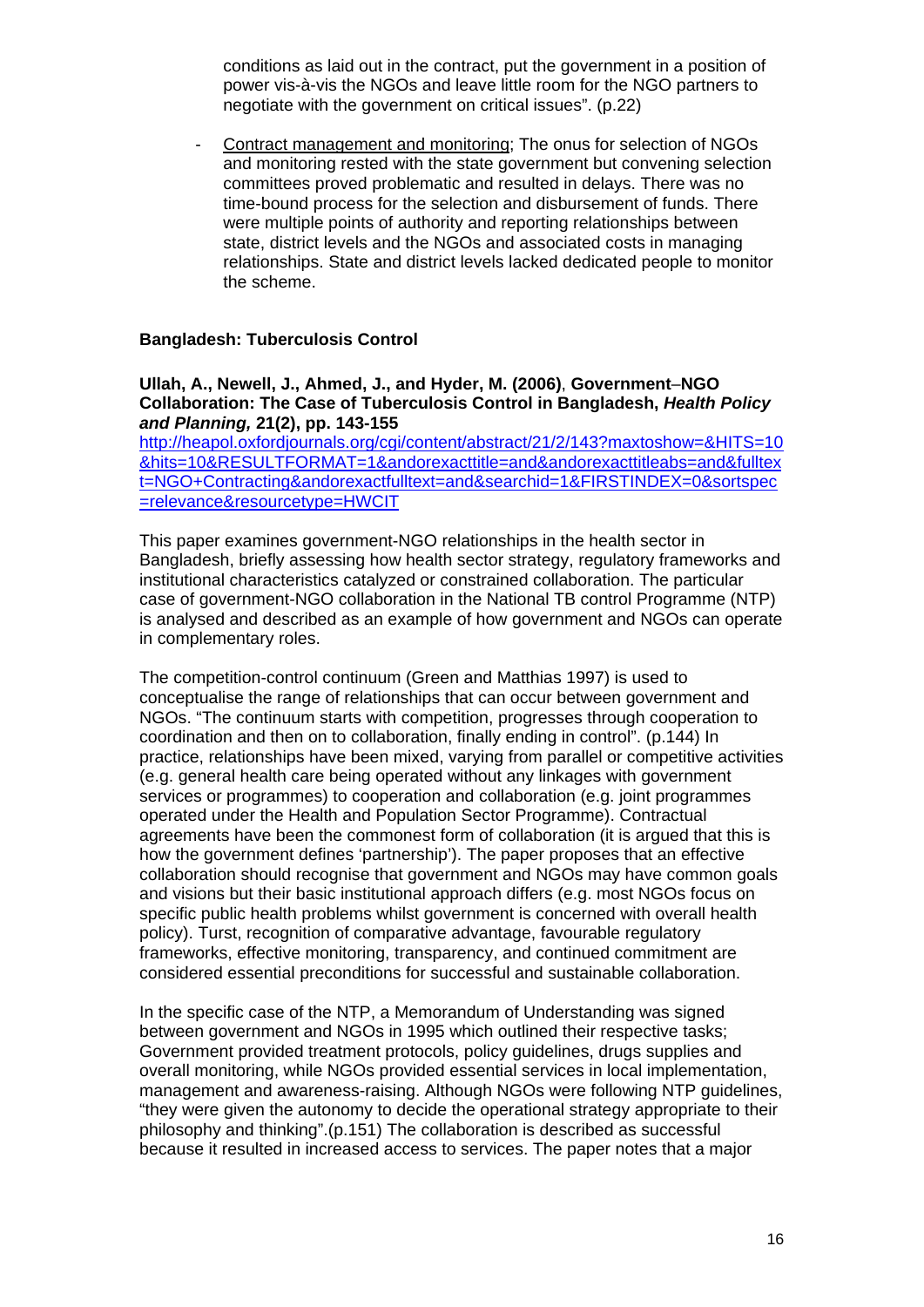conditions as laid out in the contract, put the government in a position of power vis-à-vis the NGOs and leave little room for the NGO partners to negotiate with the government on critical issues". (p.22)

- Contract management and monitoring; The onus for selection of NGOs and monitoring rested with the state government but convening selection committees proved problematic and resulted in delays. There was no time-bound process for the selection and disbursement of funds. There were multiple points of authority and reporting relationships between state, district levels and the NGOs and associated costs in managing relationships. State and district levels lacked dedicated people to monitor the scheme.

**Bangladesh: Tuberculosis Control**

**Ullah, A., Newell, J., Ahmed, J., and Hyder, M. (2006)**, **Government–NGO Collaboration: The Case of Tuberculosis Control in Bangladesh,** ***Health Policy and Planning,*** **21(2), pp. 143-155**
http://heapol.oxfordjournals.org/cgi/content/abstract/21/2/143?maxtoshow=&HITS=10&hits=10&RESULTFORMAT=1&andorexacttitle=and&andorexacttitleabs=and&fulltext=NGO+Contracting&andorexactfulltext=and&searchid=1&FIRSTINDEX=0&sortspec=relevance&resourcetype=HWCIT

This paper examines government-NGO relationships in the health sector in Bangladesh, briefly assessing how health sector strategy, regulatory frameworks and institutional characteristics catalyzed or constrained collaboration. The particular case of government-NGO collaboration in the National TB control Programme (NTP) is analysed and described as an example of how government and NGOs can operate in complementary roles.

The competition-control continuum (Green and Matthias 1997) is used to conceptualise the range of relationships that can occur between government and NGOs. "The continuum starts with competition, progresses through cooperation to coordination and then on to collaboration, finally ending in control". (p.144) In practice, relationships have been mixed, varying from parallel or competitive activities (e.g. general health care being operated without any linkages with government services or programmes) to cooperation and collaboration (e.g. joint programmes operated under the Health and Population Sector Programme). Contractual agreements have been the commonest form of collaboration (it is argued that this is how the government defines 'partnership'). The paper proposes that an effective collaboration should recognise that government and NGOs may have common goals and visions but their basic institutional approach differs (e.g. most NGOs focus on specific public health problems whilst government is concerned with overall health policy). Turst, recognition of comparative advantage, favourable regulatory frameworks, effective monitoring, transparency, and continued commitment are considered essential preconditions for successful and sustainable collaboration.

In the specific case of the NTP, a Memorandum of Understanding was signed between government and NGOs in 1995 which outlined their respective tasks; Government provided treatment protocols, policy guidelines, drugs supplies and overall monitoring, while NGOs provided essential services in local implementation, management and awareness-raising. Although NGOs were following NTP guidelines, "they were given the autonomy to decide the operational strategy appropriate to their philosophy and thinking".(p.151) The collaboration is described as successful because it resulted in increased access to services. The paper notes that a major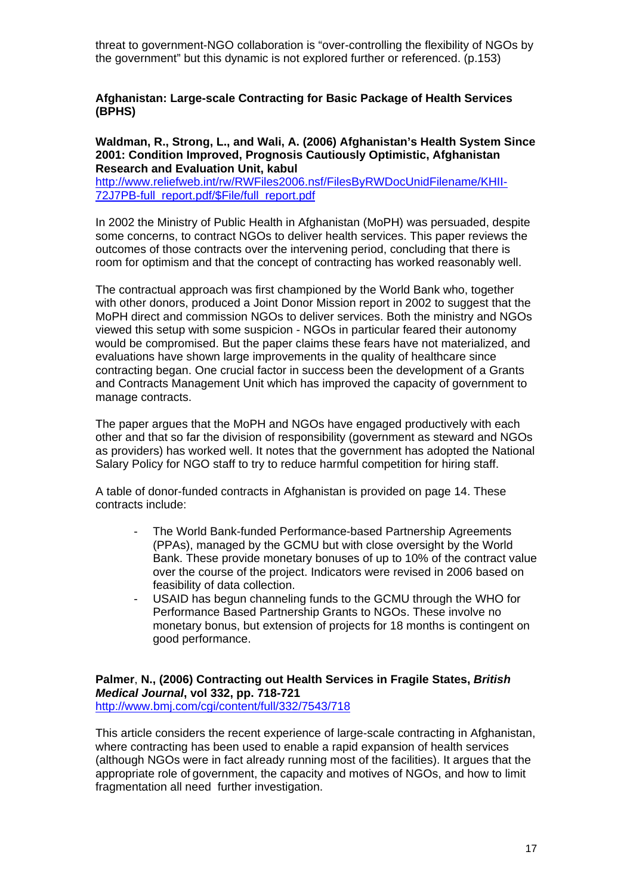threat to government-NGO collaboration is "over-controlling the flexibility of NGOs by the government" but this dynamic is not explored further or referenced. (p.153)

**Afghanistan: Large-scale Contracting for Basic Package of Health Services (BPHS)**

**Waldman, R., Strong, L., and Wali, A. (2006) Afghanistan's Health System Since 2001: Condition Improved, Prognosis Cautiously Optimistic, Afghanistan Research and Evaluation Unit, kabul**
http://www.reliefweb.int/rw/RWFiles2006.nsf/FilesByRWDocUnidFilename/KHII-72J7PB-full_report.pdf/$File/full_report.pdf

In 2002 the Ministry of Public Health in Afghanistan (MoPH) was persuaded, despite some concerns, to contract NGOs to deliver health services. This paper reviews the outcomes of those contracts over the intervening period, concluding that there is room for optimism and that the concept of contracting has worked reasonably well.

The contractual approach was first championed by the World Bank who, together with other donors, produced a Joint Donor Mission report in 2002 to suggest that the MoPH direct and commission NGOs to deliver services. Both the ministry and NGOs viewed this setup with some suspicion - NGOs in particular feared their autonomy would be compromised. But the paper claims these fears have not materialized, and evaluations have shown large improvements in the quality of healthcare since contracting began. One crucial factor in success been the development of a Grants and Contracts Management Unit which has improved the capacity of government to manage contracts.

The paper argues that the MoPH and NGOs have engaged productively with each other and that so far the division of responsibility (government as steward and NGOs as providers) has worked well. It notes that the government has adopted the National Salary Policy for NGO staff to try to reduce harmful competition for hiring staff.

A table of donor-funded contracts in Afghanistan is provided on page 14. These contracts include:

- The World Bank-funded Performance-based Partnership Agreements (PPAs), managed by the GCMU but with close oversight by the World Bank. These provide monetary bonuses of up to 10% of the contract value over the course of the project. Indicators were revised in 2006 based on feasibility of data collection.
- USAID has begun channeling funds to the GCMU through the WHO for Performance Based Partnership Grants to NGOs. These involve no monetary bonus, but extension of projects for 18 months is contingent on good performance.

**Palmer, N., (2006) Contracting out Health Services in Fragile States, *British Medical Journal*, vol 332, pp. 718-721**
http://www.bmj.com/cgi/content/full/332/7543/718

This article considers the recent experience of large-scale contracting in Afghanistan, where contracting has been used to enable a rapid expansion of health services (although NGOs were in fact already running most of the facilities). It argues that the appropriate role of government, the capacity and motives of NGOs, and how to limit fragmentation all need further investigation.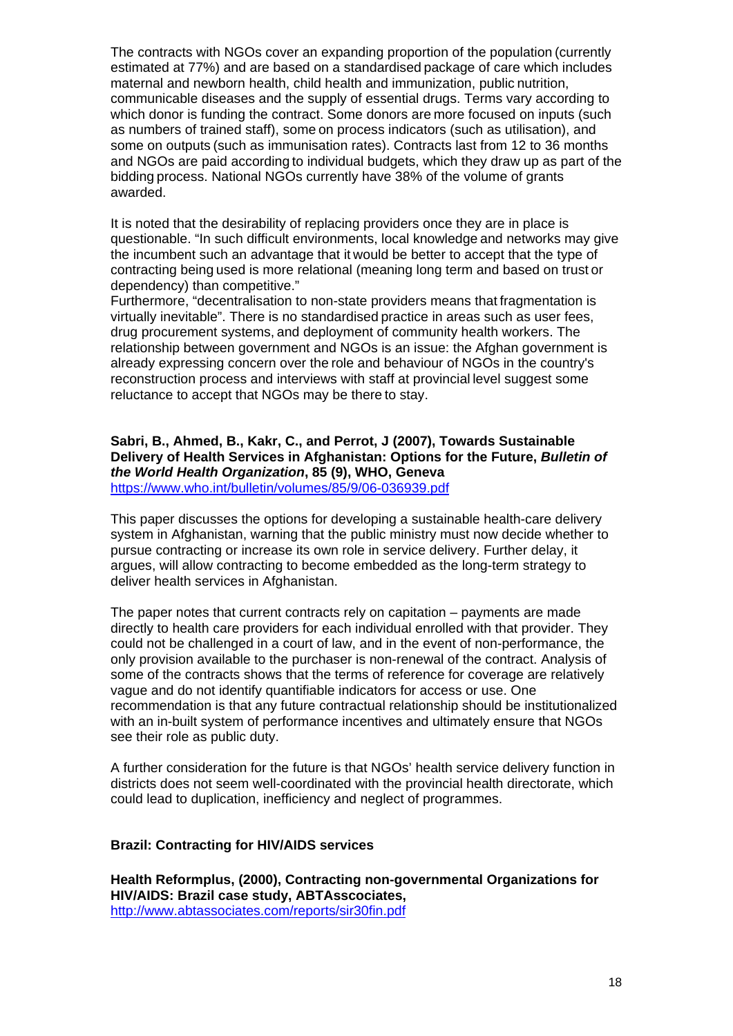The contracts with NGOs cover an expanding proportion of the population (currently estimated at 77%) and are based on a standardised package of care which includes maternal and newborn health, child health and immunization, public nutrition, communicable diseases and the supply of essential drugs. Terms vary according to which donor is funding the contract. Some donors are more focused on inputs (such as numbers of trained staff), some on process indicators (such as utilisation), and some on outputs (such as immunisation rates). Contracts last from 12 to 36 months and NGOs are paid according to individual budgets, which they draw up as part of the bidding process. National NGOs currently have 38% of the volume of grants awarded.

It is noted that the desirability of replacing providers once they are in place is questionable. "In such difficult environments, local knowledge and networks may give the incumbent such an advantage that it would be better to accept that the type of contracting being used is more relational (meaning long term and based on trust or dependency) than competitive."
Furthermore, "decentralisation to non-state providers means that fragmentation is virtually inevitable". There is no standardised practice in areas such as user fees, drug procurement systems, and deployment of community health workers. The relationship between government and NGOs is an issue: the Afghan government is already expressing concern over the role and behaviour of NGOs in the country's reconstruction process and interviews with staff at provincial level suggest some reluctance to accept that NGOs may be there to stay.

**Sabri, B., Ahmed, B., Kakr, C., and Perrot, J (2007), Towards Sustainable Delivery of Health Services in Afghanistan: Options for the Future, *Bulletin of the World Health Organization*, 85 (9), WHO, Geneva**
https://www.who.int/bulletin/volumes/85/9/06-036939.pdf

This paper discusses the options for developing a sustainable health-care delivery system in Afghanistan, warning that the public ministry must now decide whether to pursue contracting or increase its own role in service delivery. Further delay, it argues, will allow contracting to become embedded as the long-term strategy to deliver health services in Afghanistan.

The paper notes that current contracts rely on capitation – payments are made directly to health care providers for each individual enrolled with that provider. They could not be challenged in a court of law, and in the event of non-performance, the only provision available to the purchaser is non-renewal of the contract. Analysis of some of the contracts shows that the terms of reference for coverage are relatively vague and do not identify quantifiable indicators for access or use. One recommendation is that any future contractual relationship should be institutionalized with an in-built system of performance incentives and ultimately ensure that NGOs see their role as public duty.

A further consideration for the future is that NGOs' health service delivery function in districts does not seem well-coordinated with the provincial health directorate, which could lead to duplication, inefficiency and neglect of programmes.

**Brazil: Contracting for HIV/AIDS services**

**Health Reformplus, (2000), Contracting non-governmental Organizations for HIV/AIDS: Brazil case study, ABTAsscociates,**
http://www.abtassociates.com/reports/sir30fin.pdf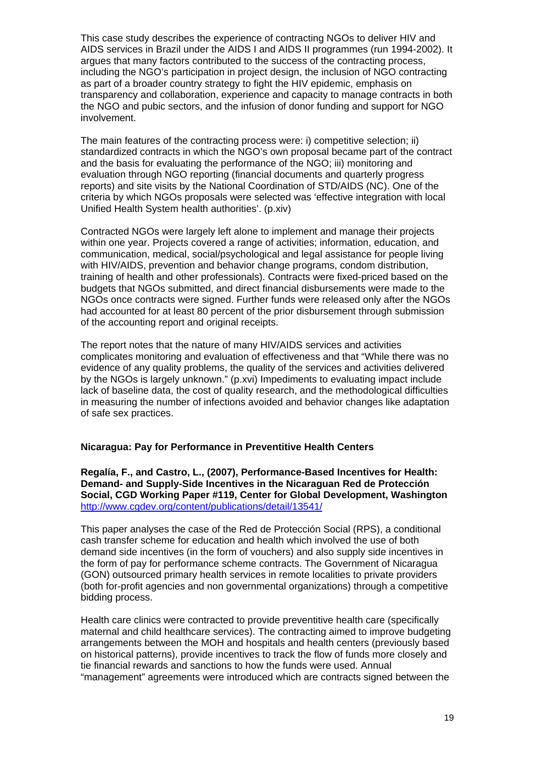This case study describes the experience of contracting NGOs to deliver HIV and AIDS services in Brazil under the AIDS I and AIDS II programmes (run 1994-2002). It argues that many factors contributed to the success of the contracting process, including the NGO's participation in project design, the inclusion of NGO contracting as part of a broader country strategy to fight the HIV epidemic, emphasis on transparency and collaboration, experience and capacity to manage contracts in both the NGO and pubic sectors, and the infusion of donor funding and support for NGO involvement.

The main features of the contracting process were: i) competitive selection; ii) standardized contracts in which the NGO's own proposal became part of the contract and the basis for evaluating the performance of the NGO; iii) monitoring and evaluation through NGO reporting (financial documents and quarterly progress reports) and site visits by the National Coordination of STD/AIDS (NC). One of the criteria by which NGOs proposals were selected was 'effective integration with local Unified Health System health authorities'. (p.xiv)

Contracted NGOs were largely left alone to implement and manage their projects within one year. Projects covered a range of activities; information, education, and communication, medical, social/psychological and legal assistance for people living with HIV/AIDS, prevention and behavior change programs, condom distribution, training of health and other professionals). Contracts were fixed-priced based on the budgets that NGOs submitted, and direct financial disbursements were made to the NGOs once contracts were signed. Further funds were released only after the NGOs had accounted for at least 80 percent of the prior disbursement through submission of the accounting report and original receipts.

The report notes that the nature of many HIV/AIDS services and activities complicates monitoring and evaluation of effectiveness and that "While there was no evidence of any quality problems, the quality of the services and activities delivered by the NGOs is largely unknown." (p.xvi) Impediments to evaluating impact include lack of baseline data, the cost of quality research, and the methodological difficulties in measuring the number of infections avoided and behavior changes like adaptation of safe sex practices.

**Nicaragua: Pay for Performance in Preventitive Health Centers**

**Regalía, F., and Castro, L., (2007), Performance-Based Incentives for Health: Demand- and Supply-Side Incentives in the Nicaraguan Red de Protección Social, CGD Working Paper #119, Center for Global Development, Washington**
http://www.cgdev.org/content/publications/detail/13541/

This paper analyses the case of the Red de Protección Social (RPS), a conditional cash transfer scheme for education and health which involved the use of both demand side incentives (in the form of vouchers) and also supply side incentives in the form of pay for performance scheme contracts. The Government of Nicaragua (GON) outsourced primary health services in remote localities to private providers (both for-profit agencies and non governmental organizations) through a competitive bidding process.

Health care clinics were contracted to provide preventitive health care (specifically maternal and child healthcare services). The contracting aimed to improve budgeting arrangements between the MOH and hospitals and health centers (previously based on historical patterns), provide incentives to track the flow of funds more closely and tie financial rewards and sanctions to how the funds were used. Annual "management" agreements were introduced which are contracts signed between the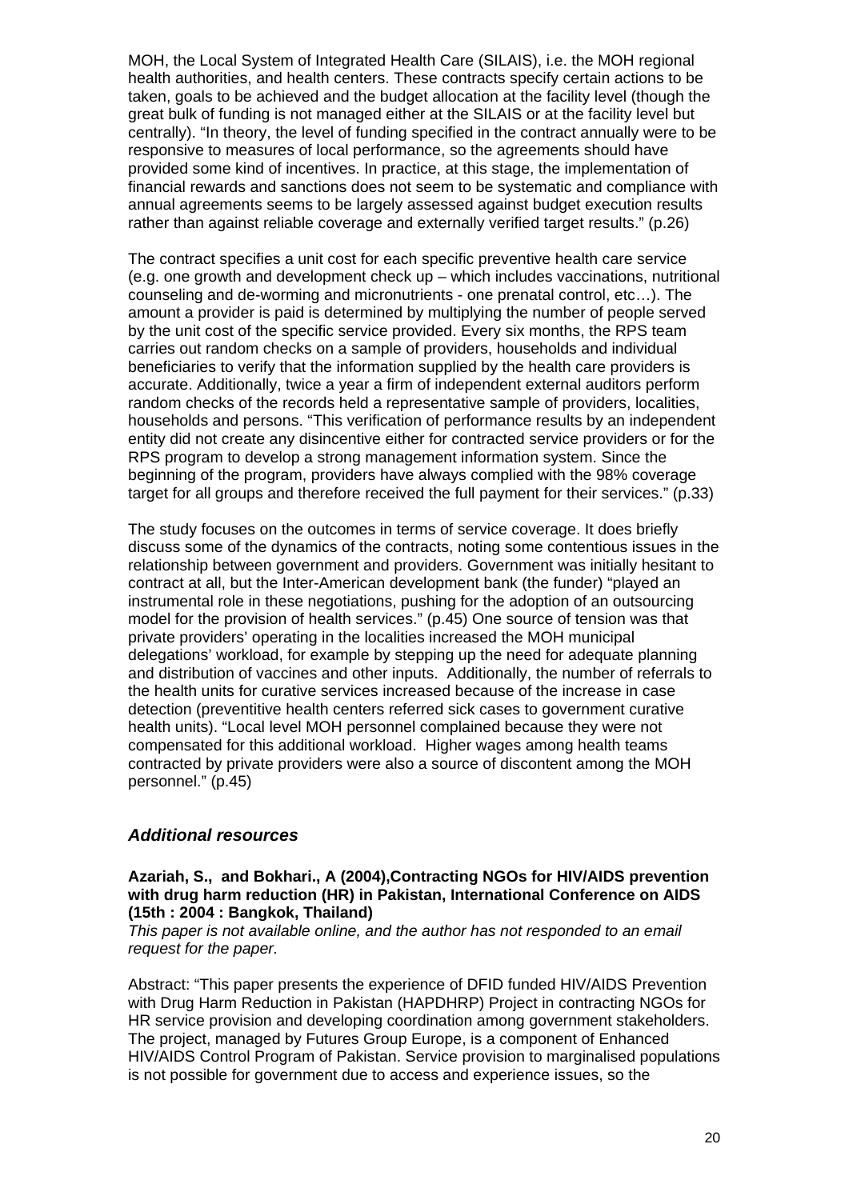MOH, the Local System of Integrated Health Care (SILAIS), i.e. the MOH regional health authorities, and health centers. These contracts specify certain actions to be taken, goals to be achieved and the budget allocation at the facility level (though the great bulk of funding is not managed either at the SILAIS or at the facility level but centrally). "In theory, the level of funding specified in the contract annually were to be responsive to measures of local performance, so the agreements should have provided some kind of incentives. In practice, at this stage, the implementation of financial rewards and sanctions does not seem to be systematic and compliance with annual agreements seems to be largely assessed against budget execution results rather than against reliable coverage and externally verified target results." (p.26)

The contract specifies a unit cost for each specific preventive health care service (e.g. one growth and development check up – which includes vaccinations, nutritional counseling and de-worming and micronutrients - one prenatal control, etc…). The amount a provider is paid is determined by multiplying the number of people served by the unit cost of the specific service provided. Every six months, the RPS team carries out random checks on a sample of providers, households and individual beneficiaries to verify that the information supplied by the health care providers is accurate. Additionally, twice a year a firm of independent external auditors perform random checks of the records held a representative sample of providers, localities, households and persons. "This verification of performance results by an independent entity did not create any disincentive either for contracted service providers or for the RPS program to develop a strong management information system. Since the beginning of the program, providers have always complied with the 98% coverage target for all groups and therefore received the full payment for their services." (p.33)

The study focuses on the outcomes in terms of service coverage. It does briefly discuss some of the dynamics of the contracts, noting some contentious issues in the relationship between government and providers. Government was initially hesitant to contract at all, but the Inter-American development bank (the funder) "played an instrumental role in these negotiations, pushing for the adoption of an outsourcing model for the provision of health services." (p.45) One source of tension was that private providers' operating in the localities increased the MOH municipal delegations' workload, for example by stepping up the need for adequate planning and distribution of vaccines and other inputs. Additionally, the number of referrals to the health units for curative services increased because of the increase in case detection (preventitive health centers referred sick cases to government curative health units). "Local level MOH personnel complained because they were not compensated for this additional workload. Higher wages among health teams contracted by private providers were also a source of discontent among the MOH personnel." (p.45)

### *Additional resources*

**Azariah, S., and Bokhari., A (2004),Contracting NGOs for HIV/AIDS prevention with drug harm reduction (HR) in Pakistan, International Conference on AIDS (15th : 2004 : Bangkok, Thailand)**
*This paper is not available online, and the author has not responded to an email request for the paper.*

Abstract: "This paper presents the experience of DFID funded HIV/AIDS Prevention with Drug Harm Reduction in Pakistan (HAPDHRP) Project in contracting NGOs for HR service provision and developing coordination among government stakeholders. The project, managed by Futures Group Europe, is a component of Enhanced HIV/AIDS Control Program of Pakistan. Service provision to marginalised populations is not possible for government due to access and experience issues, so the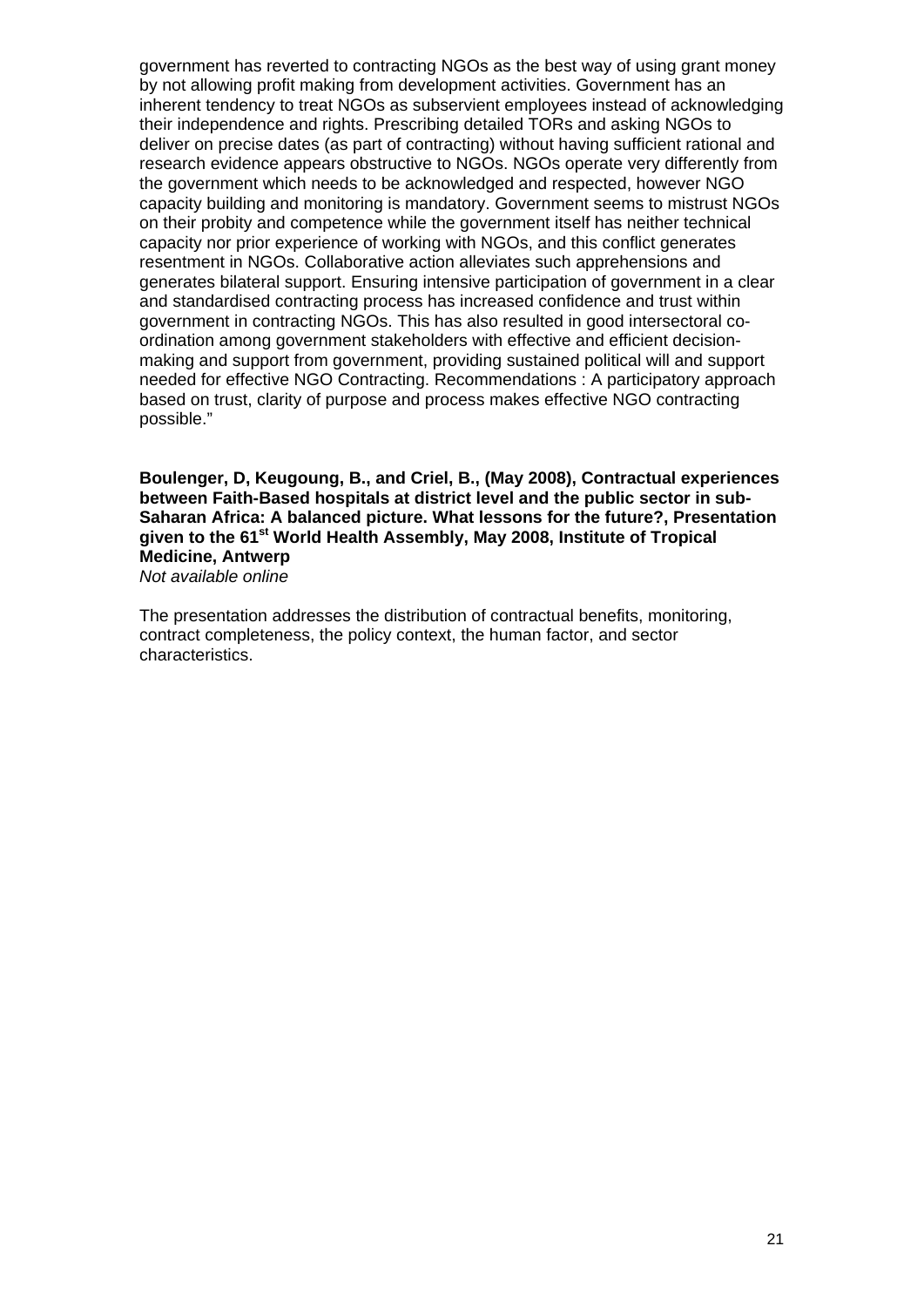government has reverted to contracting NGOs as the best way of using grant money by not allowing profit making from development activities. Government has an inherent tendency to treat NGOs as subservient employees instead of acknowledging their independence and rights. Prescribing detailed TORs and asking NGOs to deliver on precise dates (as part of contracting) without having sufficient rational and research evidence appears obstructive to NGOs. NGOs operate very differently from the government which needs to be acknowledged and respected, however NGO capacity building and monitoring is mandatory. Government seems to mistrust NGOs on their probity and competence while the government itself has neither technical capacity nor prior experience of working with NGOs, and this conflict generates resentment in NGOs. Collaborative action alleviates such apprehensions and generates bilateral support. Ensuring intensive participation of government in a clear and standardised contracting process has increased confidence and trust within government in contracting NGOs. This has also resulted in good intersectoral co-ordination among government stakeholders with effective and efficient decision-making and support from government, providing sustained political will and support needed for effective NGO Contracting. Recommendations : A participatory approach based on trust, clarity of purpose and process makes effective NGO contracting possible."

**Boulenger, D, Keugoung, B., and Criel, B., (May 2008), Contractual experiences between Faith-Based hospitals at district level and the public sector in sub-Saharan Africa: A balanced picture. What lessons for the future?, Presentation given to the 61st World Health Assembly, May 2008, Institute of Tropical Medicine, Antwerp**
*Not available online*

The presentation addresses the distribution of contractual benefits, monitoring, contract completeness, the policy context, the human factor, and sector characteristics.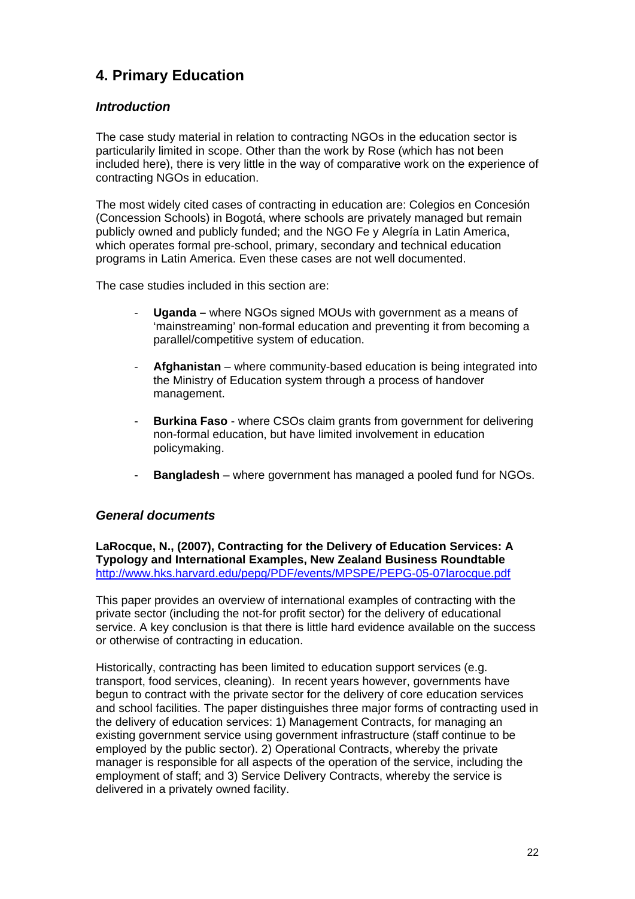## 4. Primary Education

### *Introduction*

The case study material in relation to contracting NGOs in the education sector is particularily limited in scope. Other than the work by Rose (which has not been included here), there is very little in the way of comparative work on the experience of contracting NGOs in education.

The most widely cited cases of contracting in education are: Colegios en Concesión (Concession Schools) in Bogotá, where schools are privately managed but remain publicly owned and publicly funded; and the NGO Fe y Alegría in Latin America, which operates formal pre-school, primary, secondary and technical education programs in Latin America. Even these cases are not well documented.

The case studies included in this section are:

- **Uganda –** where NGOs signed MOUs with government as a means of 'mainstreaming' non-formal education and preventing it from becoming a parallel/competitive system of education.
- **Afghanistan** – where community-based education is being integrated into the Ministry of Education system through a process of handover management.
- **Burkina Faso** - where CSOs claim grants from government for delivering non-formal education, but have limited involvement in education policymaking.
- **Bangladesh** – where government has managed a pooled fund for NGOs.

### *General documents*

**LaRocque, N., (2007), Contracting for the Delivery of Education Services: A Typology and International Examples, New Zealand Business Roundtable**
http://www.hks.harvard.edu/pepg/PDF/events/MPSPE/PEPG-05-07larocque.pdf

This paper provides an overview of international examples of contracting with the private sector (including the not-for profit sector) for the delivery of educational service. A key conclusion is that there is little hard evidence available on the success or otherwise of contracting in education.

Historically, contracting has been limited to education support services (e.g. transport, food services, cleaning). In recent years however, governments have begun to contract with the private sector for the delivery of core education services and school facilities. The paper distinguishes three major forms of contracting used in the delivery of education services: 1) Management Contracts, for managing an existing government service using government infrastructure (staff continue to be employed by the public sector). 2) Operational Contracts, whereby the private manager is responsible for all aspects of the operation of the service, including the employment of staff; and 3) Service Delivery Contracts, whereby the service is delivered in a privately owned facility.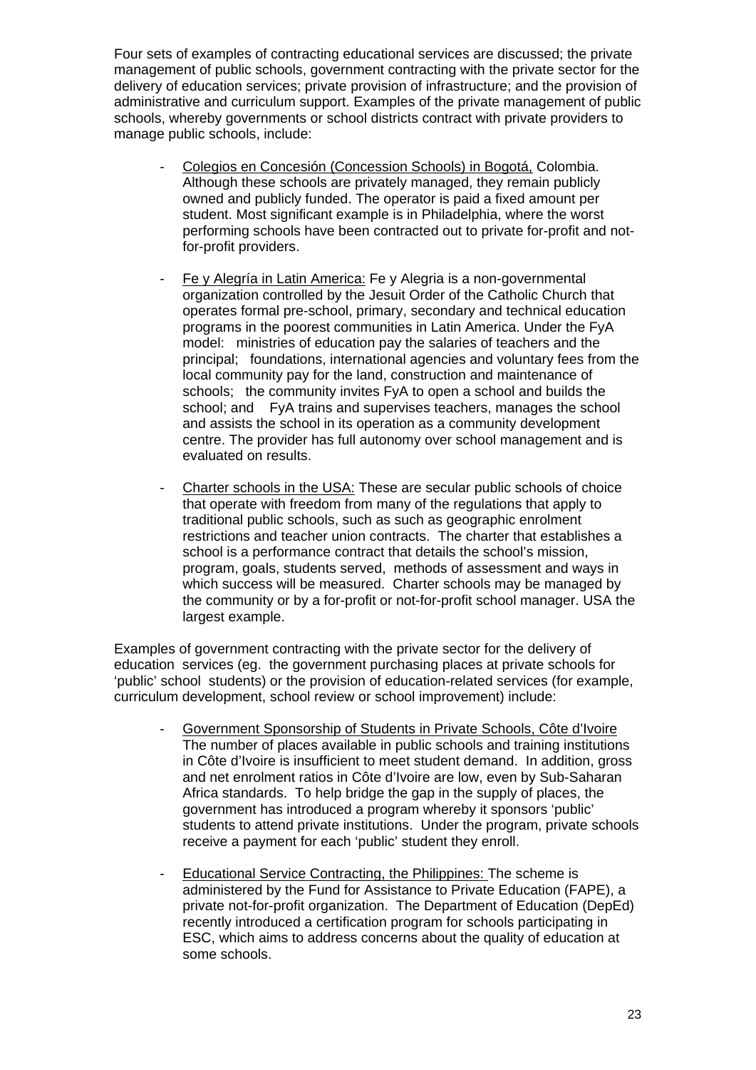Four sets of examples of contracting educational services are discussed; the private management of public schools, government contracting with the private sector for the delivery of education services; private provision of infrastructure; and the provision of administrative and curriculum support. Examples of the private management of public schools, whereby governments or school districts contract with private providers to manage public schools, include:

- Colegios en Concesión (Concession Schools) in Bogotá, Colombia. Although these schools are privately managed, they remain publicly owned and publicly funded. The operator is paid a fixed amount per student. Most significant example is in Philadelphia, where the worst performing schools have been contracted out to private for-profit and not-for-profit providers.

- Fe y Alegría in Latin America: Fe y Alegria is a non-governmental organization controlled by the Jesuit Order of the Catholic Church that operates formal pre-school, primary, secondary and technical education programs in the poorest communities in Latin America. Under the FyA model: ministries of education pay the salaries of teachers and the principal; foundations, international agencies and voluntary fees from the local community pay for the land, construction and maintenance of schools; the community invites FyA to open a school and builds the school; and FyA trains and supervises teachers, manages the school and assists the school in its operation as a community development centre. The provider has full autonomy over school management and is evaluated on results.

- Charter schools in the USA: These are secular public schools of choice that operate with freedom from many of the regulations that apply to traditional public schools, such as such as geographic enrolment restrictions and teacher union contracts. The charter that establishes a school is a performance contract that details the school's mission, program, goals, students served, methods of assessment and ways in which success will be measured. Charter schools may be managed by the community or by a for-profit or not-for-profit school manager. USA the largest example.

Examples of government contracting with the private sector for the delivery of education services (eg. the government purchasing places at private schools for 'public' school students) or the provision of education-related services (for example, curriculum development, school review or school improvement) include:

- Government Sponsorship of Students in Private Schools, Côte d'Ivoire The number of places available in public schools and training institutions in Côte d'Ivoire is insufficient to meet student demand. In addition, gross and net enrolment ratios in Côte d'Ivoire are low, even by Sub-Saharan Africa standards. To help bridge the gap in the supply of places, the government has introduced a program whereby it sponsors 'public' students to attend private institutions. Under the program, private schools receive a payment for each 'public' student they enroll.

- Educational Service Contracting, the Philippines: The scheme is administered by the Fund for Assistance to Private Education (FAPE), a private not-for-profit organization. The Department of Education (DepEd) recently introduced a certification program for schools participating in ESC, which aims to address concerns about the quality of education at some schools.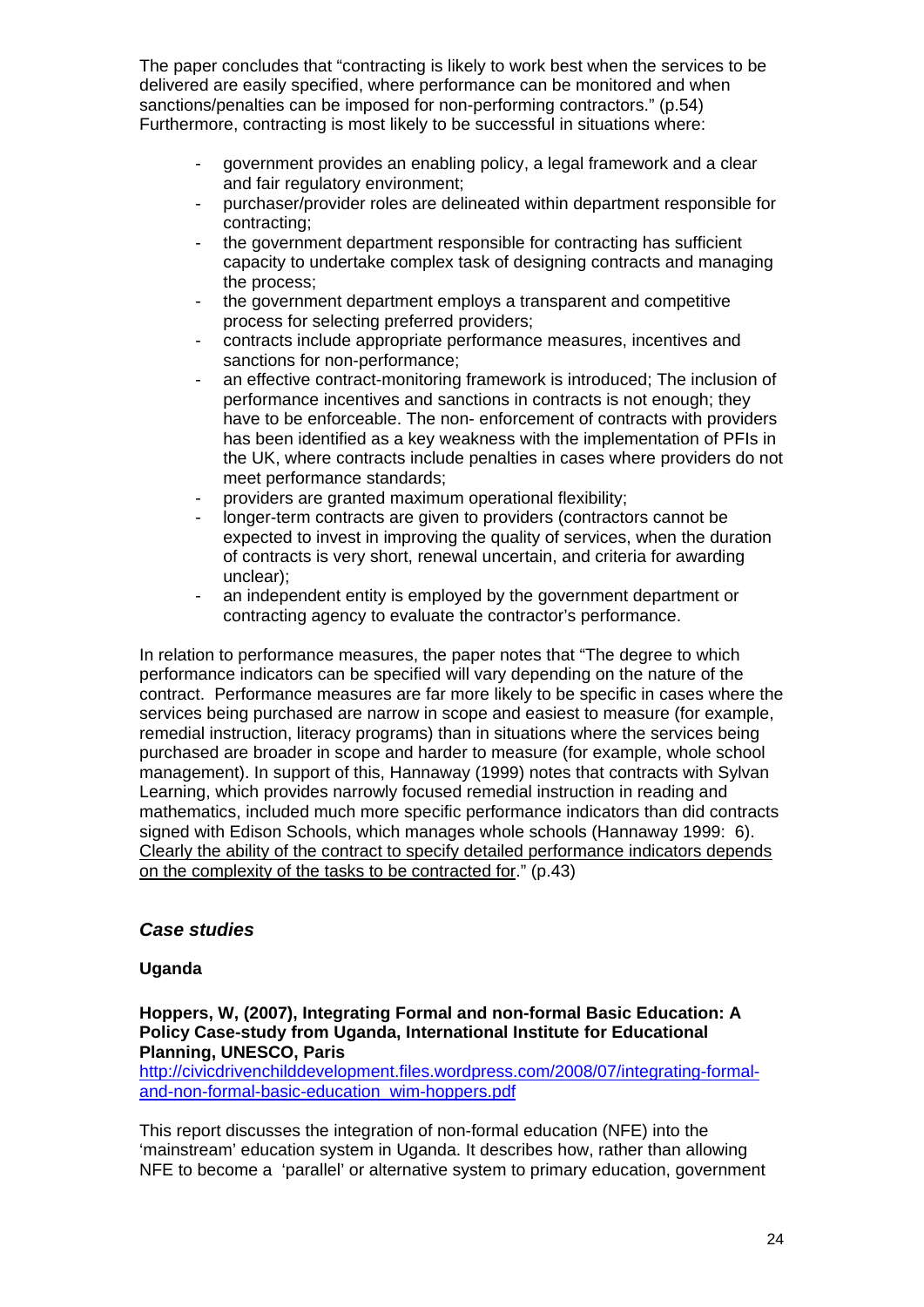The paper concludes that "contracting is likely to work best when the services to be delivered are easily specified, where performance can be monitored and when sanctions/penalties can be imposed for non-performing contractors." (p.54) Furthermore, contracting is most likely to be successful in situations where:

- government provides an enabling policy, a legal framework and a clear and fair regulatory environment;
- purchaser/provider roles are delineated within department responsible for contracting;
- the government department responsible for contracting has sufficient capacity to undertake complex task of designing contracts and managing the process;
- the government department employs a transparent and competitive process for selecting preferred providers;
- contracts include appropriate performance measures, incentives and sanctions for non-performance;
- an effective contract-monitoring framework is introduced; The inclusion of performance incentives and sanctions in contracts is not enough; they have to be enforceable. The non- enforcement of contracts with providers has been identified as a key weakness with the implementation of PFIs in the UK, where contracts include penalties in cases where providers do not meet performance standards;
- providers are granted maximum operational flexibility;
- longer-term contracts are given to providers (contractors cannot be expected to invest in improving the quality of services, when the duration of contracts is very short, renewal uncertain, and criteria for awarding unclear);
- an independent entity is employed by the government department or contracting agency to evaluate the contractor's performance.

In relation to performance measures, the paper notes that "The degree to which performance indicators can be specified will vary depending on the nature of the contract. Performance measures are far more likely to be specific in cases where the services being purchased are narrow in scope and easiest to measure (for example, remedial instruction, literacy programs) than in situations where the services being purchased are broader in scope and harder to measure (for example, whole school management). In support of this, Hannaway (1999) notes that contracts with Sylvan Learning, which provides narrowly focused remedial instruction in reading and mathematics, included much more specific performance indicators than did contracts signed with Edison Schools, which manages whole schools (Hannaway 1999: 6). <u>Clearly the ability of the contract to specify detailed performance indicators depends on the complexity of the tasks to be contracted for</u>." (p.43)

### *Case studies*

#### Uganda

**Hoppers, W, (2007), Integrating Formal and non-formal Basic Education: A Policy Case-study from Uganda, International Institute for Educational Planning, UNESCO, Paris**
http://civicdrivenchilddevelopment.files.wordpress.com/2008/07/integrating-formal-and-non-formal-basic-education_wim-hoppers.pdf

This report discusses the integration of non-formal education (NFE) into the 'mainstream' education system in Uganda. It describes how, rather than allowing NFE to become a 'parallel' or alternative system to primary education, government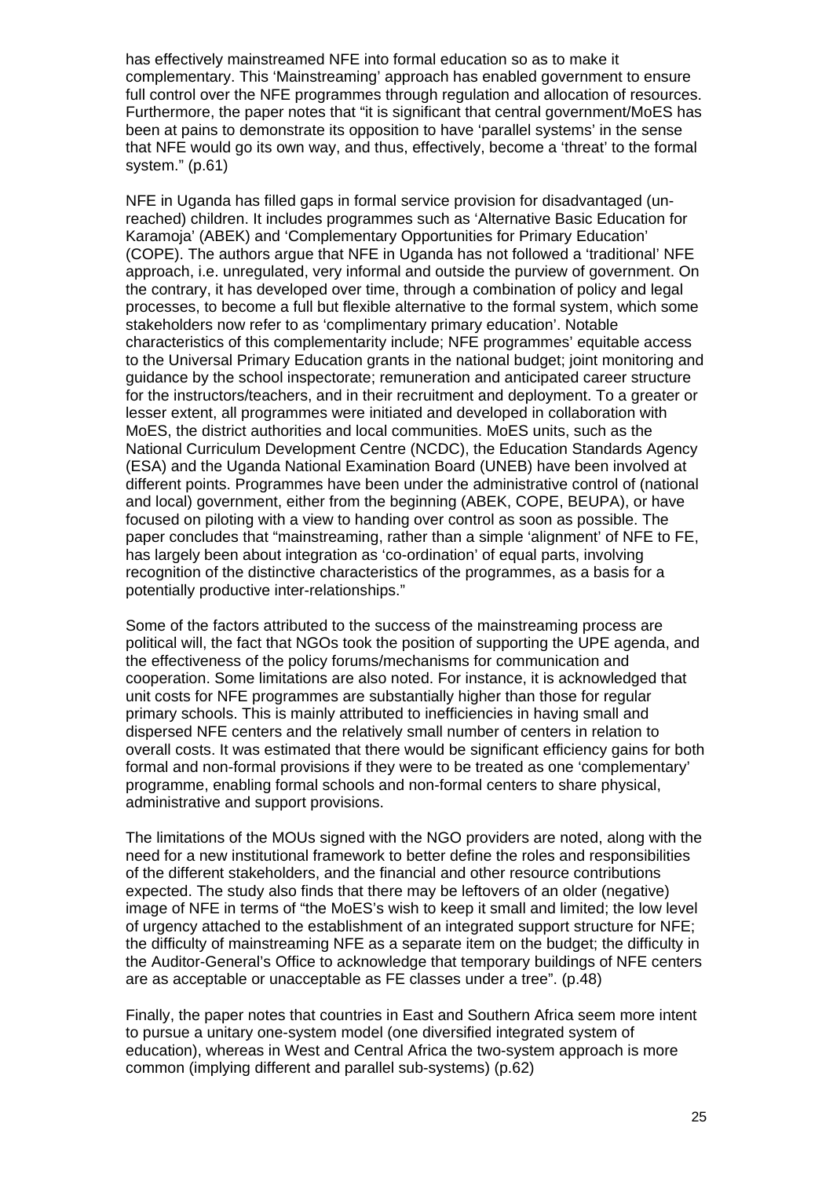has effectively mainstreamed NFE into formal education so as to make it complementary. This 'Mainstreaming' approach has enabled government to ensure full control over the NFE programmes through regulation and allocation of resources. Furthermore, the paper notes that "it is significant that central government/MoES has been at pains to demonstrate its opposition to have 'parallel systems' in the sense that NFE would go its own way, and thus, effectively, become a 'threat' to the formal system." (p.61)

NFE in Uganda has filled gaps in formal service provision for disadvantaged (un-reached) children. It includes programmes such as 'Alternative Basic Education for Karamoja' (ABEK) and 'Complementary Opportunities for Primary Education' (COPE). The authors argue that NFE in Uganda has not followed a 'traditional' NFE approach, i.e. unregulated, very informal and outside the purview of government. On the contrary, it has developed over time, through a combination of policy and legal processes, to become a full but flexible alternative to the formal system, which some stakeholders now refer to as 'complimentary primary education'. Notable characteristics of this complementarity include; NFE programmes' equitable access to the Universal Primary Education grants in the national budget; joint monitoring and guidance by the school inspectorate; remuneration and anticipated career structure for the instructors/teachers, and in their recruitment and deployment. To a greater or lesser extent, all programmes were initiated and developed in collaboration with MoES, the district authorities and local communities. MoES units, such as the National Curriculum Development Centre (NCDC), the Education Standards Agency (ESA) and the Uganda National Examination Board (UNEB) have been involved at different points. Programmes have been under the administrative control of (national and local) government, either from the beginning (ABEK, COPE, BEUPA), or have focused on piloting with a view to handing over control as soon as possible. The paper concludes that "mainstreaming, rather than a simple 'alignment' of NFE to FE, has largely been about integration as 'co-ordination' of equal parts, involving recognition of the distinctive characteristics of the programmes, as a basis for a potentially productive inter-relationships."

Some of the factors attributed to the success of the mainstreaming process are political will, the fact that NGOs took the position of supporting the UPE agenda, and the effectiveness of the policy forums/mechanisms for communication and cooperation. Some limitations are also noted. For instance, it is acknowledged that unit costs for NFE programmes are substantially higher than those for regular primary schools. This is mainly attributed to inefficiencies in having small and dispersed NFE centers and the relatively small number of centers in relation to overall costs. It was estimated that there would be significant efficiency gains for both formal and non-formal provisions if they were to be treated as one 'complementary' programme, enabling formal schools and non-formal centers to share physical, administrative and support provisions.

The limitations of the MOUs signed with the NGO providers are noted, along with the need for a new institutional framework to better define the roles and responsibilities of the different stakeholders, and the financial and other resource contributions expected. The study also finds that there may be leftovers of an older (negative) image of NFE in terms of "the MoES's wish to keep it small and limited; the low level of urgency attached to the establishment of an integrated support structure for NFE; the difficulty of mainstreaming NFE as a separate item on the budget; the difficulty in the Auditor-General's Office to acknowledge that temporary buildings of NFE centers are as acceptable or unacceptable as FE classes under a tree". (p.48)

Finally, the paper notes that countries in East and Southern Africa seem more intent to pursue a unitary one-system model (one diversified integrated system of education), whereas in West and Central Africa the two-system approach is more common (implying different and parallel sub-systems) (p.62)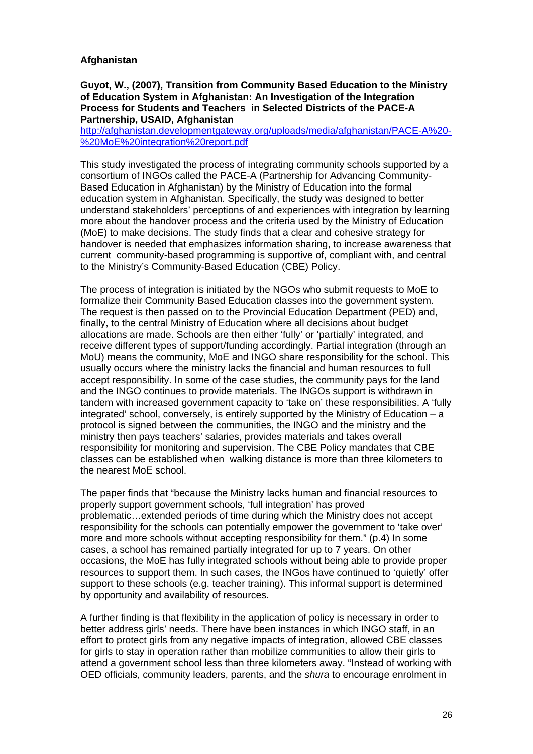**Afghanistan**

**Guyot, W., (2007), Transition from Community Based Education to the Ministry of Education System in Afghanistan: An Investigation of the Integration Process for Students and Teachers in Selected Districts of the PACE-A Partnership, USAID, Afghanistan**
[http://afghanistan.developmentgateway.org/uploads/media/afghanistan/PACE-A%20-%20MoE%20integration%20report.pdf](http://afghanistan.developmentgateway.org/uploads/media/afghanistan/PACE-A%20-%20MoE%20integration%20report.pdf)

This study investigated the process of integrating community schools supported by a consortium of INGOs called the PACE-A (Partnership for Advancing Community-Based Education in Afghanistan) by the Ministry of Education into the formal education system in Afghanistan. Specifically, the study was designed to better understand stakeholders' perceptions of and experiences with integration by learning more about the handover process and the criteria used by the Ministry of Education (MoE) to make decisions. The study finds that a clear and cohesive strategy for handover is needed that emphasizes information sharing, to increase awareness that current community-based programming is supportive of, compliant with, and central to the Ministry's Community-Based Education (CBE) Policy.

The process of integration is initiated by the NGOs who submit requests to MoE to formalize their Community Based Education classes into the government system. The request is then passed on to the Provincial Education Department (PED) and, finally, to the central Ministry of Education where all decisions about budget allocations are made. Schools are then either 'fully' or 'partially' integrated, and receive different types of support/funding accordingly. Partial integration (through an MoU) means the community, MoE and INGO share responsibility for the school. This usually occurs where the ministry lacks the financial and human resources to full accept responsibility. In some of the case studies, the community pays for the land and the INGO continues to provide materials. The INGOs support is withdrawn in tandem with increased government capacity to 'take on' these responsibilities. A 'fully integrated' school, conversely, is entirely supported by the Ministry of Education – a protocol is signed between the communities, the INGO and the ministry and the ministry then pays teachers' salaries, provides materials and takes overall responsibility for monitoring and supervision. The CBE Policy mandates that CBE classes can be established when walking distance is more than three kilometers to the nearest MoE school.

The paper finds that "because the Ministry lacks human and financial resources to properly support government schools, 'full integration' has proved problematic…extended periods of time during which the Ministry does not accept responsibility for the schools can potentially empower the government to 'take over' more and more schools without accepting responsibility for them." (p.4) In some cases, a school has remained partially integrated for up to 7 years. On other occasions, the MoE has fully integrated schools without being able to provide proper resources to support them. In such cases, the INGos have continued to 'quietly' offer support to these schools (e.g. teacher training). This informal support is determined by opportunity and availability of resources.

A further finding is that flexibility in the application of policy is necessary in order to better address girls' needs. There have been instances in which INGO staff, in an effort to protect girls from any negative impacts of integration, allowed CBE classes for girls to stay in operation rather than mobilize communities to allow their girls to attend a government school less than three kilometers away. "Instead of working with OED officials, community leaders, parents, and the *shura* to encourage enrolment in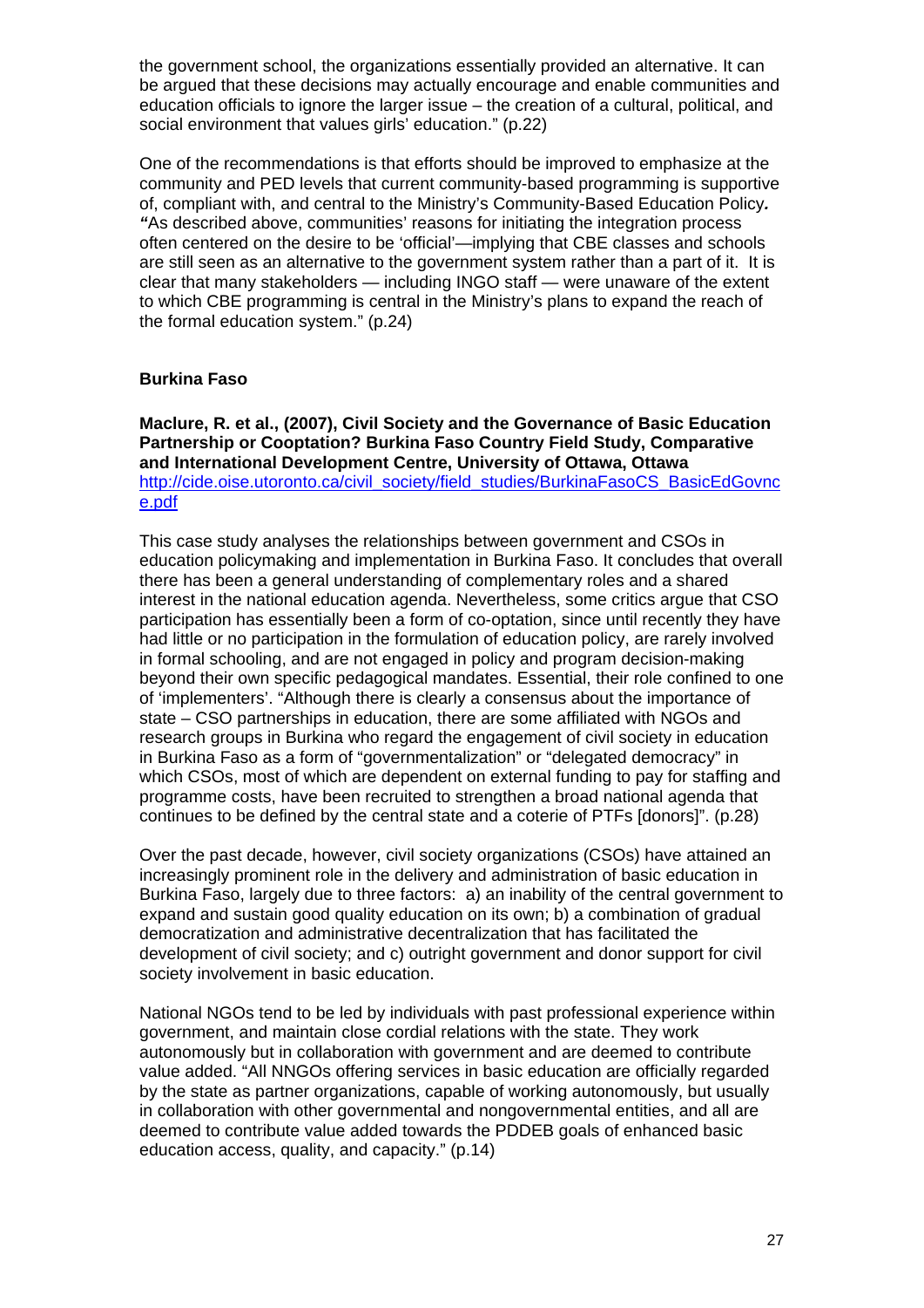the government school, the organizations essentially provided an alternative. It can be argued that these decisions may actually encourage and enable communities and education officials to ignore the larger issue – the creation of a cultural, political, and social environment that values girls' education." (p.22)

One of the recommendations is that efforts should be improved to emphasize at the community and PED levels that current community-based programming is supportive of, compliant with, and central to the Ministry's Community-Based Education Policy**.** *"*As described above, communities' reasons for initiating the integration process often centered on the desire to be 'official'—implying that CBE classes and schools are still seen as an alternative to the government system rather than a part of it. It is clear that many stakeholders — including INGO staff — were unaware of the extent to which CBE programming is central in the Ministry's plans to expand the reach of the formal education system." (p.24)

**Burkina Faso**

**Maclure, R. et al., (2007), Civil Society and the Governance of Basic Education Partnership or Cooptation? Burkina Faso Country Field Study, Comparative and International Development Centre, University of Ottawa, Ottawa**
http://cide.oise.utoronto.ca/civil_society/field_studies/BurkinaFasoCS_BasicEdGovnce.pdf

This case study analyses the relationships between government and CSOs in education policymaking and implementation in Burkina Faso. It concludes that overall there has been a general understanding of complementary roles and a shared interest in the national education agenda. Nevertheless, some critics argue that CSO participation has essentially been a form of co-optation, since until recently they have had little or no participation in the formulation of education policy, are rarely involved in formal schooling, and are not engaged in policy and program decision-making beyond their own specific pedagogical mandates. Essential, their role confined to one of 'implementers'. "Although there is clearly a consensus about the importance of state – CSO partnerships in education, there are some affiliated with NGOs and research groups in Burkina who regard the engagement of civil society in education in Burkina Faso as a form of "governmentalization" or "delegated democracy" in which CSOs, most of which are dependent on external funding to pay for staffing and programme costs, have been recruited to strengthen a broad national agenda that continues to be defined by the central state and a coterie of PTFs [donors]". (p.28)

Over the past decade, however, civil society organizations (CSOs) have attained an increasingly prominent role in the delivery and administration of basic education in Burkina Faso, largely due to three factors: a) an inability of the central government to expand and sustain good quality education on its own; b) a combination of gradual democratization and administrative decentralization that has facilitated the development of civil society; and c) outright government and donor support for civil society involvement in basic education.

National NGOs tend to be led by individuals with past professional experience within government, and maintain close cordial relations with the state. They work autonomously but in collaboration with government and are deemed to contribute value added. "All NNGOs offering services in basic education are officially regarded by the state as partner organizations, capable of working autonomously, but usually in collaboration with other governmental and nongovernmental entities, and all are deemed to contribute value added towards the PDDEB goals of enhanced basic education access, quality, and capacity." (p.14)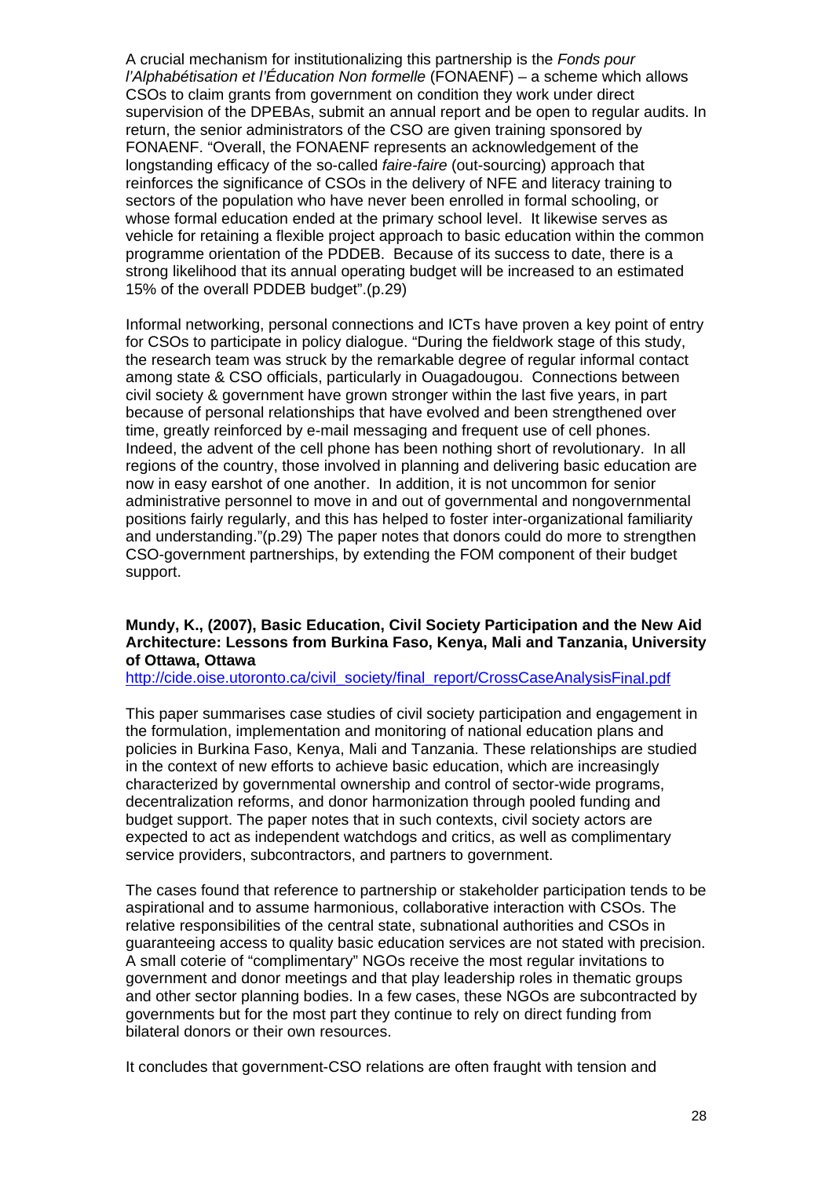A crucial mechanism for institutionalizing this partnership is the *Fonds pour l'Alphabétisation et l'Éducation Non formelle* (FONAENF) – a scheme which allows CSOs to claim grants from government on condition they work under direct supervision of the DPEBAs, submit an annual report and be open to regular audits. In return, the senior administrators of the CSO are given training sponsored by FONAENF. "Overall, the FONAENF represents an acknowledgement of the longstanding efficacy of the so-called *faire-faire* (out-sourcing) approach that reinforces the significance of CSOs in the delivery of NFE and literacy training to sectors of the population who have never been enrolled in formal schooling, or whose formal education ended at the primary school level. It likewise serves as vehicle for retaining a flexible project approach to basic education within the common programme orientation of the PDDEB. Because of its success to date, there is a strong likelihood that its annual operating budget will be increased to an estimated 15% of the overall PDDEB budget".(p.29)

Informal networking, personal connections and ICTs have proven a key point of entry for CSOs to participate in policy dialogue. "During the fieldwork stage of this study, the research team was struck by the remarkable degree of regular informal contact among state & CSO officials, particularly in Ouagadougou. Connections between civil society & government have grown stronger within the last five years, in part because of personal relationships that have evolved and been strengthened over time, greatly reinforced by e-mail messaging and frequent use of cell phones. Indeed, the advent of the cell phone has been nothing short of revolutionary. In all regions of the country, those involved in planning and delivering basic education are now in easy earshot of one another. In addition, it is not uncommon for senior administrative personnel to move in and out of governmental and nongovernmental positions fairly regularly, and this has helped to foster inter-organizational familiarity and understanding."(p.29) The paper notes that donors could do more to strengthen CSO-government partnerships, by extending the FOM component of their budget support.

**Mundy, K., (2007), Basic Education, Civil Society Participation and the New Aid Architecture: Lessons from Burkina Faso, Kenya, Mali and Tanzania, University of Ottawa, Ottawa**
http://cide.oise.utoronto.ca/civil_society/final_report/CrossCaseAnalysisFinal.pdf

This paper summarises case studies of civil society participation and engagement in the formulation, implementation and monitoring of national education plans and policies in Burkina Faso, Kenya, Mali and Tanzania. These relationships are studied in the context of new efforts to achieve basic education, which are increasingly characterized by governmental ownership and control of sector-wide programs, decentralization reforms, and donor harmonization through pooled funding and budget support. The paper notes that in such contexts, civil society actors are expected to act as independent watchdogs and critics, as well as complimentary service providers, subcontractors, and partners to government.

The cases found that reference to partnership or stakeholder participation tends to be aspirational and to assume harmonious, collaborative interaction with CSOs. The relative responsibilities of the central state, subnational authorities and CSOs in guaranteeing access to quality basic education services are not stated with precision. A small coterie of "complimentary" NGOs receive the most regular invitations to government and donor meetings and that play leadership roles in thematic groups and other sector planning bodies. In a few cases, these NGOs are subcontracted by governments but for the most part they continue to rely on direct funding from bilateral donors or their own resources.

It concludes that government-CSO relations are often fraught with tension and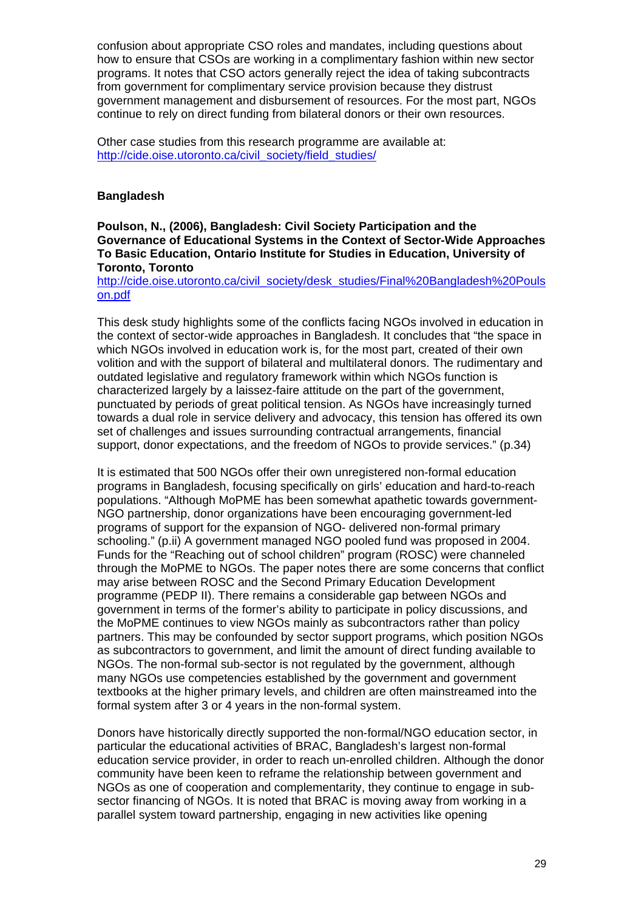confusion about appropriate CSO roles and mandates, including questions about how to ensure that CSOs are working in a complimentary fashion within new sector programs. It notes that CSO actors generally reject the idea of taking subcontracts from government for complimentary service provision because they distrust government management and disbursement of resources. For the most part, NGOs continue to rely on direct funding from bilateral donors or their own resources.

Other case studies from this research programme are available at: [http://cide.oise.utoronto.ca/civil_society/field_studies/](http://cide.oise.utoronto.ca/civil_society/field_studies/)

**Bangladesh**

**Poulson, N., (2006), Bangladesh: Civil Society Participation and the Governance of Educational Systems in the Context of Sector-Wide Approaches To Basic Education, Ontario Institute for Studies in Education, University of Toronto, Toronto**
[http://cide.oise.utoronto.ca/civil_society/desk_studies/Final%20Bangladesh%20Poulson.pdf](http://cide.oise.utoronto.ca/civil_society/desk_studies/Final%20Bangladesh%20Poulson.pdf)

This desk study highlights some of the conflicts facing NGOs involved in education in the context of sector-wide approaches in Bangladesh. It concludes that "the space in which NGOs involved in education work is, for the most part, created of their own volition and with the support of bilateral and multilateral donors. The rudimentary and outdated legislative and regulatory framework within which NGOs function is characterized largely by a laissez-faire attitude on the part of the government, punctuated by periods of great political tension. As NGOs have increasingly turned towards a dual role in service delivery and advocacy, this tension has offered its own set of challenges and issues surrounding contractual arrangements, financial support, donor expectations, and the freedom of NGOs to provide services." (p.34)

It is estimated that 500 NGOs offer their own unregistered non-formal education programs in Bangladesh, focusing specifically on girls' education and hard-to-reach populations. "Although MoPME has been somewhat apathetic towards government-NGO partnership, donor organizations have been encouraging government-led programs of support for the expansion of NGO- delivered non-formal primary schooling." (p.ii) A government managed NGO pooled fund was proposed in 2004. Funds for the "Reaching out of school children" program (ROSC) were channeled through the MoPME to NGOs. The paper notes there are some concerns that conflict may arise between ROSC and the Second Primary Education Development programme (PEDP II). There remains a considerable gap between NGOs and government in terms of the former's ability to participate in policy discussions, and the MoPME continues to view NGOs mainly as subcontractors rather than policy partners. This may be confounded by sector support programs, which position NGOs as subcontractors to government, and limit the amount of direct funding available to NGOs. The non-formal sub-sector is not regulated by the government, although many NGOs use competencies established by the government and government textbooks at the higher primary levels, and children are often mainstreamed into the formal system after 3 or 4 years in the non-formal system.

Donors have historically directly supported the non-formal/NGO education sector, in particular the educational activities of BRAC, Bangladesh's largest non-formal education service provider, in order to reach un-enrolled children. Although the donor community have been keen to reframe the relationship between government and NGOs as one of cooperation and complementarity, they continue to engage in sub-sector financing of NGOs. It is noted that BRAC is moving away from working in a parallel system toward partnership, engaging in new activities like opening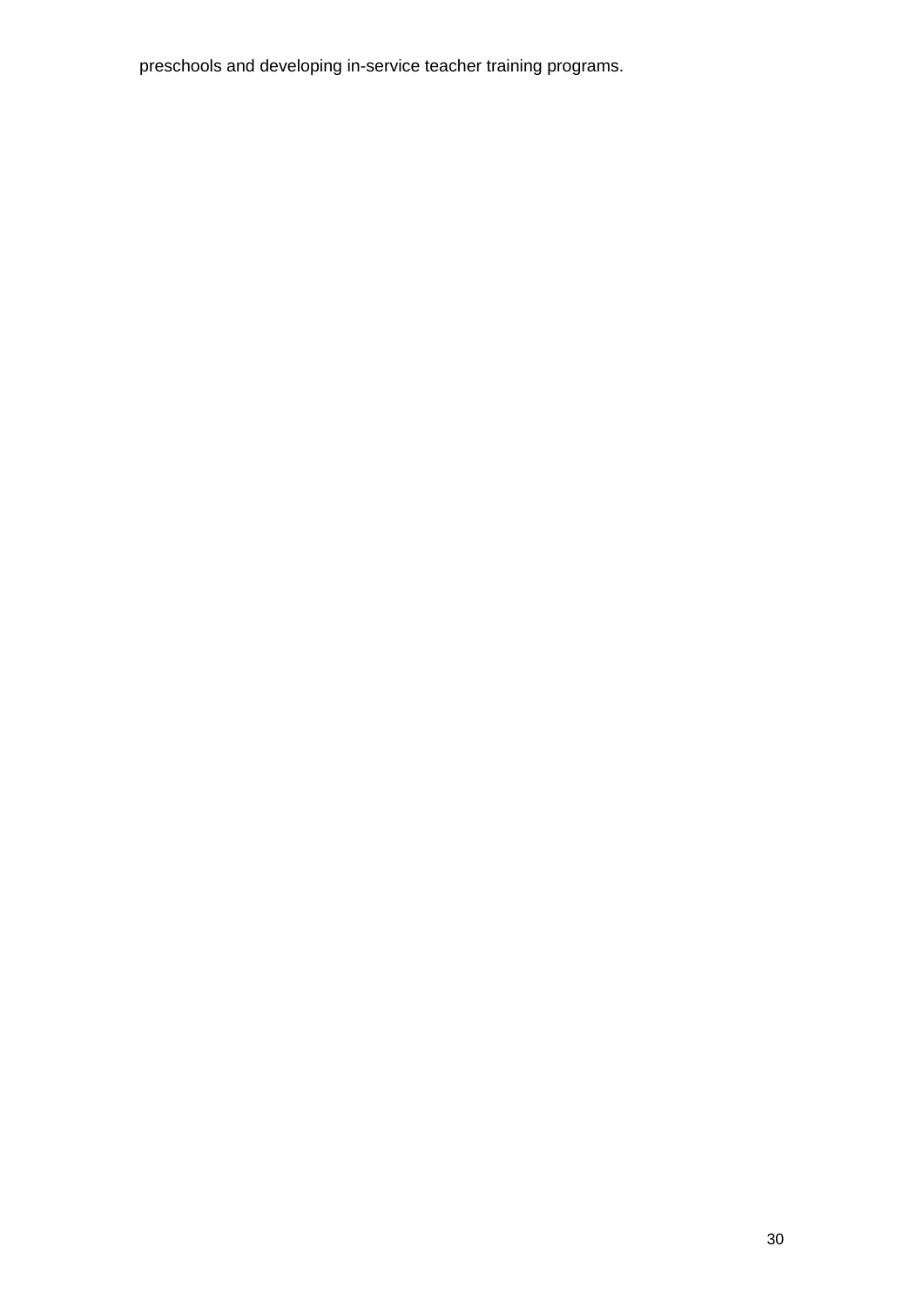preschools and developing in-service teacher training programs.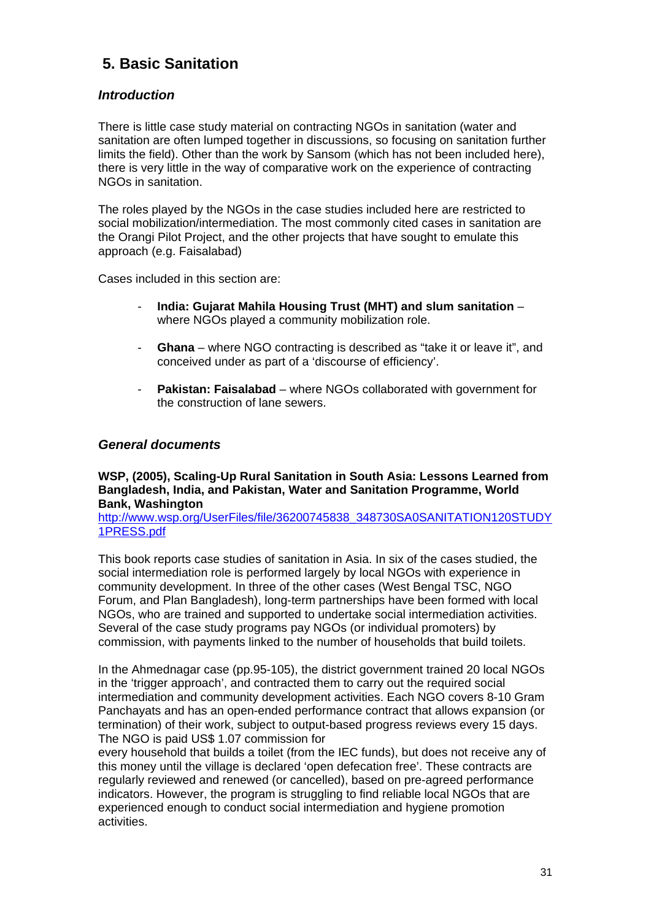# 5. Basic Sanitation

### *Introduction*

There is little case study material on contracting NGOs in sanitation (water and sanitation are often lumped together in discussions, so focusing on sanitation further limits the field). Other than the work by Sansom (which has not been included here), there is very little in the way of comparative work on the experience of contracting NGOs in sanitation.

The roles played by the NGOs in the case studies included here are restricted to social mobilization/intermediation. The most commonly cited cases in sanitation are the Orangi Pilot Project, and the other projects that have sought to emulate this approach (e.g. Faisalabad)

Cases included in this section are:

- **India: Gujarat Mahila Housing Trust (MHT) and slum sanitation** – where NGOs played a community mobilization role.
- **Ghana** – where NGO contracting is described as "take it or leave it", and conceived under as part of a 'discourse of efficiency'.
- **Pakistan: Faisalabad** – where NGOs collaborated with government for the construction of lane sewers.

### *General documents*

**WSP, (2005), Scaling-Up Rural Sanitation in South Asia: Lessons Learned from Bangladesh, India, and Pakistan, Water and Sanitation Programme, World Bank, Washington**
http://www.wsp.org/UserFiles/file/36200745838_348730SA0SANITATION120STUDY1PRESS.pdf

This book reports case studies of sanitation in Asia. In six of the cases studied, the social intermediation role is performed largely by local NGOs with experience in community development. In three of the other cases (West Bengal TSC, NGO Forum, and Plan Bangladesh), long-term partnerships have been formed with local NGOs, who are trained and supported to undertake social intermediation activities. Several of the case study programs pay NGOs (or individual promoters) by commission, with payments linked to the number of households that build toilets.

In the Ahmednagar case (pp.95-105), the district government trained 20 local NGOs in the 'trigger approach', and contracted them to carry out the required social intermediation and community development activities. Each NGO covers 8-10 Gram Panchayats and has an open-ended performance contract that allows expansion (or termination) of their work, subject to output-based progress reviews every 15 days. The NGO is paid US$ 1.07 commission for every household that builds a toilet (from the IEC funds), but does not receive any of this money until the village is declared 'open defecation free'. These contracts are regularly reviewed and renewed (or cancelled), based on pre-agreed performance indicators. However, the program is struggling to find reliable local NGOs that are experienced enough to conduct social intermediation and hygiene promotion activities.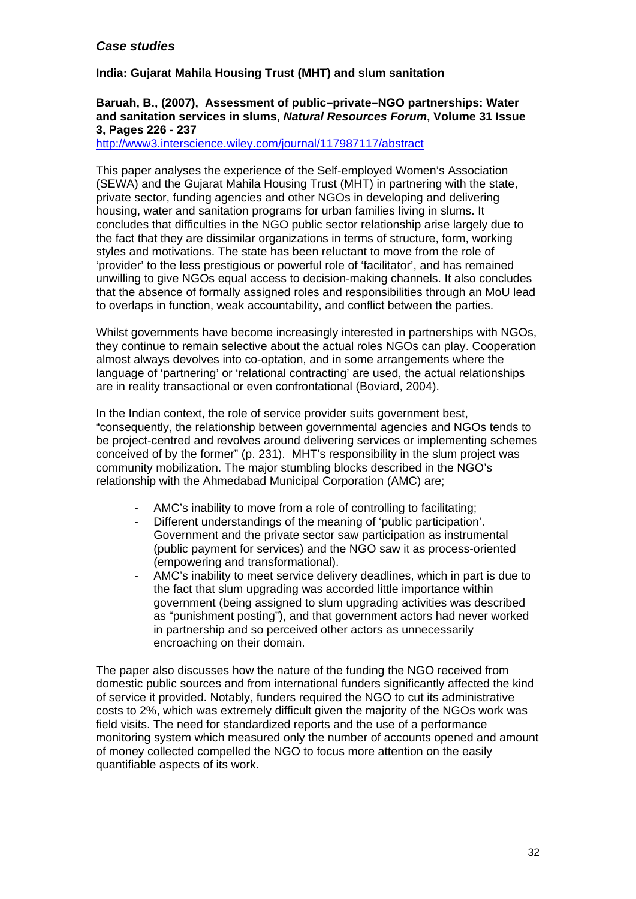## *Case studies*

### India: Gujarat Mahila Housing Trust (MHT) and slum sanitation

**Baruah, B., (2007), Assessment of public–private–NGO partnerships: Water and sanitation services in slums, *Natural Resources Forum*, Volume 31 Issue 3, Pages 226 - 237**

http://www3.interscience.wiley.com/journal/117987117/abstract

This paper analyses the experience of the Self-employed Women's Association (SEWA) and the Gujarat Mahila Housing Trust (MHT) in partnering with the state, private sector, funding agencies and other NGOs in developing and delivering housing, water and sanitation programs for urban families living in slums. It concludes that difficulties in the NGO public sector relationship arise largely due to the fact that they are dissimilar organizations in terms of structure, form, working styles and motivations. The state has been reluctant to move from the role of 'provider' to the less prestigious or powerful role of 'facilitator', and has remained unwilling to give NGOs equal access to decision-making channels. It also concludes that the absence of formally assigned roles and responsibilities through an MoU lead to overlaps in function, weak accountability, and conflict between the parties.

Whilst governments have become increasingly interested in partnerships with NGOs, they continue to remain selective about the actual roles NGOs can play. Cooperation almost always devolves into co-optation, and in some arrangements where the language of 'partnering' or 'relational contracting' are used, the actual relationships are in reality transactional or even confrontational (Boviard, 2004).

In the Indian context, the role of service provider suits government best, "consequently, the relationship between governmental agencies and NGOs tends to be project-centred and revolves around delivering services or implementing schemes conceived of by the former" (p. 231). MHT's responsibility in the slum project was community mobilization. The major stumbling blocks described in the NGO's relationship with the Ahmedabad Municipal Corporation (AMC) are;

- AMC's inability to move from a role of controlling to facilitating;
- Different understandings of the meaning of 'public participation'. Government and the private sector saw participation as instrumental (public payment for services) and the NGO saw it as process-oriented (empowering and transformational).
- AMC's inability to meet service delivery deadlines, which in part is due to the fact that slum upgrading was accorded little importance within government (being assigned to slum upgrading activities was described as "punishment posting"), and that government actors had never worked in partnership and so perceived other actors as unnecessarily encroaching on their domain.

The paper also discusses how the nature of the funding the NGO received from domestic public sources and from international funders significantly affected the kind of service it provided. Notably, funders required the NGO to cut its administrative costs to 2%, which was extremely difficult given the majority of the NGOs work was field visits. The need for standardized reports and the use of a performance monitoring system which measured only the number of accounts opened and amount of money collected compelled the NGO to focus more attention on the easily quantifiable aspects of its work.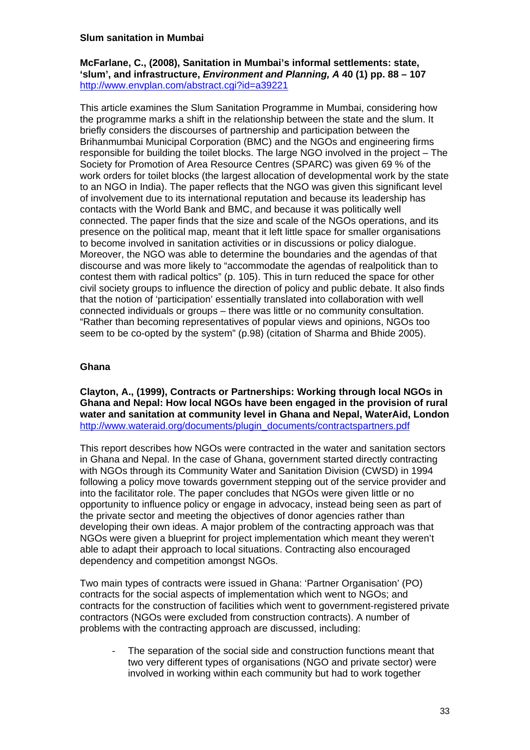**Slum sanitation in Mumbai**

**McFarlane, C., (2008), Sanitation in Mumbai's informal settlements: state, 'slum', and infrastructure, *Environment and Planning, A* 40 (1) pp. 88 – 107**
http://www.envplan.com/abstract.cgi?id=a39221

This article examines the Slum Sanitation Programme in Mumbai, considering how the programme marks a shift in the relationship between the state and the slum. It briefly considers the discourses of partnership and participation between the Brihanmumbai Municipal Corporation (BMC) and the NGOs and engineering firms responsible for building the toilet blocks. The large NGO involved in the project – The Society for Promotion of Area Resource Centres (SPARC) was given 69 % of the work orders for toilet blocks (the largest allocation of developmental work by the state to an NGO in India). The paper reflects that the NGO was given this significant level of involvement due to its international reputation and because its leadership has contacts with the World Bank and BMC, and because it was politically well connected. The paper finds that the size and scale of the NGOs operations, and its presence on the political map, meant that it left little space for smaller organisations to become involved in sanitation activities or in discussions or policy dialogue. Moreover, the NGO was able to determine the boundaries and the agendas of that discourse and was more likely to "accommodate the agendas of realpolitick than to contest them with radical poltics" (p. 105). This in turn reduced the space for other civil society groups to influence the direction of policy and public debate. It also finds that the notion of 'participation' essentially translated into collaboration with well connected individuals or groups – there was little or no community consultation. "Rather than becoming representatives of popular views and opinions, NGOs too seem to be co-opted by the system" (p.98) (citation of Sharma and Bhide 2005).

**Ghana**

**Clayton, A., (1999), Contracts or Partnerships: Working through local NGOs in Ghana and Nepal: How local NGOs have been engaged in the provision of rural water and sanitation at community level in Ghana and Nepal, WaterAid, London**
http://www.wateraid.org/documents/plugin_documents/contractspartners.pdf

This report describes how NGOs were contracted in the water and sanitation sectors in Ghana and Nepal. In the case of Ghana, government started directly contracting with NGOs through its Community Water and Sanitation Division (CWSD) in 1994 following a policy move towards government stepping out of the service provider and into the facilitator role. The paper concludes that NGOs were given little or no opportunity to influence policy or engage in advocacy, instead being seen as part of the private sector and meeting the objectives of donor agencies rather than developing their own ideas. A major problem of the contracting approach was that NGOs were given a blueprint for project implementation which meant they weren't able to adapt their approach to local situations. Contracting also encouraged dependency and competition amongst NGOs.

Two main types of contracts were issued in Ghana: 'Partner Organisation' (PO) contracts for the social aspects of implementation which went to NGOs; and contracts for the construction of facilities which went to government-registered private contractors (NGOs were excluded from construction contracts). A number of problems with the contracting approach are discussed, including:

- The separation of the social side and construction functions meant that two very different types of organisations (NGO and private sector) were involved in working within each community but had to work together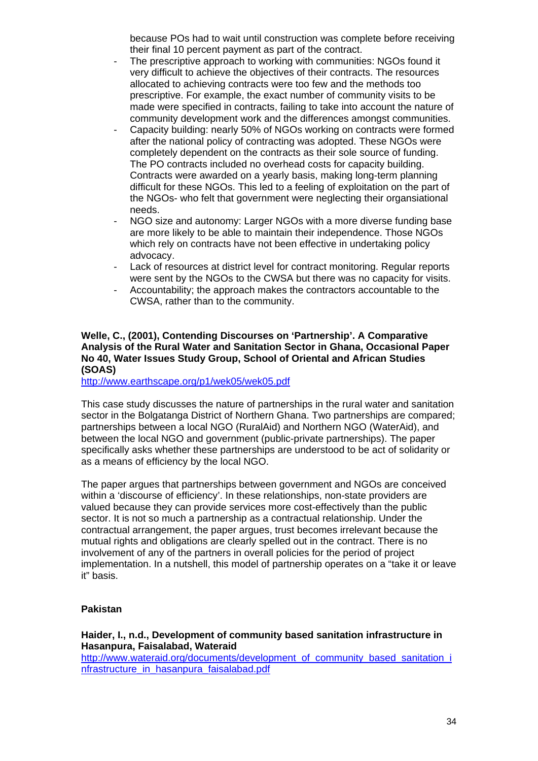because POs had to wait until construction was complete before receiving their final 10 percent payment as part of the contract.

- The prescriptive approach to working with communities: NGOs found it very difficult to achieve the objectives of their contracts. The resources allocated to achieving contracts were too few and the methods too prescriptive. For example, the exact number of community visits to be made were specified in contracts, failing to take into account the nature of community development work and the differences amongst communities.
- Capacity building: nearly 50% of NGOs working on contracts were formed after the national policy of contracting was adopted. These NGOs were completely dependent on the contracts as their sole source of funding. The PO contracts included no overhead costs for capacity building. Contracts were awarded on a yearly basis, making long-term planning difficult for these NGOs. This led to a feeling of exploitation on the part of the NGOs- who felt that government were neglecting their organisational needs.
- NGO size and autonomy: Larger NGOs with a more diverse funding base are more likely to be able to maintain their independence. Those NGOs which rely on contracts have not been effective in undertaking policy advocacy.
- Lack of resources at district level for contract monitoring. Regular reports were sent by the NGOs to the CWSA but there was no capacity for visits.
- Accountability; the approach makes the contractors accountable to the CWSA, rather than to the community.

**Welle, C., (2001), Contending Discourses on 'Partnership'. A Comparative Analysis of the Rural Water and Sanitation Sector in Ghana, Occasional Paper No 40, Water Issues Study Group, School of Oriental and African Studies (SOAS)**
http://www.earthscape.org/p1/wek05/wek05.pdf

This case study discusses the nature of partnerships in the rural water and sanitation sector in the Bolgatanga District of Northern Ghana. Two partnerships are compared; partnerships between a local NGO (RuralAid) and Northern NGO (WaterAid), and between the local NGO and government (public-private partnerships). The paper specifically asks whether these partnerships are understood to be act of solidarity or as a means of efficiency by the local NGO.

The paper argues that partnerships between government and NGOs are conceived within a 'discourse of efficiency'. In these relationships, non-state providers are valued because they can provide services more cost-effectively than the public sector. It is not so much a partnership as a contractual relationship. Under the contractual arrangement, the paper argues, trust becomes irrelevant because the mutual rights and obligations are clearly spelled out in the contract. There is no involvement of any of the partners in overall policies for the period of project implementation. In a nutshell, this model of partnership operates on a "take it or leave it" basis.

**Pakistan**

**Haider, I., n.d., Development of community based sanitation infrastructure in Hasanpura, Faisalabad, Wateraid**
http://www.wateraid.org/documents/development_of_community_based_sanitation_infrastructure_in_hasanpura_faisalabad.pdf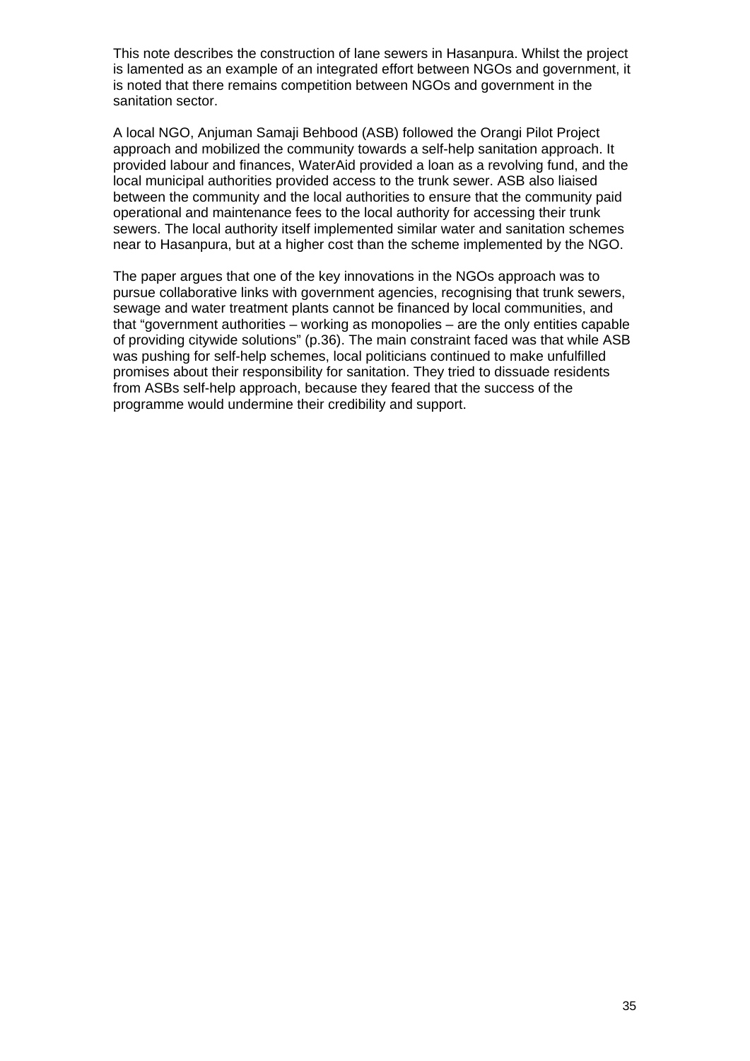This note describes the construction of lane sewers in Hasanpura. Whilst the project is lamented as an example of an integrated effort between NGOs and government, it is noted that there remains competition between NGOs and government in the sanitation sector.

A local NGO, Anjuman Samaji Behbood (ASB) followed the Orangi Pilot Project approach and mobilized the community towards a self-help sanitation approach. It provided labour and finances, WaterAid provided a loan as a revolving fund, and the local municipal authorities provided access to the trunk sewer. ASB also liaised between the community and the local authorities to ensure that the community paid operational and maintenance fees to the local authority for accessing their trunk sewers. The local authority itself implemented similar water and sanitation schemes near to Hasanpura, but at a higher cost than the scheme implemented by the NGO.

The paper argues that one of the key innovations in the NGOs approach was to pursue collaborative links with government agencies, recognising that trunk sewers, sewage and water treatment plants cannot be financed by local communities, and that "government authorities – working as monopolies – are the only entities capable of providing citywide solutions" (p.36). The main constraint faced was that while ASB was pushing for self-help schemes, local politicians continued to make unfulfilled promises about their responsibility for sanitation. They tried to dissuade residents from ASBs self-help approach, because they feared that the success of the programme would undermine their credibility and support.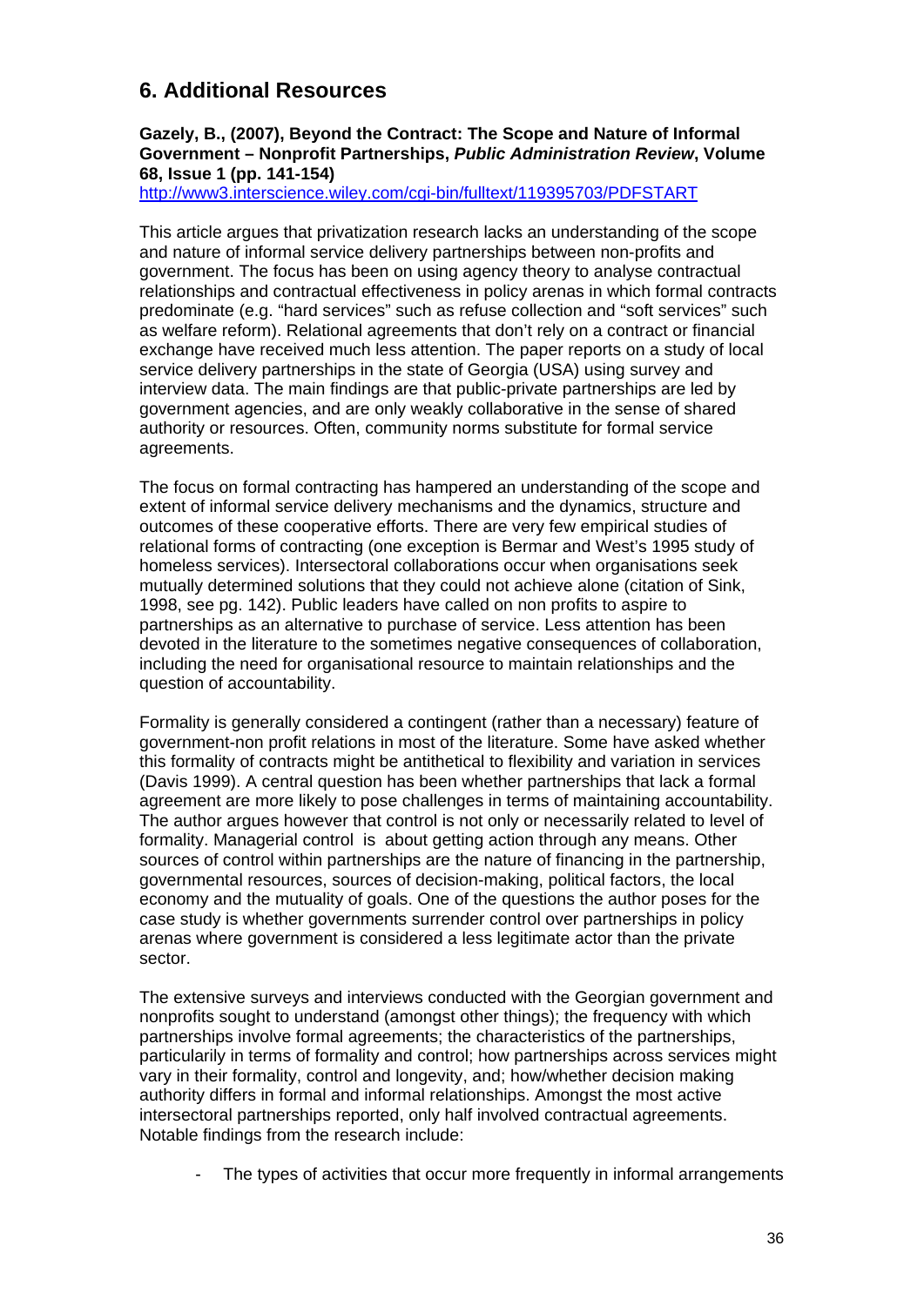## 6. Additional Resources

**Gazely, B., (2007), Beyond the Contract: The Scope and Nature of Informal Government – Nonprofit Partnerships, *Public Administration Review*, Volume 68, Issue 1 (pp. 141-154)**
http://www3.interscience.wiley.com/cgi-bin/fulltext/119395703/PDFSTART

This article argues that privatization research lacks an understanding of the scope and nature of informal service delivery partnerships between non-profits and government. The focus has been on using agency theory to analyse contractual relationships and contractual effectiveness in policy arenas in which formal contracts predominate (e.g. "hard services" such as refuse collection and "soft services" such as welfare reform). Relational agreements that don't rely on a contract or financial exchange have received much less attention. The paper reports on a study of local service delivery partnerships in the state of Georgia (USA) using survey and interview data. The main findings are that public-private partnerships are led by government agencies, and are only weakly collaborative in the sense of shared authority or resources. Often, community norms substitute for formal service agreements.

The focus on formal contracting has hampered an understanding of the scope and extent of informal service delivery mechanisms and the dynamics, structure and outcomes of these cooperative efforts. There are very few empirical studies of relational forms of contracting (one exception is Bermar and West's 1995 study of homeless services). Intersectoral collaborations occur when organisations seek mutually determined solutions that they could not achieve alone (citation of Sink, 1998, see pg. 142). Public leaders have called on non profits to aspire to partnerships as an alternative to purchase of service. Less attention has been devoted in the literature to the sometimes negative consequences of collaboration, including the need for organisational resource to maintain relationships and the question of accountability.

Formality is generally considered a contingent (rather than a necessary) feature of government-non profit relations in most of the literature. Some have asked whether this formality of contracts might be antithetical to flexibility and variation in services (Davis 1999). A central question has been whether partnerships that lack a formal agreement are more likely to pose challenges in terms of maintaining accountability. The author argues however that control is not only or necessarily related to level of formality. Managerial control is about getting action through any means. Other sources of control within partnerships are the nature of financing in the partnership, governmental resources, sources of decision-making, political factors, the local economy and the mutuality of goals. One of the questions the author poses for the case study is whether governments surrender control over partnerships in policy arenas where government is considered a less legitimate actor than the private sector.

The extensive surveys and interviews conducted with the Georgian government and nonprofits sought to understand (amongst other things); the frequency with which partnerships involve formal agreements; the characteristics of the partnerships, particularily in terms of formality and control; how partnerships across services might vary in their formality, control and longevity, and; how/whether decision making authority differs in formal and informal relationships. Amongst the most active intersectoral partnerships reported, only half involved contractual agreements. Notable findings from the research include:

- The types of activities that occur more frequently in informal arrangements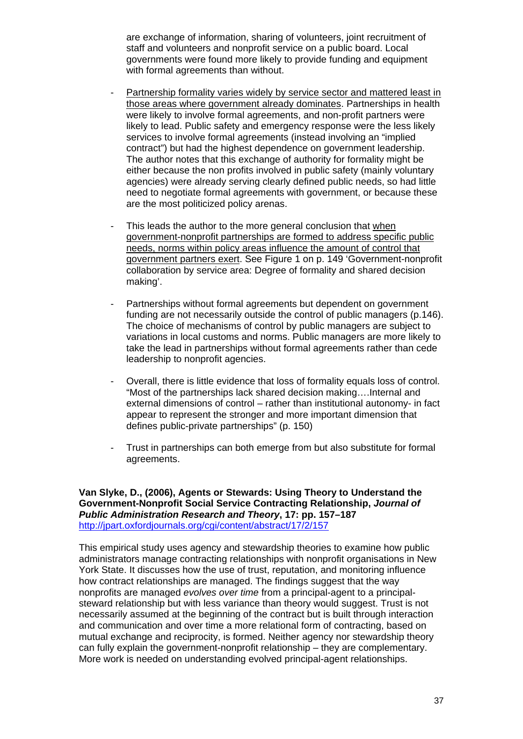are exchange of information, sharing of volunteers, joint recruitment of staff and volunteers and nonprofit service on a public board. Local governments were found more likely to provide funding and equipment with formal agreements than without.

- Partnership formality varies widely by service sector and mattered least in those areas where government already dominates. Partnerships in health were likely to involve formal agreements, and non-profit partners were likely to lead. Public safety and emergency response were the less likely services to involve formal agreements (instead involving an "implied contract") but had the highest dependence on government leadership. The author notes that this exchange of authority for formality might be either because the non profits involved in public safety (mainly voluntary agencies) were already serving clearly defined public needs, so had little need to negotiate formal agreements with government, or because these are the most politicized policy arenas.

- This leads the author to the more general conclusion that when government-nonprofit partnerships are formed to address specific public needs, norms within policy areas influence the amount of control that government partners exert. See Figure 1 on p. 149 'Government-nonprofit collaboration by service area: Degree of formality and shared decision making'.

- Partnerships without formal agreements but dependent on government funding are not necessarily outside the control of public managers (p.146). The choice of mechanisms of control by public managers are subject to variations in local customs and norms. Public managers are more likely to take the lead in partnerships without formal agreements rather than cede leadership to nonprofit agencies.

- Overall, there is little evidence that loss of formality equals loss of control. "Most of the partnerships lack shared decision making….Internal and external dimensions of control – rather than institutional autonomy- in fact appear to represent the stronger and more important dimension that defines public-private partnerships" (p. 150)

- Trust in partnerships can both emerge from but also substitute for formal agreements.

**Van Slyke, D., (2006), Agents or Stewards: Using Theory to Understand the Government-Nonprofit Social Service Contracting Relationship, *Journal of Public Administration Research and Theory*, 17: pp. 157–187**
http://jpart.oxfordjournals.org/cgi/content/abstract/17/2/157

This empirical study uses agency and stewardship theories to examine how public administrators manage contracting relationships with nonprofit organisations in New York State. It discusses how the use of trust, reputation, and monitoring influence how contract relationships are managed. The findings suggest that the way nonprofits are managed *evolves over time* from a principal-agent to a principal-steward relationship but with less variance than theory would suggest. Trust is not necessarily assumed at the beginning of the contract but is built through interaction and communication and over time a more relational form of contracting, based on mutual exchange and reciprocity, is formed. Neither agency nor stewardship theory can fully explain the government-nonprofit relationship – they are complementary. More work is needed on understanding evolved principal-agent relationships.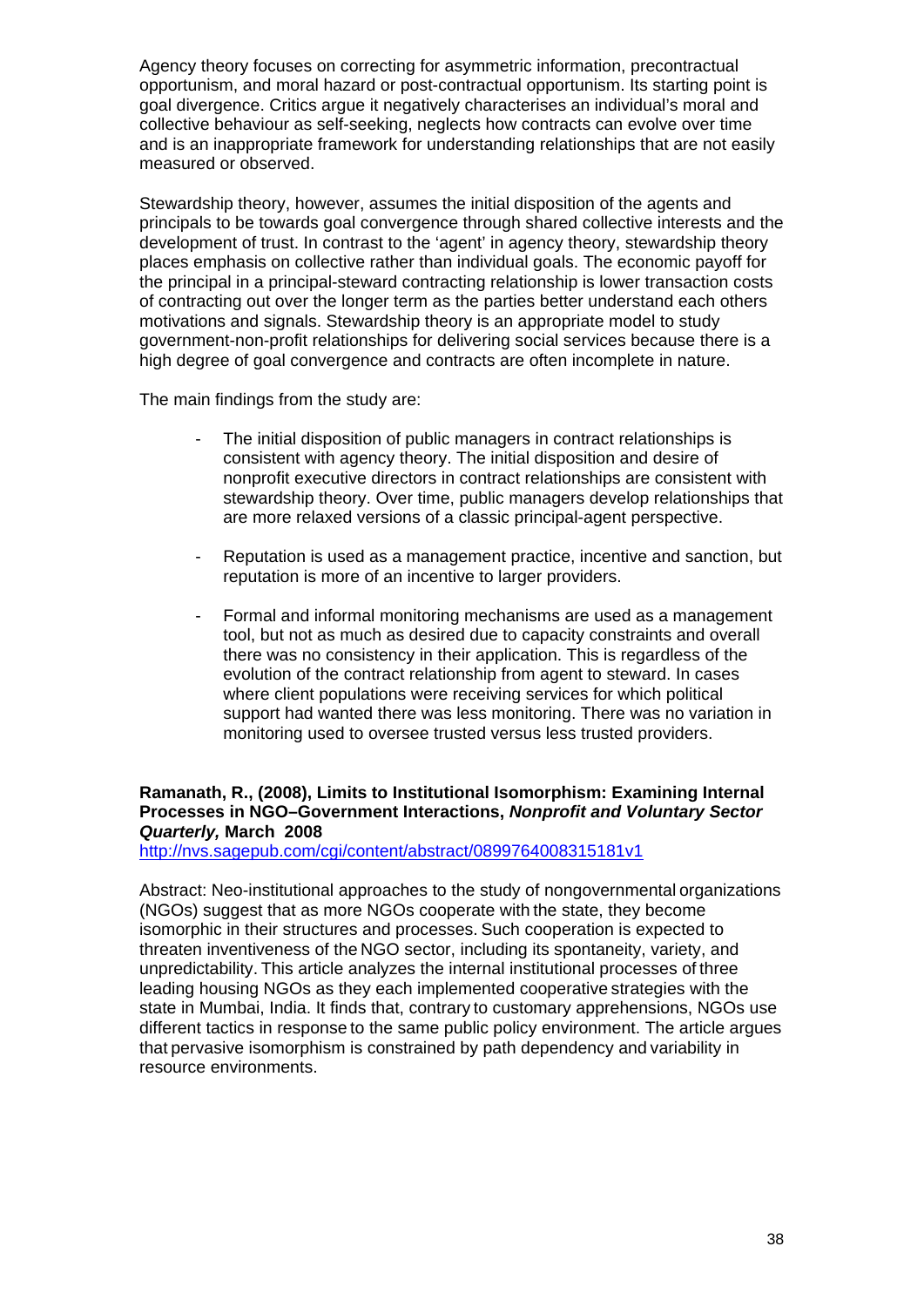Agency theory focuses on correcting for asymmetric information, precontractual opportunism, and moral hazard or post-contractual opportunism. Its starting point is goal divergence. Critics argue it negatively characterises an individual's moral and collective behaviour as self-seeking, neglects how contracts can evolve over time and is an inappropriate framework for understanding relationships that are not easily measured or observed.

Stewardship theory, however, assumes the initial disposition of the agents and principals to be towards goal convergence through shared collective interests and the development of trust. In contrast to the 'agent' in agency theory, stewardship theory places emphasis on collective rather than individual goals. The economic payoff for the principal in a principal-steward contracting relationship is lower transaction costs of contracting out over the longer term as the parties better understand each others motivations and signals. Stewardship theory is an appropriate model to study government-non-profit relationships for delivering social services because there is a high degree of goal convergence and contracts are often incomplete in nature.

The main findings from the study are:

- The initial disposition of public managers in contract relationships is consistent with agency theory. The initial disposition and desire of nonprofit executive directors in contract relationships are consistent with stewardship theory. Over time, public managers develop relationships that are more relaxed versions of a classic principal-agent perspective.
- Reputation is used as a management practice, incentive and sanction, but reputation is more of an incentive to larger providers.
- Formal and informal monitoring mechanisms are used as a management tool, but not as much as desired due to capacity constraints and overall there was no consistency in their application. This is regardless of the evolution of the contract relationship from agent to steward. In cases where client populations were receiving services for which political support had wanted there was less monitoring. There was no variation in monitoring used to oversee trusted versus less trusted providers.

**Ramanath, R., (2008), Limits to Institutional Isomorphism: Examining Internal Processes in NGO–Government Interactions, *Nonprofit and Voluntary Sector Quarterly,* March 2008**
http://nvs.sagepub.com/cgi/content/abstract/0899764008315181v1

Abstract: Neo-institutional approaches to the study of nongovernmental organizations (NGOs) suggest that as more NGOs cooperate with the state, they become isomorphic in their structures and processes. Such cooperation is expected to threaten inventiveness of the NGO sector, including its spontaneity, variety, and unpredictability. This article analyzes the internal institutional processes of three leading housing NGOs as they each implemented cooperative strategies with the state in Mumbai, India. It finds that, contrary to customary apprehensions, NGOs use different tactics in response to the same public policy environment. The article argues that pervasive isomorphism is constrained by path dependency and variability in resource environments.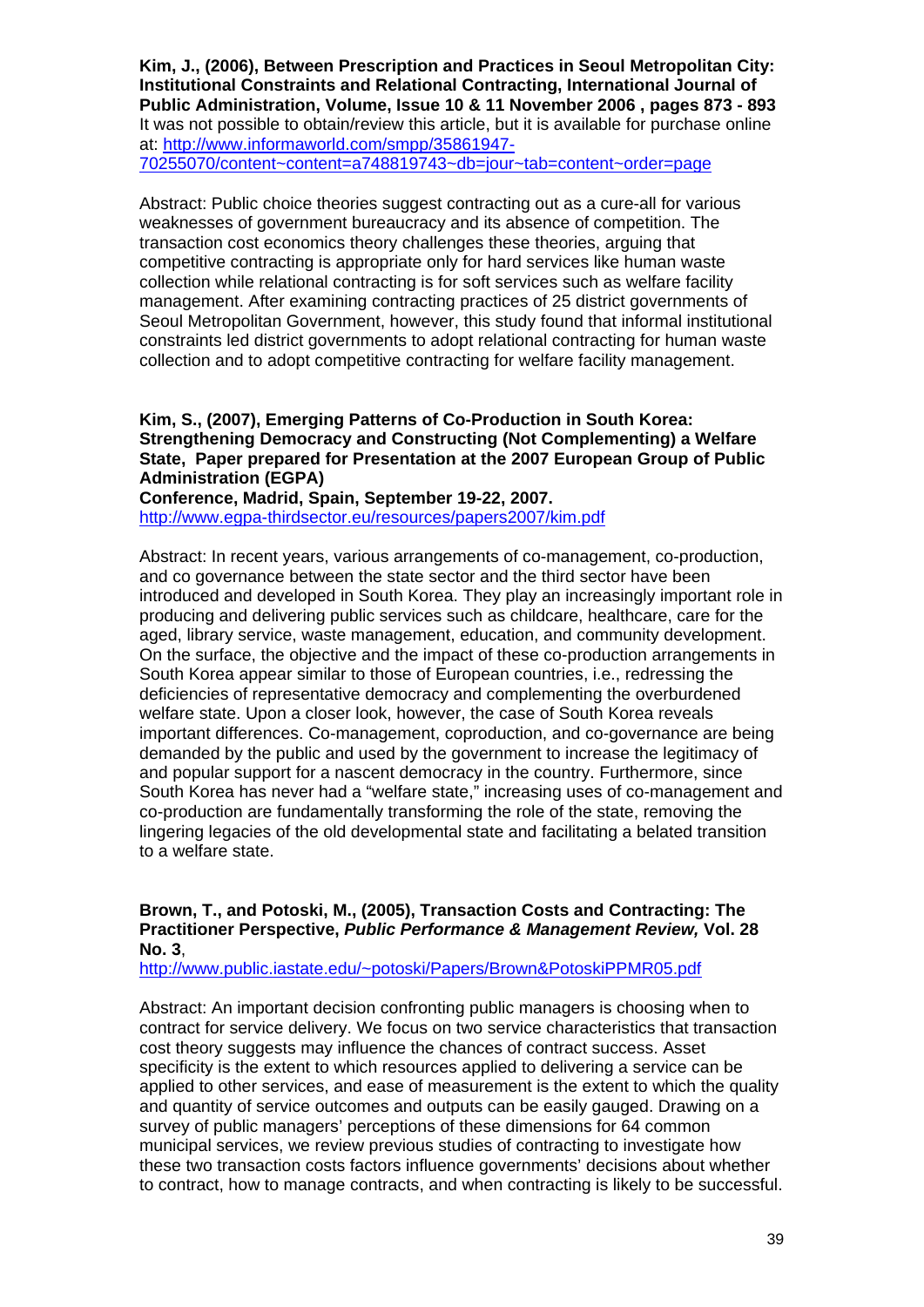**Kim, J., (2006), Between Prescription and Practices in Seoul Metropolitan City: Institutional Constraints and Relational Contracting, International Journal of Public Administration, Volume, Issue 10 & 11 November 2006 , pages 873 - 893**
It was not possible to obtain/review this article, but it is available for purchase online at: http://www.informaworld.com/smpp/35861947-70255070/content~content=a748819743~db=jour~tab=content~order=page

Abstract: Public choice theories suggest contracting out as a cure-all for various weaknesses of government bureaucracy and its absence of competition. The transaction cost economics theory challenges these theories, arguing that competitive contracting is appropriate only for hard services like human waste collection while relational contracting is for soft services such as welfare facility management. After examining contracting practices of 25 district governments of Seoul Metropolitan Government, however, this study found that informal institutional constraints led district governments to adopt relational contracting for human waste collection and to adopt competitive contracting for welfare facility management.

**Kim, S., (2007), Emerging Patterns of Co-Production in South Korea: Strengthening Democracy and Constructing (Not Complementing) a Welfare State, Paper prepared for Presentation at the 2007 European Group of Public Administration (EGPA)**
**Conference, Madrid, Spain, September 19-22, 2007.**
http://www.egpa-thirdsector.eu/resources/papers2007/kim.pdf

Abstract: In recent years, various arrangements of co-management, co-production, and co governance between the state sector and the third sector have been introduced and developed in South Korea. They play an increasingly important role in producing and delivering public services such as childcare, healthcare, care for the aged, library service, waste management, education, and community development. On the surface, the objective and the impact of these co-production arrangements in South Korea appear similar to those of European countries, i.e., redressing the deficiencies of representative democracy and complementing the overburdened welfare state. Upon a closer look, however, the case of South Korea reveals important differences. Co-management, coproduction, and co-governance are being demanded by the public and used by the government to increase the legitimacy of and popular support for a nascent democracy in the country. Furthermore, since South Korea has never had a "welfare state," increasing uses of co-management and co-production are fundamentally transforming the role of the state, removing the lingering legacies of the old developmental state and facilitating a belated transition to a welfare state.

**Brown, T., and Potoski, M., (2005), Transaction Costs and Contracting: The Practitioner Perspective, *Public Performance & Management Review,* Vol. 28 No. 3**,
http://www.public.iastate.edu/~potoski/Papers/Brown&PotoskiPPMR05.pdf

Abstract: An important decision confronting public managers is choosing when to contract for service delivery. We focus on two service characteristics that transaction cost theory suggests may influence the chances of contract success. Asset specificity is the extent to which resources applied to delivering a service can be applied to other services, and ease of measurement is the extent to which the quality and quantity of service outcomes and outputs can be easily gauged. Drawing on a survey of public managers' perceptions of these dimensions for 64 common municipal services, we review previous studies of contracting to investigate how these two transaction costs factors influence governments' decisions about whether to contract, how to manage contracts, and when contracting is likely to be successful.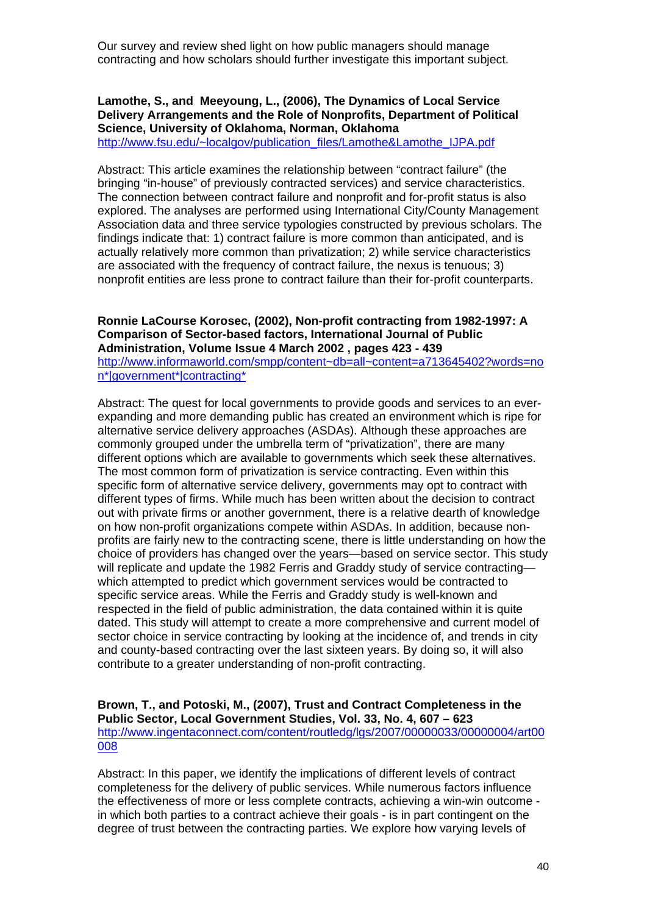Our survey and review shed light on how public managers should manage contracting and how scholars should further investigate this important subject.

**Lamothe, S., and Meeyoung, L., (2006), The Dynamics of Local Service Delivery Arrangements and the Role of Nonprofits, Department of Political Science, University of Oklahoma, Norman, Oklahoma**
http://www.fsu.edu/~localgov/publication_files/Lamothe&Lamothe_IJPA.pdf

Abstract: This article examines the relationship between "contract failure" (the bringing "in-house" of previously contracted services) and service characteristics. The connection between contract failure and nonprofit and for-profit status is also explored. The analyses are performed using International City/County Management Association data and three service typologies constructed by previous scholars. The findings indicate that: 1) contract failure is more common than anticipated, and is actually relatively more common than privatization; 2) while service characteristics are associated with the frequency of contract failure, the nexus is tenuous; 3) nonprofit entities are less prone to contract failure than their for-profit counterparts.

**Ronnie LaCourse Korosec, (2002), Non-profit contracting from 1982-1997: A Comparison of Sector-based factors, International Journal of Public Administration, Volume Issue 4 March 2002 , pages 423 - 439**
http://www.informaworld.com/smpp/content~db=all~content=a713645402?words=non*|government*|contracting*

Abstract: The quest for local governments to provide goods and services to an ever-expanding and more demanding public has created an environment which is ripe for alternative service delivery approaches (ASDAs). Although these approaches are commonly grouped under the umbrella term of "privatization", there are many different options which are available to governments which seek these alternatives. The most common form of privatization is service contracting. Even within this specific form of alternative service delivery, governments may opt to contract with different types of firms. While much has been written about the decision to contract out with private firms or another government, there is a relative dearth of knowledge on how non-profit organizations compete within ASDAs. In addition, because non-profits are fairly new to the contracting scene, there is little understanding on how the choice of providers has changed over the years—based on service sector. This study will replicate and update the 1982 Ferris and Graddy study of service contracting—which attempted to predict which government services would be contracted to specific service areas. While the Ferris and Graddy study is well-known and respected in the field of public administration, the data contained within it is quite dated. This study will attempt to create a more comprehensive and current model of sector choice in service contracting by looking at the incidence of, and trends in city and county-based contracting over the last sixteen years. By doing so, it will also contribute to a greater understanding of non-profit contracting.

**Brown, T., and Potoski, M., (2007), Trust and Contract Completeness in the Public Sector, Local Government Studies, Vol. 33, No. 4, 607 – 623**
http://www.ingentaconnect.com/content/routledg/lgs/2007/00000033/00000004/art00008

Abstract: In this paper, we identify the implications of different levels of contract completeness for the delivery of public services. While numerous factors influence the effectiveness of more or less complete contracts, achieving a win-win outcome - in which both parties to a contract achieve their goals - is in part contingent on the degree of trust between the contracting parties. We explore how varying levels of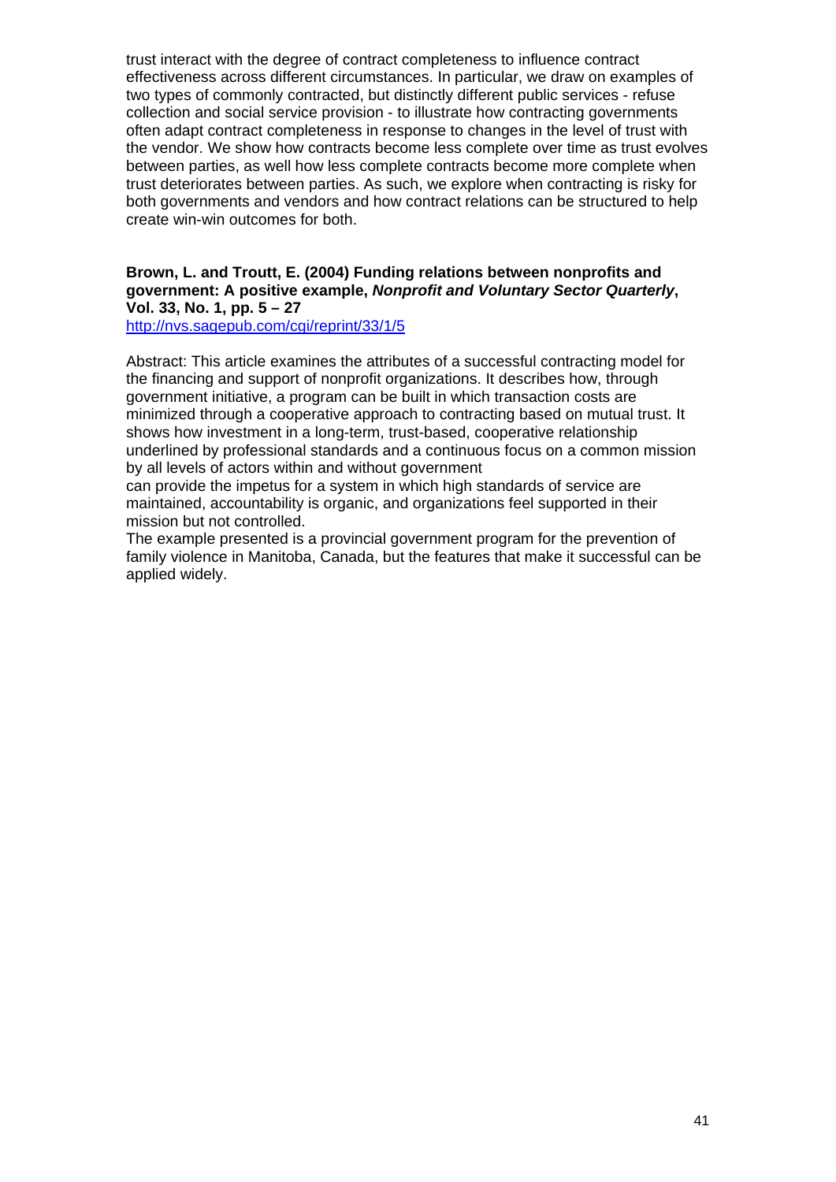trust interact with the degree of contract completeness to influence contract effectiveness across different circumstances. In particular, we draw on examples of two types of commonly contracted, but distinctly different public services - refuse collection and social service provision - to illustrate how contracting governments often adapt contract completeness in response to changes in the level of trust with the vendor. We show how contracts become less complete over time as trust evolves between parties, as well how less complete contracts become more complete when trust deteriorates between parties. As such, we explore when contracting is risky for both governments and vendors and how contract relations can be structured to help create win-win outcomes for both.

**Brown, L. and Troutt, E. (2004) Funding relations between nonprofits and government: A positive example, *Nonprofit and Voluntary Sector Quarterly*, Vol. 33, No. 1, pp. 5 – 27**
http://nvs.sagepub.com/cgi/reprint/33/1/5

Abstract: This article examines the attributes of a successful contracting model for the financing and support of nonprofit organizations. It describes how, through government initiative, a program can be built in which transaction costs are minimized through a cooperative approach to contracting based on mutual trust. It shows how investment in a long-term, trust-based, cooperative relationship underlined by professional standards and a continuous focus on a common mission by all levels of actors within and without government
can provide the impetus for a system in which high standards of service are maintained, accountability is organic, and organizations feel supported in their mission but not controlled.
The example presented is a provincial government program for the prevention of family violence in Manitoba, Canada, but the features that make it successful can be applied widely.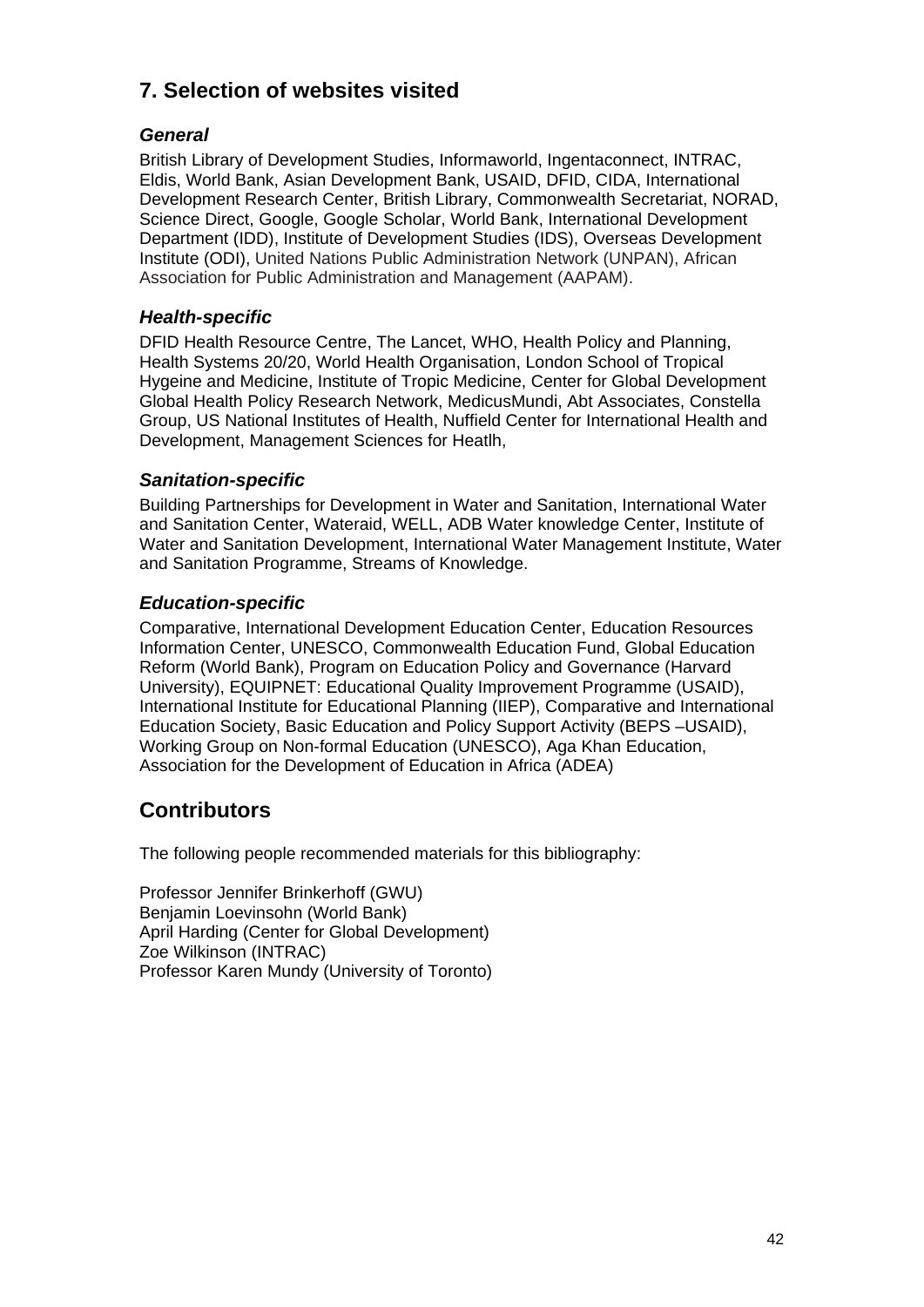## 7. Selection of websites visited

### *General*

British Library of Development Studies, Informaworld, Ingentaconnect, INTRAC, Eldis, World Bank, Asian Development Bank, USAID, DFID, CIDA, International Development Research Center, British Library, Commonwealth Secretariat, NORAD, Science Direct, Google, Google Scholar, World Bank, International Development Department (IDD), Institute of Development Studies (IDS), Overseas Development Institute (ODI), United Nations Public Administration Network (UNPAN), African Association for Public Administration and Management (AAPAM).

### *Health-specific*

DFID Health Resource Centre, The Lancet, WHO, Health Policy and Planning, Health Systems 20/20, World Health Organisation, London School of Tropical Hygeine and Medicine, Institute of Tropic Medicine, Center for Global Development Global Health Policy Research Network, MedicusMundi, Abt Associates, Constella Group, US National Institutes of Health, Nuffield Center for International Health and Development, Management Sciences for Heatlh,

### *Sanitation-specific*

Building Partnerships for Development in Water and Sanitation, International Water and Sanitation Center, Wateraid, WELL, ADB Water knowledge Center, Institute of Water and Sanitation Development, International Water Management Institute, Water and Sanitation Programme, Streams of Knowledge.

### *Education-specific*

Comparative, International Development Education Center, Education Resources Information Center, UNESCO, Commonwealth Education Fund, Global Education Reform (World Bank), Program on Education Policy and Governance (Harvard University), EQUIPNET: Educational Quality Improvement Programme (USAID), International Institute for Educational Planning (IIEP), Comparative and International Education Society, Basic Education and Policy Support Activity (BEPS –USAID), Working Group on Non-formal Education (UNESCO), Aga Khan Education, Association for the Development of Education in Africa (ADEA)

## Contributors

The following people recommended materials for this bibliography:

Professor Jennifer Brinkerhoff (GWU)
Benjamin Loevinsohn (World Bank)
April Harding (Center for Global Development)
Zoe Wilkinson (INTRAC)
Professor Karen Mundy (University of Toronto)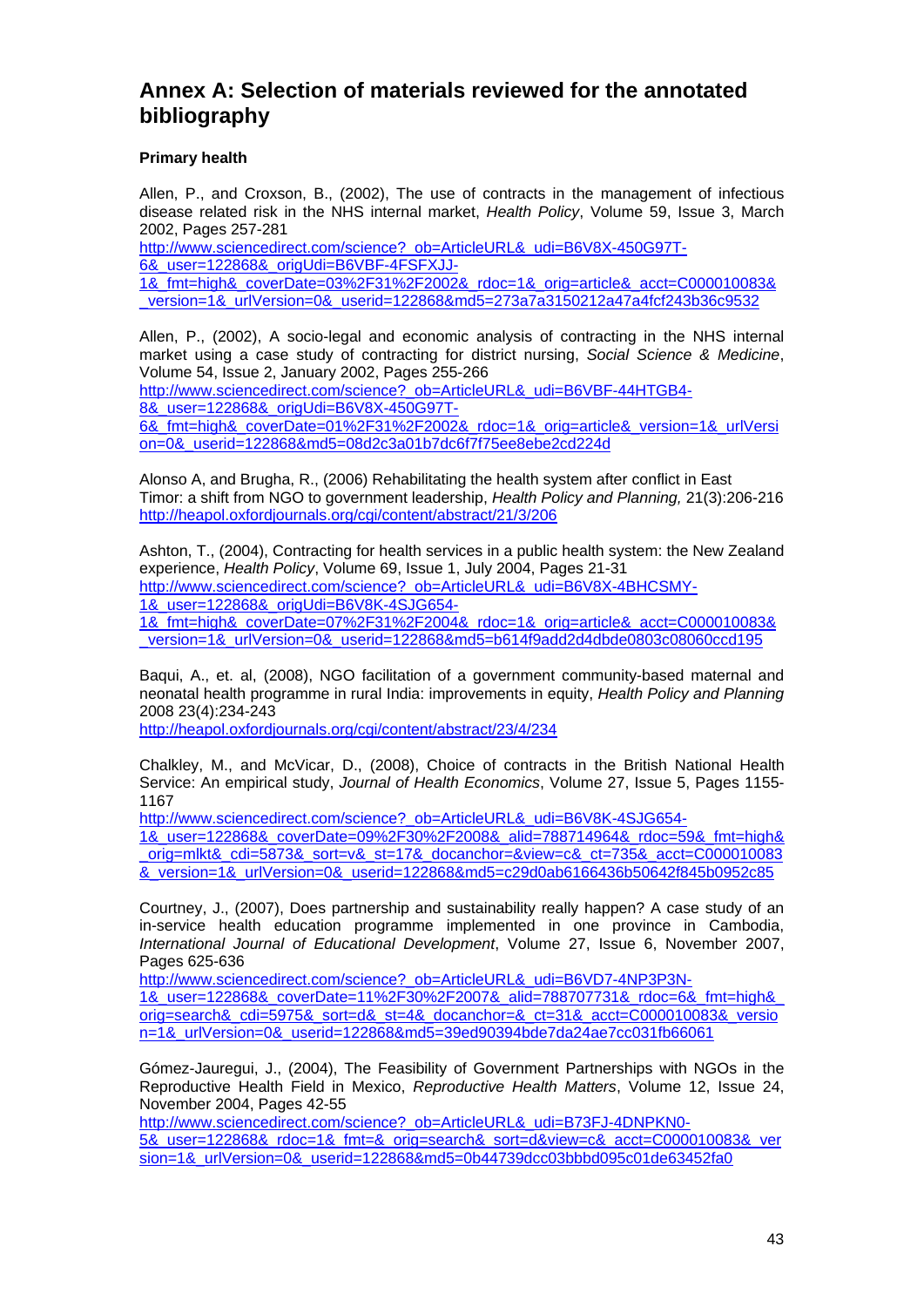# Annex A: Selection of materials reviewed for the annotated bibliography

**Primary health**

Allen, P., and Croxson, B., (2002), The use of contracts in the management of infectious disease related risk in the NHS internal market, *Health Policy*, Volume 59, Issue 3, March 2002, Pages 257-281
http://www.sciencedirect.com/science?_ob=ArticleURL&_udi=B6V8X-450G97T-6&_user=122868&_origUdi=B6VBF-4FSFXJJ-1&_fmt=high&_coverDate=03%2F31%2F2002&_rdoc=1&_orig=article&_acct=C000010083&_version=1&_urlVersion=0&_userid=122868&md5=273a7a3150212a47a4fcf243b36c9532

Allen, P., (2002), A socio-legal and economic analysis of contracting in the NHS internal market using a case study of contracting for district nursing, *Social Science & Medicine*, Volume 54, Issue 2, January 2002, Pages 255-266
http://www.sciencedirect.com/science?_ob=ArticleURL&_udi=B6VBF-44HTGB4-8&_user=122868&_origUdi=B6V8X-450G97T-6&_fmt=high&_coverDate=01%2F31%2F2002&_rdoc=1&_orig=article&_version=1&_urlVersion=0&_userid=122868&md5=08d2c3a01b7dc6f7f75ee8ebe2cd224d

Alonso A, and Brugha, R., (2006) Rehabilitating the health system after conflict in East Timor: a shift from NGO to government leadership, *Health Policy and Planning,* 21(3):206-216
http://heapol.oxfordjournals.org/cgi/content/abstract/21/3/206

Ashton, T., (2004), Contracting for health services in a public health system: the New Zealand experience, *Health Policy*, Volume 69, Issue 1, July 2004, Pages 21-31
http://www.sciencedirect.com/science?_ob=ArticleURL&_udi=B6V8X-4BHCSMY-1&_user=122868&_origUdi=B6V8K-4SJG654-1&_fmt=high&_coverDate=07%2F31%2F2004&_rdoc=1&_orig=article&_acct=C000010083&_version=1&_urlVersion=0&_userid=122868&md5=b614f9add2d4dbde0803c08060ccd195

Baqui, A., et. al, (2008), NGO facilitation of a government community-based maternal and neonatal health programme in rural India: improvements in equity, *Health Policy and Planning* 2008 23(4):234-243
http://heapol.oxfordjournals.org/cgi/content/abstract/23/4/234

Chalkley, M., and McVicar, D., (2008), Choice of contracts in the British National Health Service: An empirical study, *Journal of Health Economics*, Volume 27, Issue 5, Pages 1155-1167
http://www.sciencedirect.com/science?_ob=ArticleURL&_udi=B6V8K-4SJG654-1&_user=122868&_coverDate=09%2F30%2F2008&_alid=788714964&_rdoc=59&_fmt=high&_orig=mlkt&_cdi=5873&_sort=v&_st=17&_docanchor=&view=c&_ct=735&_acct=C000010083&_version=1&_urlVersion=0&_userid=122868&md5=c29d0ab6166436b50642f845b0952c85

Courtney, J., (2007), Does partnership and sustainability really happen? A case study of an in-service health education programme implemented in one province in Cambodia, *International Journal of Educational Development*, Volume 27, Issue 6, November 2007, Pages 625-636
http://www.sciencedirect.com/science?_ob=ArticleURL&_udi=B6VD7-4NP3P3N-1&_user=122868&_coverDate=11%2F30%2F2007&_alid=788707731&_rdoc=6&_fmt=high&_orig=search&_cdi=5975&_sort=d&_st=4&_docanchor=&_ct=31&_acct=C000010083&_version=1&_urlVersion=0&_userid=122868&md5=39ed90394bde7da24ae7cc031fb66061

Gómez-Jauregui, J., (2004), The Feasibility of Government Partnerships with NGOs in the Reproductive Health Field in Mexico, *Reproductive Health Matters*, Volume 12, Issue 24, November 2004, Pages 42-55
http://www.sciencedirect.com/science?_ob=ArticleURL&_udi=B73FJ-4DNPKN0-5&_user=122868&_rdoc=1&_fmt=&_orig=search&_sort=d&view=c&_acct=C000010083&_version=1&_urlVersion=0&_userid=122868&md5=0b44739dcc03bbbd095c01de63452fa0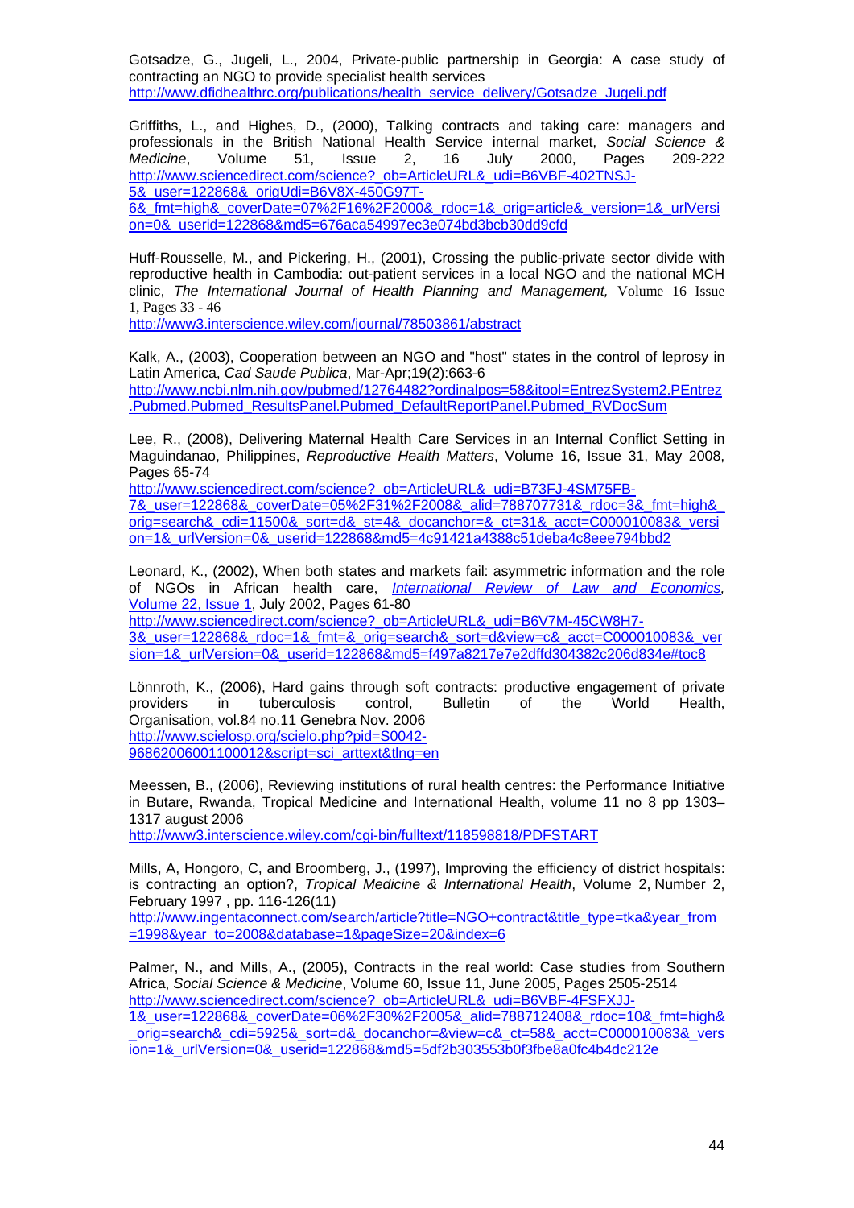Gotsadze, G., Jugeli, L., 2004, Private-public partnership in Georgia: A case study of contracting an NGO to provide specialist health services
http://www.dfidhealthrc.org/publications/health_service_delivery/Gotsadze_Jugeli.pdf

Griffiths, L., and Highes, D., (2000), Talking contracts and taking care: managers and professionals in the British National Health Service internal market, *Social Science & Medicine*, Volume 51, Issue 2, 16 July 2000, Pages 209-222
http://www.sciencedirect.com/science?_ob=ArticleURL&_udi=B6VBF-402TNSJ-5&_user=122868&_origUdi=B6V8X-450G97T-6&_fmt=high&_coverDate=07%2F16%2F2000&_rdoc=1&_orig=article&_version=1&_urlVersion=0&_userid=122868&md5=676aca54997ec3e074bd3bcb30dd9cfd

Huff-Rousselle, M., and Pickering, H., (2001), Crossing the public-private sector divide with reproductive health in Cambodia: out-patient services in a local NGO and the national MCH clinic, *The International Journal of Health Planning and Management,* Volume 16 Issue 1, Pages 33 - 46
http://www3.interscience.wiley.com/journal/78503861/abstract

Kalk, A., (2003), Cooperation between an NGO and "host" states in the control of leprosy in Latin America, *Cad Saude Publica*, Mar-Apr;19(2):663-6
http://www.ncbi.nlm.nih.gov/pubmed/12764482?ordinalpos=58&itool=EntrezSystem2.PEntrez.Pubmed.Pubmed_ResultsPanel.Pubmed_DefaultReportPanel.Pubmed_RVDocSum

Lee, R., (2008), Delivering Maternal Health Care Services in an Internal Conflict Setting in Maguindanao, Philippines, *Reproductive Health Matters*, Volume 16, Issue 31, May 2008, Pages 65-74
http://www.sciencedirect.com/science?_ob=ArticleURL&_udi=B73FJ-4SM75FB-7&_user=122868&_coverDate=05%2F31%2F2008&_alid=788707731&_rdoc=3&_fmt=high&_orig=search&_cdi=11500&_sort=d&_st=4&_docanchor=&_ct=31&_acct=C000010083&_version=1&_urlVersion=0&_userid=122868&md5=4c91421a4388c51deba4c8eee794bbd2

Leonard, K., (2002), When both states and markets fail: asymmetric information and the role of NGOs in African health care, *International Review of Law and Economics,* Volume 22, Issue 1, July 2002, Pages 61-80
http://www.sciencedirect.com/science?_ob=ArticleURL&_udi=B6V7M-45CW8H7-3&_user=122868&_rdoc=1&_fmt=&_orig=search&_sort=d&view=c&_acct=C000010083&_version=1&_urlVersion=0&_userid=122868&md5=f497a8217e7e2dffd304382c206d834e#toc8

Lönnroth, K., (2006), Hard gains through soft contracts: productive engagement of private providers in tuberculosis control, Bulletin of the World Health, Organisation, vol.84 no.11 Genebra Nov. 2006
http://www.scielosp.org/scielo.php?pid=S0042-96862006001100012&script=sci_arttext&tlng=en

Meessen, B., (2006), Reviewing institutions of rural health centres: the Performance Initiative in Butare, Rwanda, Tropical Medicine and International Health, volume 11 no 8 pp 1303–1317 august 2006
http://www3.interscience.wiley.com/cgi-bin/fulltext/118598818/PDFSTART

Mills, A, Hongoro, C, and Broomberg, J., (1997), Improving the efficiency of district hospitals: is contracting an option?, *Tropical Medicine & International Health*, Volume 2, Number 2, February 1997 , pp. 116-126(11)
http://www.ingentaconnect.com/search/article?title=NGO+contract&title_type=tka&year_from=1998&year_to=2008&database=1&pageSize=20&index=6

Palmer, N., and Mills, A., (2005), Contracts in the real world: Case studies from Southern Africa, *Social Science & Medicine*, Volume 60, Issue 11, June 2005, Pages 2505-2514
http://www.sciencedirect.com/science?_ob=ArticleURL&_udi=B6VBF-4FSFXJJ-1&_user=122868&_coverDate=06%2F30%2F2005&_alid=788712408&_rdoc=10&_fmt=high&_orig=search&_cdi=5925&_sort=d&_docanchor=&view=c&_ct=58&_acct=C000010083&_version=1&_urlVersion=0&_userid=122868&md5=5df2b303553b0f3fbe8a0fc4b4dc212e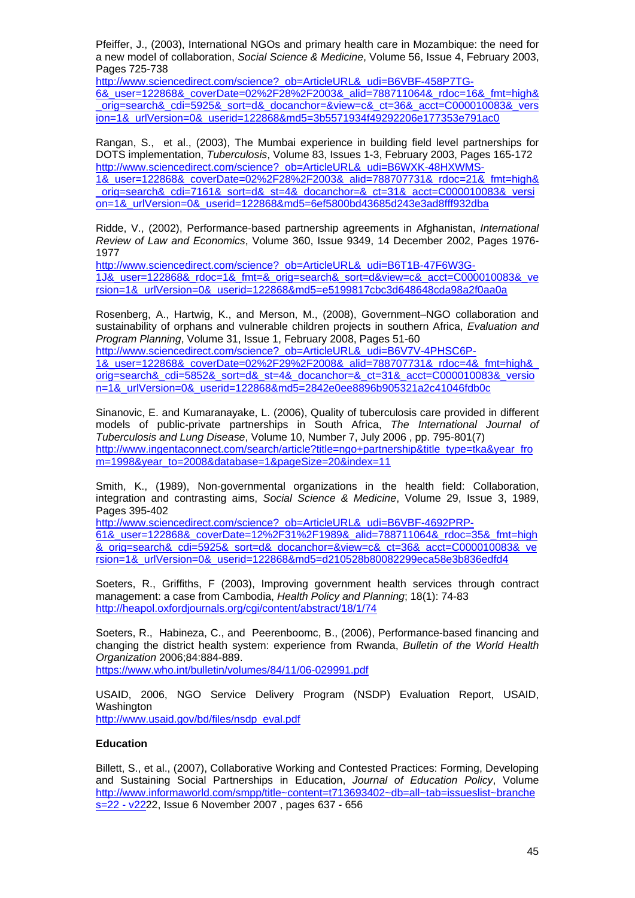Pfeiffer, J., (2003), International NGOs and primary health care in Mozambique: the need for a new model of collaboration, *Social Science & Medicine*, Volume 56, Issue 4, February 2003, Pages 725-738
http://www.sciencedirect.com/science?_ob=ArticleURL&_udi=B6VBF-458P7TG-6&_user=122868&_coverDate=02%2F28%2F2003&_alid=788711064&_rdoc=16&_fmt=high&_orig=search&_cdi=5925&_sort=d&_docanchor=&view=c&_ct=36&_acct=C000010083&_version=1&_urlVersion=0&_userid=122868&md5=3b5571934f49292206e177353e791ac0

Rangan, S., et al., (2003), The Mumbai experience in building field level partnerships for DOTS implementation, *Tuberculosis*, Volume 83, Issues 1-3, February 2003, Pages 165-172
http://www.sciencedirect.com/science?_ob=ArticleURL&_udi=B6WXK-48HXWMS-1&_user=122868&_coverDate=02%2F28%2F2003&_alid=788707731&_rdoc=21&_fmt=high&_orig=search&_cdi=7161&_sort=d&_st=4&_docanchor=&_ct=31&_acct=C000010083&_version=1&_urlVersion=0&_userid=122868&md5=6ef5800bd43685d243e3ad8fff932dba

Ridde, V., (2002), Performance-based partnership agreements in Afghanistan, *International Review of Law and Economics*, Volume 360, Issue 9349, 14 December 2002, Pages 1976-1977
http://www.sciencedirect.com/science?_ob=ArticleURL&_udi=B6T1B-47F6W3G-1J&_user=122868&_rdoc=1&_fmt=&_orig=search&_sort=d&view=c&_acct=C000010083&_version=1&_urlVersion=0&_userid=122868&md5=e5199817cbc3d648648cda98a2f0aa0a

Rosenberg, A., Hartwig, K., and Merson, M., (2008), Government–NGO collaboration and sustainability of orphans and vulnerable children projects in southern Africa, *Evaluation and Program Planning*, Volume 31, Issue 1, February 2008, Pages 51-60
http://www.sciencedirect.com/science?_ob=ArticleURL&_udi=B6V7V-4PHSC6P-1&_user=122868&_coverDate=02%2F29%2F2008&_alid=788707731&_rdoc=4&_fmt=high&_orig=search&_cdi=5852&_sort=d&_st=4&_docanchor=&_ct=31&_acct=C000010083&_version=1&_urlVersion=0&_userid=122868&md5=2842e0ee8896b905321a2c41046fdb0c

Sinanovic, E. and Kumaranayake, L. (2006), Quality of tuberculosis care provided in different models of public-private partnerships in South Africa, *The International Journal of Tuberculosis and Lung Disease*, Volume 10, Number 7, July 2006 , pp. 795-801(7)
http://www.ingentaconnect.com/search/article?title=ngo+partnership&title_type=tka&year_from=1998&year_to=2008&database=1&pageSize=20&index=11

Smith, K., (1989), Non-governmental organizations in the health field: Collaboration, integration and contrasting aims, *Social Science & Medicine*, Volume 29, Issue 3, 1989, Pages 395-402
http://www.sciencedirect.com/science?_ob=ArticleURL&_udi=B6VBF-4692PRP-61&_user=122868&_coverDate=12%2F31%2F1989&_alid=788711064&_rdoc=35&_fmt=high&_orig=search&_cdi=5925&_sort=d&_docanchor=&view=c&_ct=36&_acct=C000010083&_version=1&_urlVersion=0&_userid=122868&md5=d210528b80082299eca58e3b836edfd4

Soeters, R., Griffiths, F (2003), Improving government health services through contract management: a case from Cambodia, *Health Policy and Planning*; 18(1): 74-83
http://heapol.oxfordjournals.org/cgi/content/abstract/18/1/74

Soeters, R., Habineza, C., and Peerenboomc, B., (2006), Performance-based financing and changing the district health system: experience from Rwanda, *Bulletin of the World Health Organization* 2006;84:884-889.
https://www.who.int/bulletin/volumes/84/11/06-029991.pdf

USAID, 2006, NGO Service Delivery Program (NSDP) Evaluation Report, USAID, Washington
http://www.usaid.gov/bd/files/nsdp_eval.pdf

**Education**

Billett, S., et al., (2007), Collaborative Working and Contested Practices: Forming, Developing and Sustaining Social Partnerships in Education, *Journal of Education Policy*, Volume http://www.informaworld.com/smpp/title~content=t713693402~db=all~tab=issueslist~branches=22 - v2222, Issue 6 November 2007 , pages 637 - 656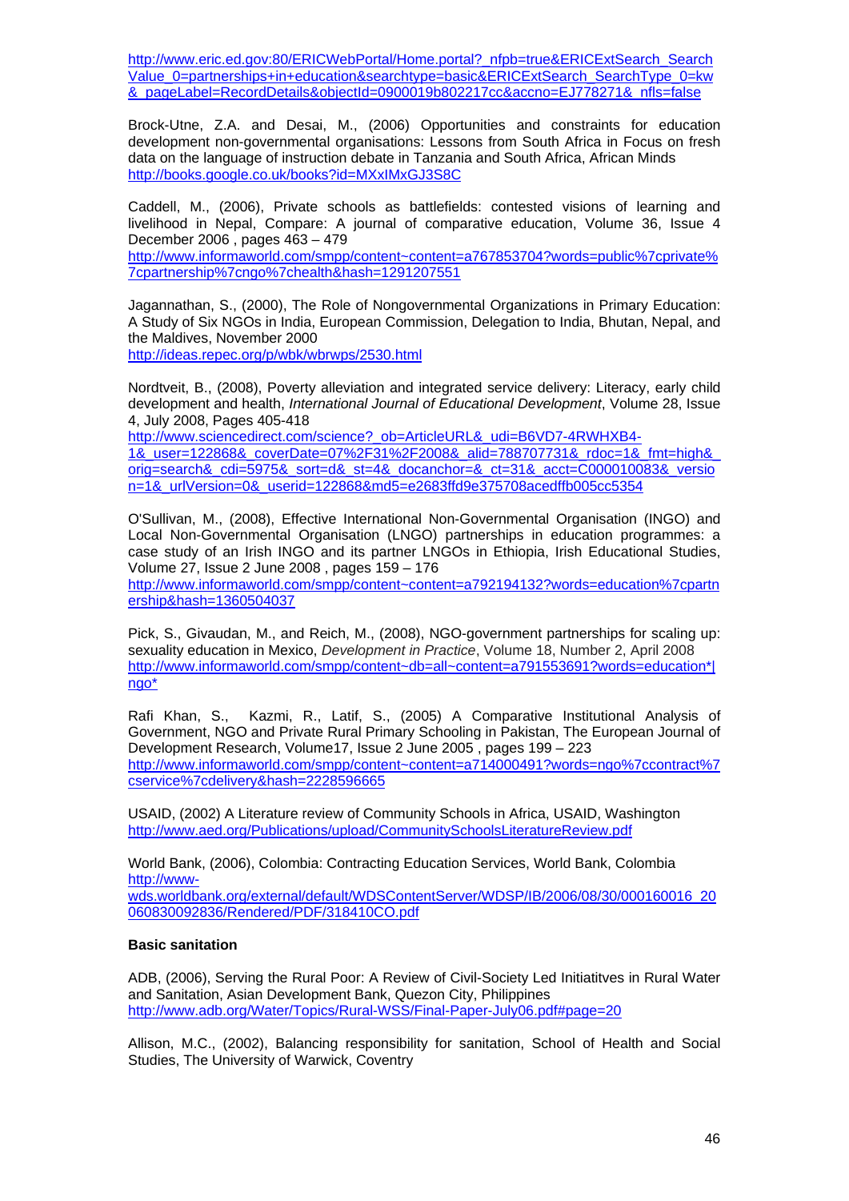http://www.eric.ed.gov:80/ERICWebPortal/Home.portal?_nfpb=true&ERICExtSearch_SearchValue_0=partnerships+in+education&searchtype=basic&ERICExtSearch_SearchType_0=kw&_pageLabel=RecordDetails&objectId=0900019b802217cc&accno=EJ778271&_nfls=false

Brock-Utne, Z.A. and Desai, M., (2006) Opportunities and constraints for education development non-governmental organisations: Lessons from South Africa in Focus on fresh data on the language of instruction debate in Tanzania and South Africa, African Minds
http://books.google.co.uk/books?id=MXxIMxGJ3S8C

Caddell, M., (2006), Private schools as battlefields: contested visions of learning and livelihood in Nepal, Compare: A journal of comparative education, Volume 36, Issue 4 December 2006 , pages 463 – 479
http://www.informaworld.com/smpp/content~content=a767853704?words=public%7cprivate%7cpartnership%7cngo%7chealth&hash=1291207551

Jagannathan, S., (2000), The Role of Nongovernmental Organizations in Primary Education: A Study of Six NGOs in India, European Commission, Delegation to India, Bhutan, Nepal, and the Maldives, November 2000
http://ideas.repec.org/p/wbk/wbrwps/2530.html

Nordtveit, B., (2008), Poverty alleviation and integrated service delivery: Literacy, early child development and health, *International Journal of Educational Development*, Volume 28, Issue 4, July 2008, Pages 405-418
http://www.sciencedirect.com/science?_ob=ArticleURL&_udi=B6VD7-4RWHXB4-1&_user=122868&_coverDate=07%2F31%2F2008&_alid=788707731&_rdoc=1&_fmt=high&_orig=search&_cdi=5975&_sort=d&_st=4&_docanchor=&_ct=31&_acct=C000010083&_version=1&_urlVersion=0&_userid=122868&md5=e2683ffd9e375708acedffb005cc5354

O'Sullivan, M., (2008), Effective International Non-Governmental Organisation (INGO) and Local Non-Governmental Organisation (LNGO) partnerships in education programmes: a case study of an Irish INGO and its partner LNGOs in Ethiopia, Irish Educational Studies, Volume 27, Issue 2 June 2008 , pages 159 – 176
http://www.informaworld.com/smpp/content~content=a792194132?words=education%7cpartnership&hash=1360504037

Pick, S., Givaudan, M., and Reich, M., (2008), NGO-government partnerships for scaling up: sexuality education in Mexico, *Development in Practice*, Volume 18, Number 2, April 2008
http://www.informaworld.com/smpp/content~db=all~content=a791553691?words=education*|ngo*

Rafi Khan, S., Kazmi, R., Latif, S., (2005) A Comparative Institutional Analysis of Government, NGO and Private Rural Primary Schooling in Pakistan, The European Journal of Development Research, Volume17, Issue 2 June 2005 , pages 199 – 223
http://www.informaworld.com/smpp/content~content=a714000491?words=ngo%7ccontract%7cservice%7cdelivery&hash=2228596665

USAID, (2002) A Literature review of Community Schools in Africa, USAID, Washington
http://www.aed.org/Publications/upload/CommunitySchoolsLiteratureReview.pdf

World Bank, (2006), Colombia: Contracting Education Services, World Bank, Colombia
http://www-wds.worldbank.org/external/default/WDSContentServer/WDSP/IB/2006/08/30/000160016_20060830092836/Rendered/PDF/318410CO.pdf

**Basic sanitation**

ADB, (2006), Serving the Rural Poor: A Review of Civil-Society Led Initiatitves in Rural Water and Sanitation, Asian Development Bank, Quezon City, Philippines
http://www.adb.org/Water/Topics/Rural-WSS/Final-Paper-July06.pdf#page=20

Allison, M.C., (2002), Balancing responsibility for sanitation, School of Health and Social Studies, The University of Warwick, Coventry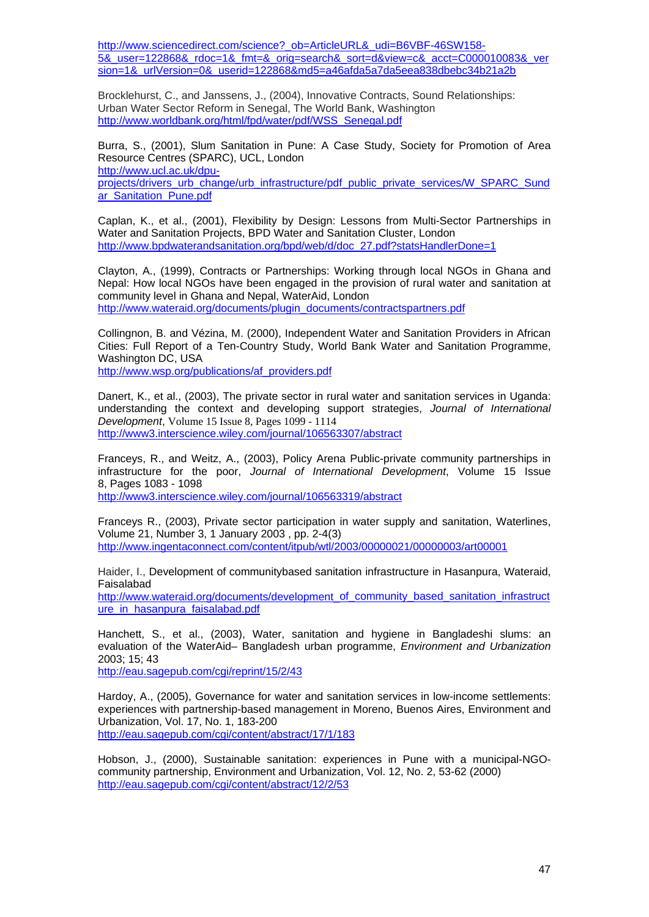http://www.sciencedirect.com/science?_ob=ArticleURL&_udi=B6VBF-46SW158-5&_user=122868&_rdoc=1&_fmt=&_orig=search&_sort=d&view=c&_acct=C000010083&_version=1&_urlVersion=0&_userid=122868&md5=a46afda5a7da5eea838dbebc34b21a2b

Brocklehurst, C., and Janssens, J., (2004), Innovative Contracts, Sound Relationships: Urban Water Sector Reform in Senegal, The World Bank, Washington
http://www.worldbank.org/html/fpd/water/pdf/WSS_Senegal.pdf

Burra, S., (2001), Slum Sanitation in Pune: A Case Study, Society for Promotion of Area Resource Centres (SPARC), UCL, London
http://www.ucl.ac.uk/dpu-projects/drivers_urb_change/urb_infrastructure/pdf_public_private_services/W_SPARC_Sundar_Sanitation_Pune.pdf

Caplan, K., et al., (2001), Flexibility by Design: Lessons from Multi-Sector Partnerships in Water and Sanitation Projects, BPD Water and Sanitation Cluster, London
http://www.bpdwaterandsanitation.org/bpd/web/d/doc_27.pdf?statsHandlerDone=1

Clayton, A., (1999), Contracts or Partnerships: Working through local NGOs in Ghana and Nepal: How local NGOs have been engaged in the provision of rural water and sanitation at community level in Ghana and Nepal, WaterAid, London
http://www.wateraid.org/documents/plugin_documents/contractspartners.pdf

Collingnon, B. and Vézina, M. (2000), Independent Water and Sanitation Providers in African Cities: Full Report of a Ten-Country Study, World Bank Water and Sanitation Programme, Washington DC, USA
http://www.wsp.org/publications/af_providers.pdf

Danert, K., et al., (2003), The private sector in rural water and sanitation services in Uganda: understanding the context and developing support strategies, *Journal of International Development*, Volume 15 Issue 8, Pages 1099 - 1114
http://www3.interscience.wiley.com/journal/106563307/abstract

Franceys, R., and Weitz, A., (2003), Policy Arena Public-private community partnerships in infrastructure for the poor, *Journal of International Development*, Volume 15 Issue 8, Pages 1083 - 1098
http://www3.interscience.wiley.com/journal/106563319/abstract

Franceys R., (2003), Private sector participation in water supply and sanitation, Waterlines, Volume 21, Number 3, 1 January 2003 , pp. 2-4(3)
http://www.ingentaconnect.com/content/itpub/wtl/2003/00000021/00000003/art00001

Haider, I., Development of communitybased sanitation infrastructure in Hasanpura, Wateraid, Faisalabad
http://www.wateraid.org/documents/development_of_community_based_sanitation_infrastructure_in_hasanpura_faisalabad.pdf

Hanchett, S., et al., (2003), Water, sanitation and hygiene in Bangladeshi slums: an evaluation of the WaterAid– Bangladesh urban programme, *Environment and Urbanization* 2003; 15; 43
http://eau.sagepub.com/cgi/reprint/15/2/43

Hardoy, A., (2005), Governance for water and sanitation services in low-income settlements: experiences with partnership-based management in Moreno, Buenos Aires, Environment and Urbanization, Vol. 17, No. 1, 183-200
http://eau.sagepub.com/cgi/content/abstract/17/1/183

Hobson, J., (2000), Sustainable sanitation: experiences in Pune with a municipal-NGO-community partnership, Environment and Urbanization, Vol. 12, No. 2, 53-62 (2000)
http://eau.sagepub.com/cgi/content/abstract/12/2/53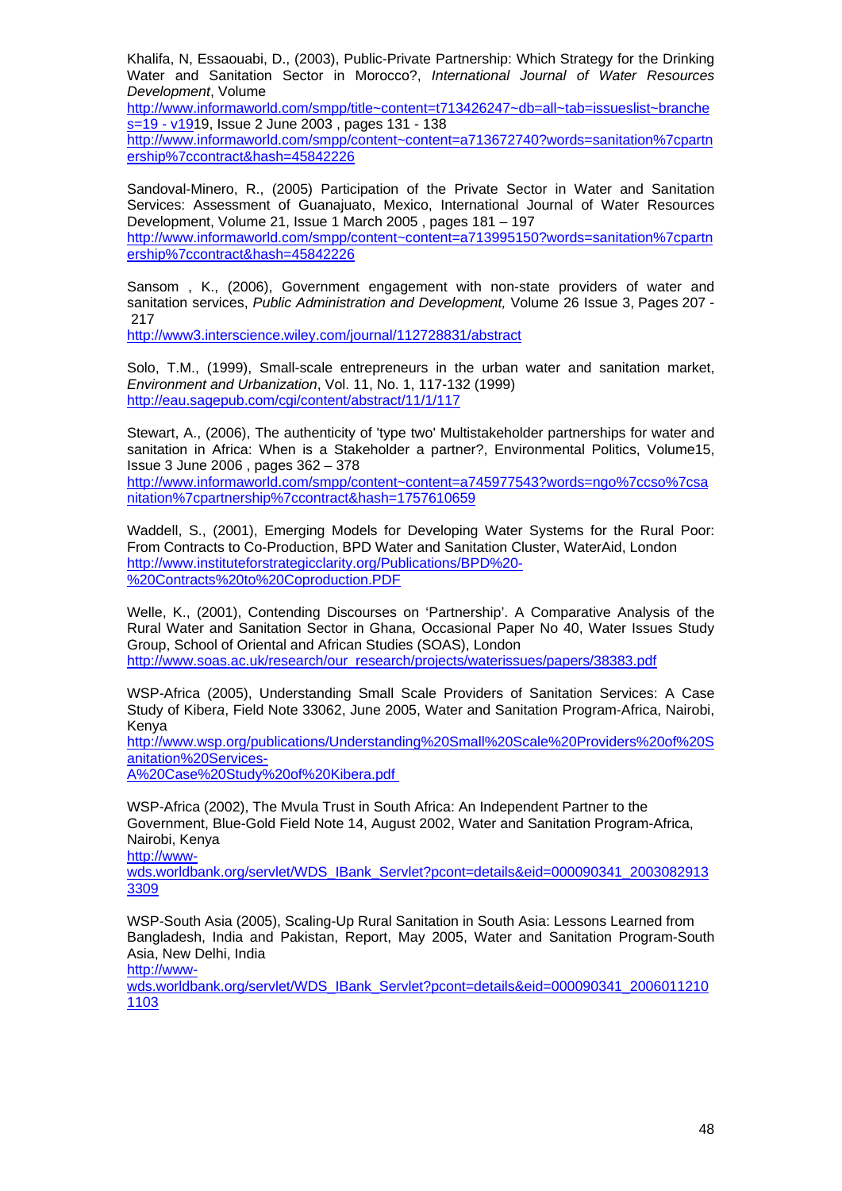Khalifa, N, Essaouabi, D., (2003), Public-Private Partnership: Which Strategy for the Drinking Water and Sanitation Sector in Morocco?, *International Journal of Water Resources Development*, Volume http://www.informaworld.com/smpp/title~content=t713426247~db=all~tab=issueslist~branches=19 - v1919, Issue 2 June 2003 , pages 131 - 138
http://www.informaworld.com/smpp/content~content=a713672740?words=sanitation%7cpartnership%7ccontract&hash=45842226

Sandoval-Minero, R., (2005) Participation of the Private Sector in Water and Sanitation Services: Assessment of Guanajuato, Mexico, International Journal of Water Resources Development, Volume 21, Issue 1 March 2005 , pages 181 – 197
http://www.informaworld.com/smpp/content~content=a713995150?words=sanitation%7cpartnership%7ccontract&hash=45842226

Sansom , K., (2006), Government engagement with non-state providers of water and sanitation services, *Public Administration and Development,* Volume 26 Issue 3, Pages 207 - 217
http://www3.interscience.wiley.com/journal/112728831/abstract

Solo, T.M., (1999), Small-scale entrepreneurs in the urban water and sanitation market, *Environment and Urbanization*, Vol. 11, No. 1, 117-132 (1999)
http://eau.sagepub.com/cgi/content/abstract/11/1/117

Stewart, A., (2006), The authenticity of 'type two' Multistakeholder partnerships for water and sanitation in Africa: When is a Stakeholder a partner?, Environmental Politics, Volume15, Issue 3 June 2006 , pages 362 – 378
http://www.informaworld.com/smpp/content~content=a745977543?words=ngo%7ccso%7csanitation%7cpartnership%7ccontract&hash=1757610659

Waddell, S., (2001), Emerging Models for Developing Water Systems for the Rural Poor: From Contracts to Co-Production, BPD Water and Sanitation Cluster, WaterAid, London
http://www.instituteforstrategicclarity.org/Publications/BPD%20-%20Contracts%20to%20Coproduction.PDF

Welle, K., (2001), Contending Discourses on 'Partnership'. A Comparative Analysis of the Rural Water and Sanitation Sector in Ghana, Occasional Paper No 40, Water Issues Study Group, School of Oriental and African Studies (SOAS), London
http://www.soas.ac.uk/research/our_research/projects/waterissues/papers/38383.pdf

WSP-Africa (2005), Understanding Small Scale Providers of Sanitation Services: A Case Study of Kibera, Field Note 33062, June 2005, Water and Sanitation Program-Africa, Nairobi, Kenya
http://www.wsp.org/publications/Understanding%20Small%20Scale%20Providers%20of%20Sanitation%20Services-A%20Case%20Study%20of%20Kibera.pdf

WSP-Africa (2002), The Mvula Trust in South Africa: An Independent Partner to the Government, Blue-Gold Field Note 14, August 2002, Water and Sanitation Program-Africa, Nairobi, Kenya
http://www-wds.worldbank.org/servlet/WDS_IBank_Servlet?pcont=details&eid=000090341_20030829133309

WSP-South Asia (2005), Scaling-Up Rural Sanitation in South Asia: Lessons Learned from Bangladesh, India and Pakistan, Report, May 2005, Water and Sanitation Program-South Asia, New Delhi, India
http://www-wds.worldbank.org/servlet/WDS_IBank_Servlet?pcont=details&eid=000090341_20060112101103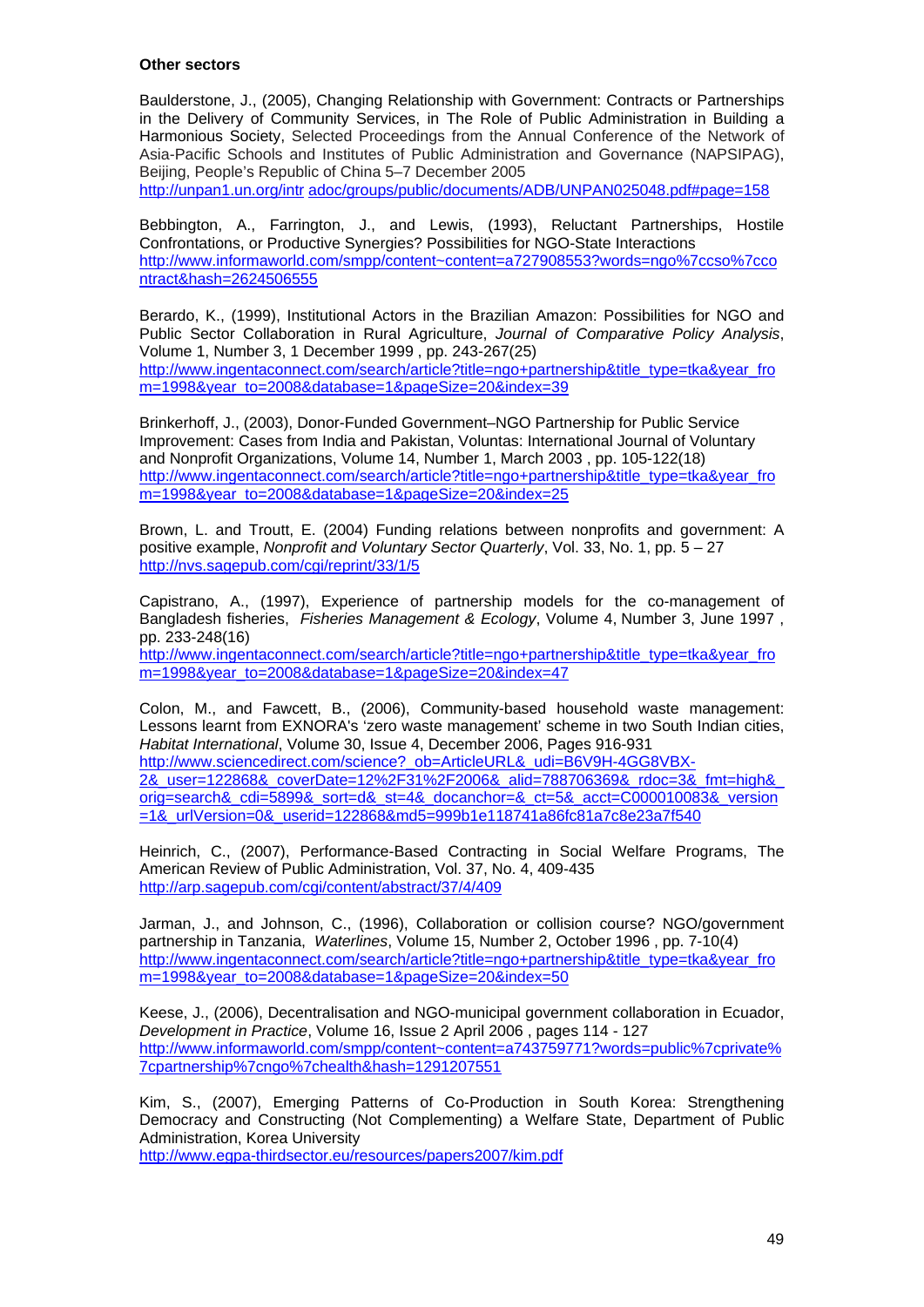**Other sectors**

Baulderstone, J., (2005), Changing Relationship with Government: Contracts or Partnerships in the Delivery of Community Services, in The Role of Public Administration in Building a Harmonious Society, Selected Proceedings from the Annual Conference of the Network of Asia-Pacific Schools and Institutes of Public Administration and Governance (NAPSIPAG), Beijing, People's Republic of China 5–7 December 2005
http://unpan1.un.org/intr adoc/groups/public/documents/ADB/UNPAN025048.pdf#page=158

Bebbington, A., Farrington, J., and Lewis, (1993), Reluctant Partnerships, Hostile Confrontations, or Productive Synergies? Possibilities for NGO-State Interactions
http://www.informaworld.com/smpp/content~content=a727908553?words=ngo%7ccso%7ccontract&hash=2624506555

Berardo, K., (1999), Institutional Actors in the Brazilian Amazon: Possibilities for NGO and Public Sector Collaboration in Rural Agriculture, *Journal of Comparative Policy Analysis*, Volume 1, Number 3, 1 December 1999 , pp. 243-267(25)
http://www.ingentaconnect.com/search/article?title=ngo+partnership&title_type=tka&year_from=1998&year_to=2008&database=1&pageSize=20&index=39

Brinkerhoff, J., (2003), Donor-Funded Government–NGO Partnership for Public Service Improvement: Cases from India and Pakistan, Voluntas: International Journal of Voluntary and Nonprofit Organizations, Volume 14, Number 1, March 2003 , pp. 105-122(18)
http://www.ingentaconnect.com/search/article?title=ngo+partnership&title_type=tka&year_from=1998&year_to=2008&database=1&pageSize=20&index=25

Brown, L. and Troutt, E. (2004) Funding relations between nonprofits and government: A positive example, *Nonprofit and Voluntary Sector Quarterly*, Vol. 33, No. 1, pp. 5 – 27
http://nvs.sagepub.com/cgi/reprint/33/1/5

Capistrano, A., (1997), Experience of partnership models for the co-management of Bangladesh fisheries, *Fisheries Management & Ecology*, Volume 4, Number 3, June 1997 , pp. 233-248(16)
http://www.ingentaconnect.com/search/article?title=ngo+partnership&title_type=tka&year_from=1998&year_to=2008&database=1&pageSize=20&index=47

Colon, M., and Fawcett, B., (2006), Community-based household waste management: Lessons learnt from EXNORA's 'zero waste management' scheme in two South Indian cities, *Habitat International*, Volume 30, Issue 4, December 2006, Pages 916-931
http://www.sciencedirect.com/science?_ob=ArticleURL&_udi=B6V9H-4GG8VBX-2&_user=122868&_coverDate=12%2F31%2F2006&_alid=788706369&_rdoc=3&_fmt=high&_orig=search&_cdi=5899&_sort=d&_st=4&_docanchor=&_ct=5&_acct=C000010083&_version=1&_urlVersion=0&_userid=122868&md5=999b1e118741a86fc81a7c8e23a7f540

Heinrich, C., (2007), Performance-Based Contracting in Social Welfare Programs, The American Review of Public Administration, Vol. 37, No. 4, 409-435
http://arp.sagepub.com/cgi/content/abstract/37/4/409

Jarman, J., and Johnson, C., (1996), Collaboration or collision course? NGO/government partnership in Tanzania, *Waterlines*, Volume 15, Number 2, October 1996 , pp. 7-10(4)
http://www.ingentaconnect.com/search/article?title=ngo+partnership&title_type=tka&year_from=1998&year_to=2008&database=1&pageSize=20&index=50

Keese, J., (2006), Decentralisation and NGO-municipal government collaboration in Ecuador, *Development in Practice*, Volume 16, Issue 2 April 2006 , pages 114 - 127
http://www.informaworld.com/smpp/content~content=a743759771?words=public%7cprivate%7cpartnership%7cngo%7chealth&hash=1291207551

Kim, S., (2007), Emerging Patterns of Co-Production in South Korea: Strengthening Democracy and Constructing (Not Complementing) a Welfare State, Department of Public Administration, Korea University
http://www.egpa-thirdsector.eu/resources/papers2007/kim.pdf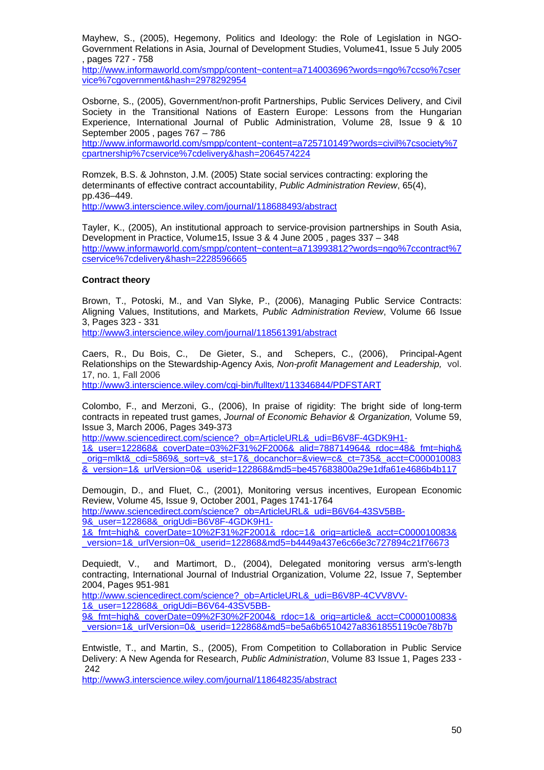Mayhew, S., (2005), Hegemony, Politics and Ideology: the Role of Legislation in NGO-Government Relations in Asia, Journal of Development Studies, Volume41, Issue 5 July 2005 , pages 727 - 758
http://www.informaworld.com/smpp/content~content=a714003696?words=ngo%7ccso%7cservice%7cgovernment&hash=2978292954

Osborne, S., (2005), Government/non-profit Partnerships, Public Services Delivery, and Civil Society in the Transitional Nations of Eastern Europe: Lessons from the Hungarian Experience, International Journal of Public Administration, Volume 28, Issue 9 & 10 September 2005 , pages 767 – 786
http://www.informaworld.com/smpp/content~content=a725710149?words=civil%7csociety%7cpartnership%7cservice%7cdelivery&hash=2064574224

Romzek, B.S. & Johnston, J.M. (2005) State social services contracting: exploring the determinants of effective contract accountability, *Public Administration Review*, 65(4), pp.436–449.
http://www3.interscience.wiley.com/journal/118688493/abstract

Tayler, K., (2005), An institutional approach to service-provision partnerships in South Asia, Development in Practice, Volume15, Issue 3 & 4 June 2005 , pages 337 – 348
http://www.informaworld.com/smpp/content~content=a713993812?words=ngo%7ccontract%7cservice%7cdelivery&hash=2228596665

**Contract theory**

Brown, T., Potoski, M., and Van Slyke, P., (2006), Managing Public Service Contracts: Aligning Values, Institutions, and Markets, *Public Administration Review*, Volume 66 Issue 3, Pages 323 - 331
http://www3.interscience.wiley.com/journal/118561391/abstract

Caers, R., Du Bois, C., De Gieter, S., and Schepers, C., (2006), Principal-Agent Relationships on the Stewardship-Agency Axis*, Non-profit Management and Leadership,* vol. 17, no. 1, Fall 2006
http://www3.interscience.wiley.com/cgi-bin/fulltext/113346844/PDFSTART

Colombo, F., and Merzoni, G., (2006), In praise of rigidity: The bright side of long-term contracts in repeated trust games, *Journal of Economic Behavior & Organization,* Volume 59, Issue 3, March 2006, Pages 349-373
http://www.sciencedirect.com/science?_ob=ArticleURL&_udi=B6V8F-4GDK9H1-1&_user=122868&_coverDate=03%2F31%2F2006&_alid=788714964&_rdoc=48&_fmt=high&_orig=mlkt&_cdi=5869&_sort=v&_st=17&_docanchor=&view=c&_ct=735&_acct=C000010083&_version=1&_urlVersion=0&_userid=122868&md5=be457683800a29e1dfa61e4686b4b117

Demougin, D., and Fluet, C., (2001), Monitoring versus incentives, European Economic Review, Volume 45, Issue 9, October 2001, Pages 1741-1764
http://www.sciencedirect.com/science?_ob=ArticleURL&_udi=B6V64-43SV5BB-9&_user=122868&_origUdi=B6V8F-4GDK9H1-1&_fmt=high&_coverDate=10%2F31%2F2001&_rdoc=1&_orig=article&_acct=C000010083&_version=1&_urlVersion=0&_userid=122868&md5=b4449a437e6c66e3c727894c21f76673

Dequiedt, V., and Martimort, D., (2004), Delegated monitoring versus arm's-length contracting, International Journal of Industrial Organization, Volume 22, Issue 7, September 2004, Pages 951-981
http://www.sciencedirect.com/science?_ob=ArticleURL&_udi=B6V8P-4CVV8VV-1&_user=122868&_origUdi=B6V64-43SV5BB-9&_fmt=high&_coverDate=09%2F30%2F2004&_rdoc=1&_orig=article&_acct=C000010083&_version=1&_urlVersion=0&_userid=122868&md5=be5a6b6510427a8361855119c0e78b7b

Entwistle, T., and Martin, S., (2005), From Competition to Collaboration in Public Service Delivery: A New Agenda for Research, *Public Administration*, Volume 83 Issue 1, Pages 233 - 242
http://www3.interscience.wiley.com/journal/118648235/abstract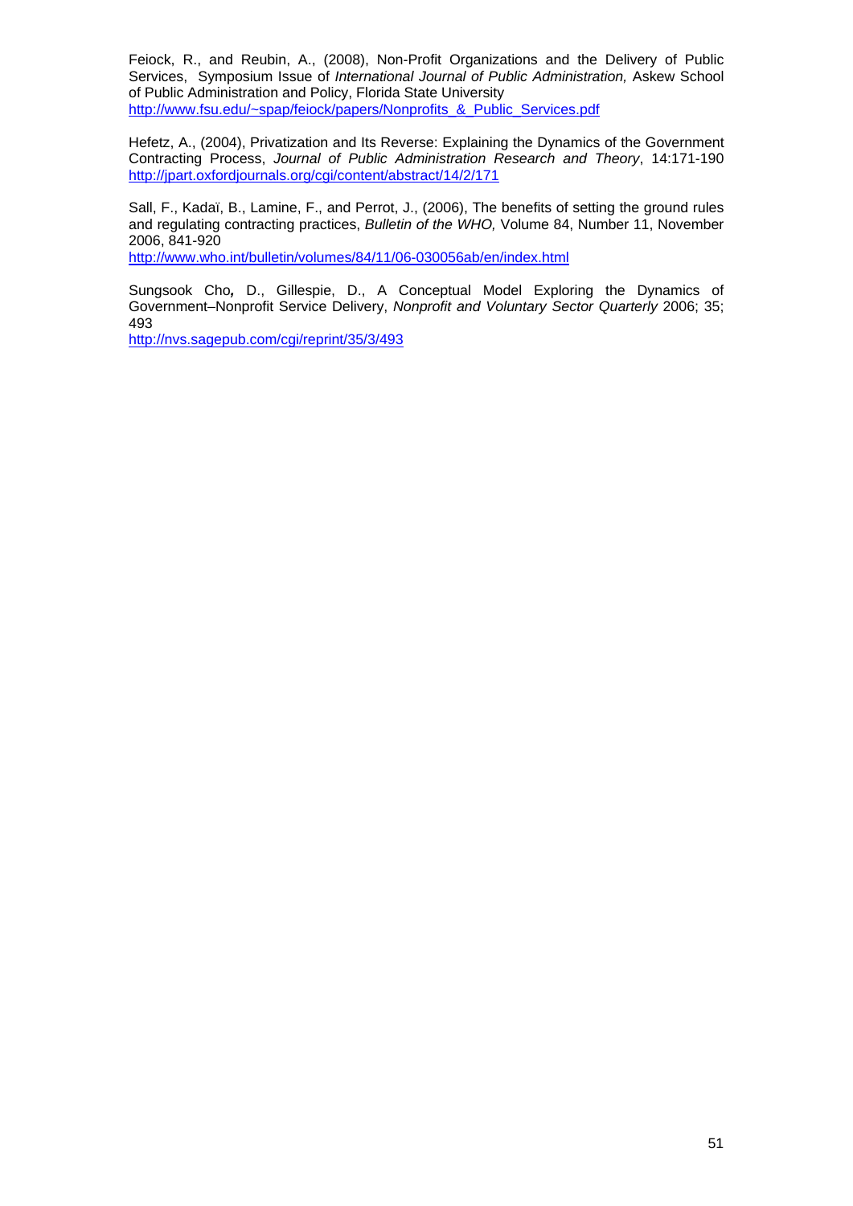Feiock, R., and Reubin, A., (2008), Non-Profit Organizations and the Delivery of Public Services, Symposium Issue of *International Journal of Public Administration,* Askew School of Public Administration and Policy, Florida State University
http://www.fsu.edu/~spap/feiock/papers/Nonprofits_&_Public_Services.pdf

Hefetz, A., (2004), Privatization and Its Reverse: Explaining the Dynamics of the Government Contracting Process, *Journal of Public Administration Research and Theory*, 14:171-190
http://jpart.oxfordjournals.org/cgi/content/abstract/14/2/171

Sall, F., Kadaï, B., Lamine, F., and Perrot, J., (2006), The benefits of setting the ground rules and regulating contracting practices, *Bulletin of the WHO,* Volume 84, Number 11, November 2006, 841-920
http://www.who.int/bulletin/volumes/84/11/06-030056ab/en/index.html

Sungsook Cho**,** D., Gillespie, D., A Conceptual Model Exploring the Dynamics of Government–Nonprofit Service Delivery, *Nonprofit and Voluntary Sector Quarterly* 2006; 35; 493
http://nvs.sagepub.com/cgi/reprint/35/3/493